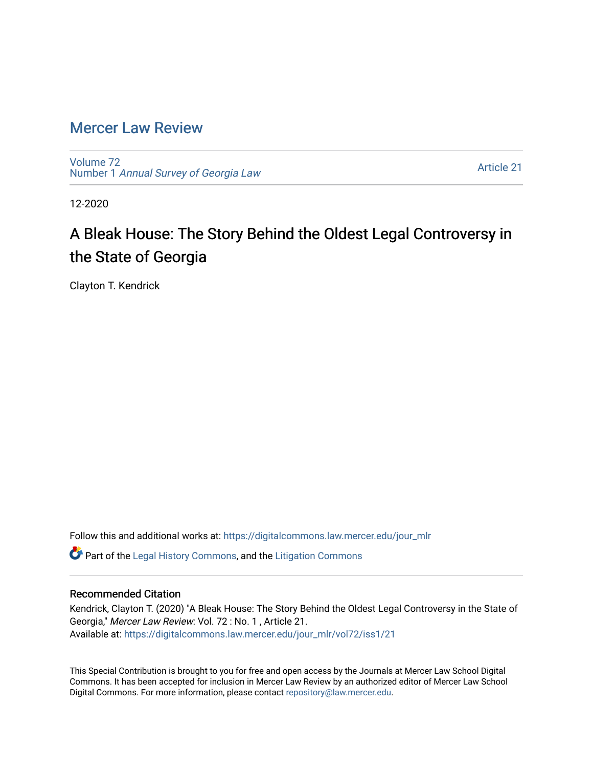# Mercer Law Review

Volume 72
Number 1 *Annual Survey of Georgia Law*

Article 21

12-2020

## A Bleak House: The Story Behind the Oldest Legal Controversy in the State of Georgia

Clayton T. Kendrick

Follow this and additional works at: https://digitalcommons.law.mercer.edu/jour_mlr

Part of the Legal History Commons, and the Litigation Commons

### Recommended Citation

Kendrick, Clayton T. (2020) "A Bleak House: The Story Behind the Oldest Legal Controversy in the State of Georgia," *Mercer Law Review*: Vol. 72 : No. 1 , Article 21.
Available at: https://digitalcommons.law.mercer.edu/jour_mlr/vol72/iss1/21

This Special Contribution is brought to you for free and open access by the Journals at Mercer Law School Digital Commons. It has been accepted for inclusion in Mercer Law Review by an authorized editor of Mercer Law School Digital Commons. For more information, please contact repository@law.mercer.edu.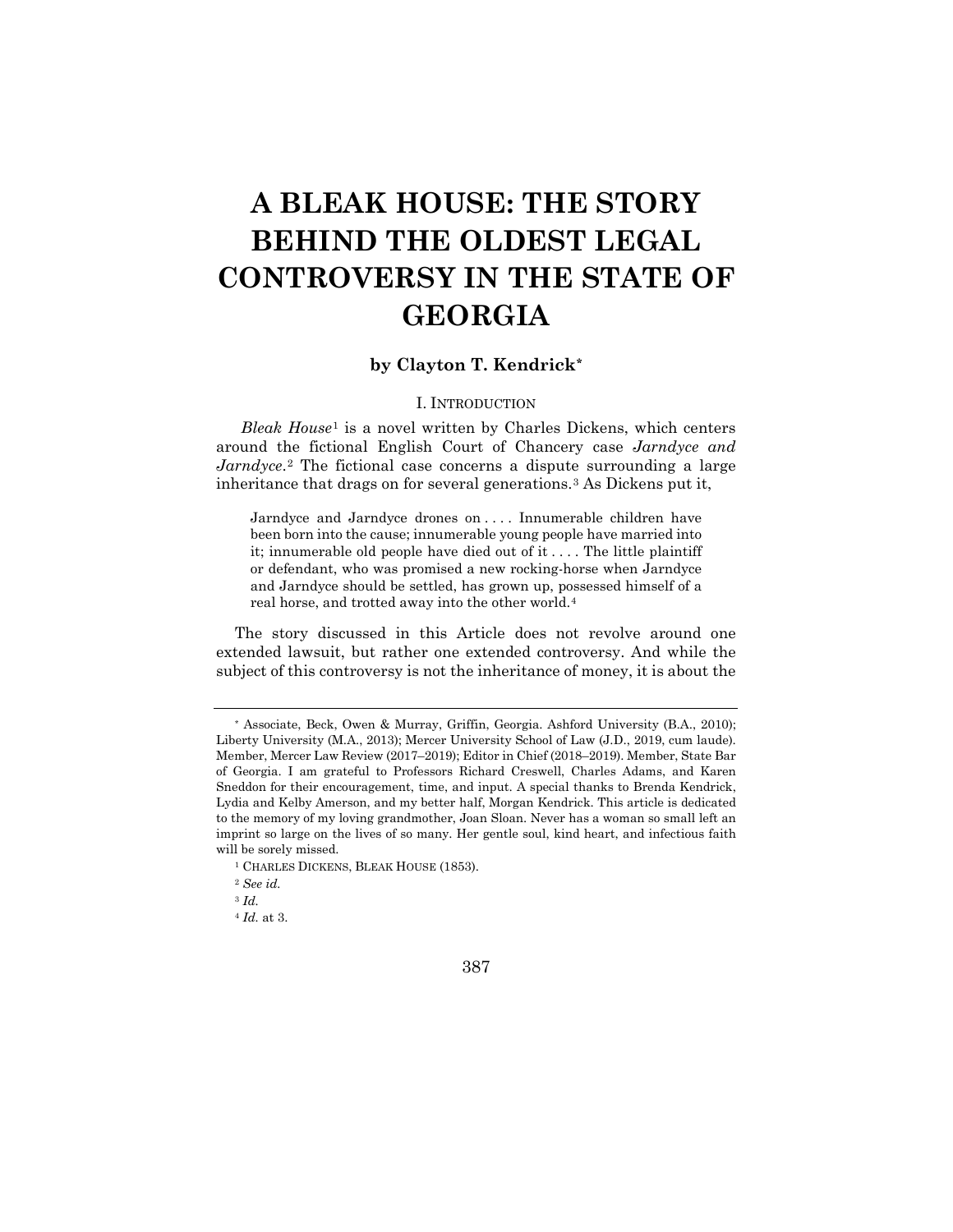# A BLEAK HOUSE: THE STORY BEHIND THE OLDEST LEGAL CONTROVERSY IN THE STATE OF GEORGIA

**by Clayton T. Kendrick***

## I. INTRODUCTION

*Bleak House*[1] is a novel written by Charles Dickens, which centers around the fictional English Court of Chancery case *Jarndyce and Jarndyce*.[2] The fictional case concerns a dispute surrounding a large inheritance that drags on for several generations.[3] As Dickens put it,

> Jarndyce and Jarndyce drones on . . . . Innumerable children have been born into the cause; innumerable young people have married into it; innumerable old people have died out of it . . . . The little plaintiff or defendant, who was promised a new rocking-horse when Jarndyce and Jarndyce should be settled, has grown up, possessed himself of a real horse, and trotted away into the other world.[4]

The story discussed in this Article does not revolve around one extended lawsuit, but rather one extended controversy. And while the subject of this controversy is not the inheritance of money, it is about the

---

\* Associate, Beck, Owen & Murray, Griffin, Georgia. Ashford University (B.A., 2010); Liberty University (M.A., 2013); Mercer University School of Law (J.D., 2019, cum laude). Member, Mercer Law Review (2017–2019); Editor in Chief (2018–2019). Member, State Bar of Georgia. I am grateful to Professors Richard Creswell, Charles Adams, and Karen Sneddon for their encouragement, time, and input. A special thanks to Brenda Kendrick, Lydia and Kelby Amerson, and my better half, Morgan Kendrick. This article is dedicated to the memory of my loving grandmother, Joan Sloan. Never has a woman so small left an imprint so large on the lives of so many. Her gentle soul, kind heart, and infectious faith will be sorely missed.

[1] CHARLES DICKENS, BLEAK HOUSE (1853).

[2] *See id.*

[3] *Id.*

[4] *Id.* at 3.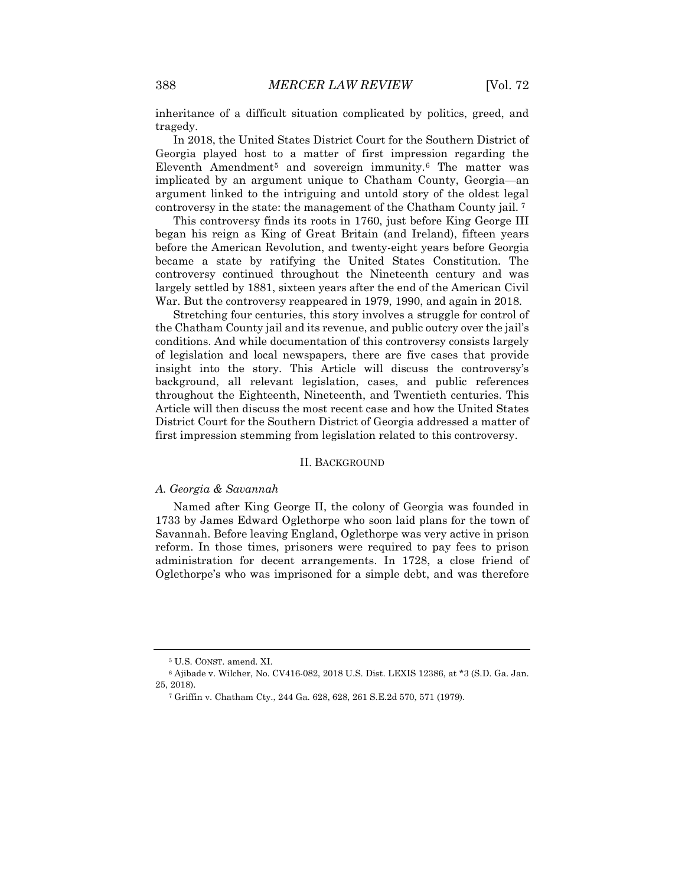inheritance of a difficult situation complicated by politics, greed, and tragedy.

In 2018, the United States District Court for the Southern District of Georgia played host to a matter of first impression regarding the Eleventh Amendment[5] and sovereign immunity.[6] The matter was implicated by an argument unique to Chatham County, Georgia—an argument linked to the intriguing and untold story of the oldest legal controversy in the state: the management of the Chatham County jail.[7]

This controversy finds its roots in 1760, just before King George III began his reign as King of Great Britain (and Ireland), fifteen years before the American Revolution, and twenty-eight years before Georgia became a state by ratifying the United States Constitution. The controversy continued throughout the Nineteenth century and was largely settled by 1881, sixteen years after the end of the American Civil War. But the controversy reappeared in 1979, 1990, and again in 2018.

Stretching four centuries, this story involves a struggle for control of the Chatham County jail and its revenue, and public outcry over the jail's conditions. And while documentation of this controversy consists largely of legislation and local newspapers, there are five cases that provide insight into the story. This Article will discuss the controversy's background, all relevant legislation, cases, and public references throughout the Eighteenth, Nineteenth, and Twentieth centuries. This Article will then discuss the most recent case and how the United States District Court for the Southern District of Georgia addressed a matter of first impression stemming from legislation related to this controversy.

## II. Background

### *A. Georgia & Savannah*

Named after King George II, the colony of Georgia was founded in 1733 by James Edward Oglethorpe who soon laid plans for the town of Savannah. Before leaving England, Oglethorpe was very active in prison reform. In those times, prisoners were required to pay fees to prison administration for decent arrangements. In 1728, a close friend of Oglethorpe's who was imprisoned for a simple debt, and was therefore

---

[5] U.S. CONST. amend. XI.

[6] Ajibade v. Wilcher, No. CV416-082, 2018 U.S. Dist. LEXIS 12386, at *3 (S.D. Ga. Jan. 25, 2018).

[7] Griffin v. Chatham Cty., 244 Ga. 628, 628, 261 S.E.2d 570, 571 (1979).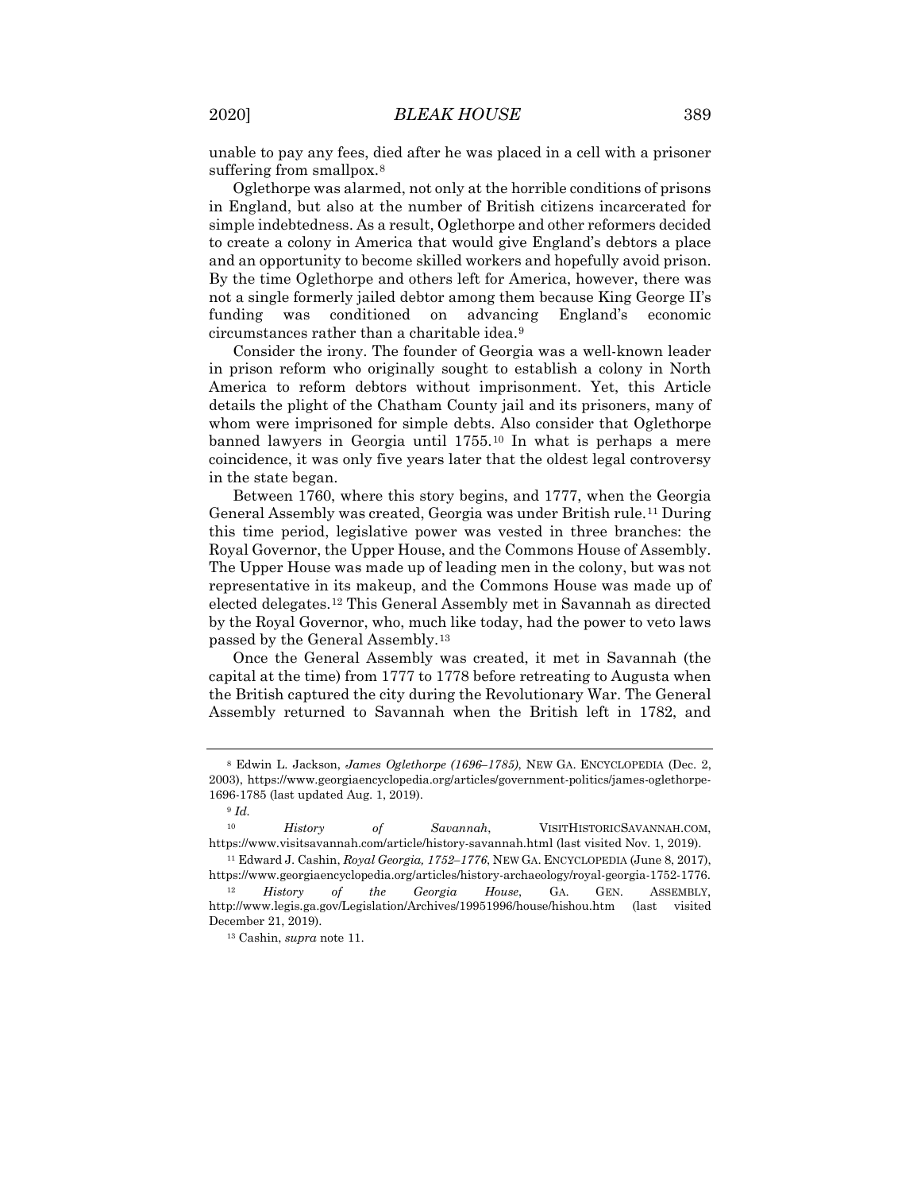unable to pay any fees, died after he was placed in a cell with a prisoner suffering from smallpox.[8]

Oglethorpe was alarmed, not only at the horrible conditions of prisons in England, but also at the number of British citizens incarcerated for simple indebtedness. As a result, Oglethorpe and other reformers decided to create a colony in America that would give England's debtors a place and an opportunity to become skilled workers and hopefully avoid prison. By the time Oglethorpe and others left for America, however, there was not a single formerly jailed debtor among them because King George II's funding was conditioned on advancing England's economic circumstances rather than a charitable idea.[9]

Consider the irony. The founder of Georgia was a well-known leader in prison reform who originally sought to establish a colony in North America to reform debtors without imprisonment. Yet, this Article details the plight of the Chatham County jail and its prisoners, many of whom were imprisoned for simple debts. Also consider that Oglethorpe banned lawyers in Georgia until 1755.[10] In what is perhaps a mere coincidence, it was only five years later that the oldest legal controversy in the state began.

Between 1760, where this story begins, and 1777, when the Georgia General Assembly was created, Georgia was under British rule.[11] During this time period, legislative power was vested in three branches: the Royal Governor, the Upper House, and the Commons House of Assembly. The Upper House was made up of leading men in the colony, but was not representative in its makeup, and the Commons House was made up of elected delegates.[12] This General Assembly met in Savannah as directed by the Royal Governor, who, much like today, had the power to veto laws passed by the General Assembly.[13]

Once the General Assembly was created, it met in Savannah (the capital at the time) from 1777 to 1778 before retreating to Augusta when the British captured the city during the Revolutionary War. The General Assembly returned to Savannah when the British left in 1782, and

---

[8] Edwin L. Jackson, *James Oglethorpe (1696–1785)*, NEW GA. ENCYCLOPEDIA (Dec. 2, 2003), https://www.georgiaencyclopedia.org/articles/government-politics/james-oglethorpe-1696-1785 (last updated Aug. 1, 2019).

[9] *Id.*

[10] *History of Savannah*, VISITHISTORICSAVANNAH.COM, https://www.visitsavannah.com/article/history-savannah.html (last visited Nov. 1, 2019).

[11] Edward J. Cashin, *Royal Georgia, 1752–1776*, NEW GA. ENCYCLOPEDIA (June 8, 2017), https://www.georgiaencyclopedia.org/articles/history-archaeology/royal-georgia-1752-1776.

[12] *History of the Georgia House*, GA. GEN. ASSEMBLY, http://www.legis.ga.gov/Legislation/Archives/19951996/house/hishou.htm (last visited December 21, 2019).

[13] Cashin, *supra* note 11.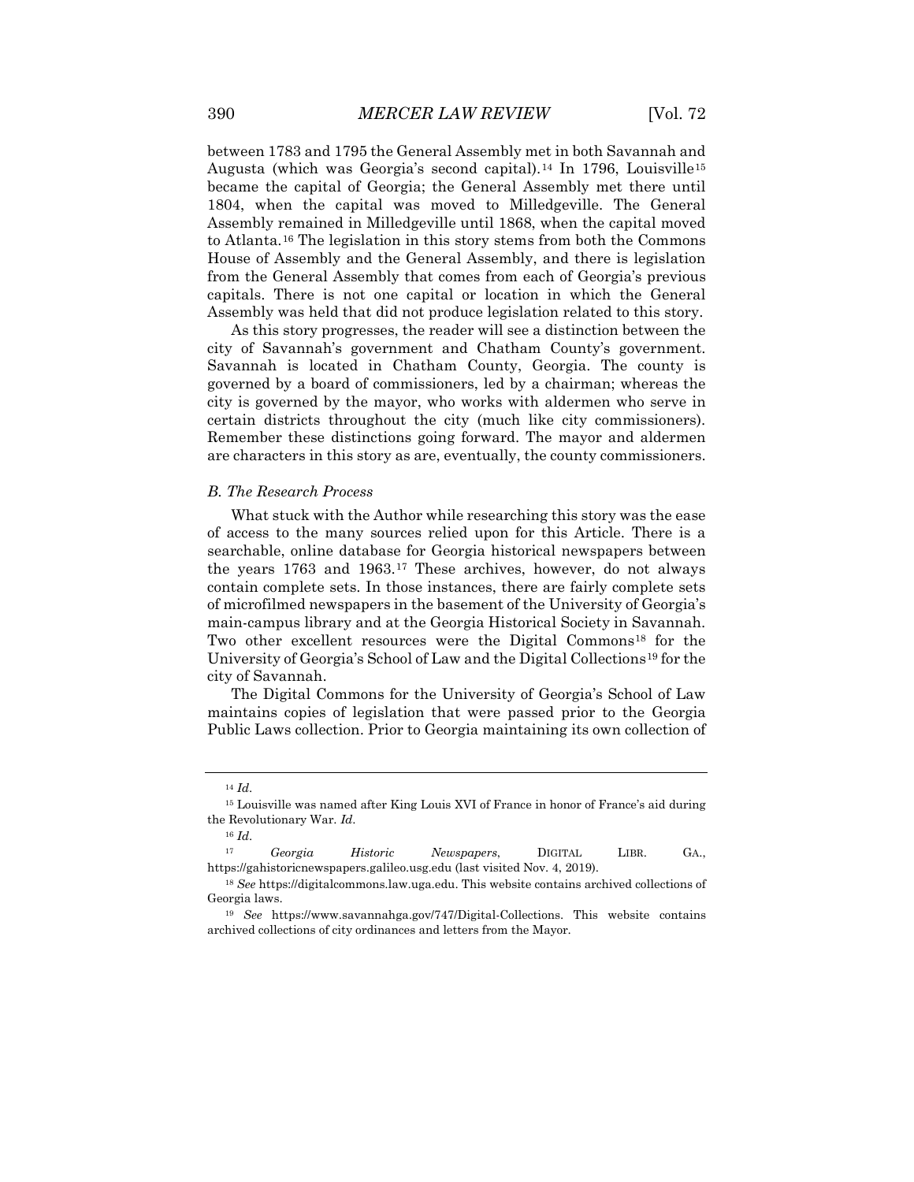between 1783 and 1795 the General Assembly met in both Savannah and Augusta (which was Georgia's second capital).[14] In 1796, Louisville[15] became the capital of Georgia; the General Assembly met there until 1804, when the capital was moved to Milledgeville. The General Assembly remained in Milledgeville until 1868, when the capital moved to Atlanta.[16] The legislation in this story stems from both the Commons House of Assembly and the General Assembly, and there is legislation from the General Assembly that comes from each of Georgia's previous capitals. There is not one capital or location in which the General Assembly was held that did not produce legislation related to this story.

As this story progresses, the reader will see a distinction between the city of Savannah's government and Chatham County's government. Savannah is located in Chatham County, Georgia. The county is governed by a board of commissioners, led by a chairman; whereas the city is governed by the mayor, who works with aldermen who serve in certain districts throughout the city (much like city commissioners). Remember these distinctions going forward. The mayor and aldermen are characters in this story as are, eventually, the county commissioners.

### *B. The Research Process*

What stuck with the Author while researching this story was the ease of access to the many sources relied upon for this Article. There is a searchable, online database for Georgia historical newspapers between the years 1763 and 1963.[17] These archives, however, do not always contain complete sets. In those instances, there are fairly complete sets of microfilmed newspapers in the basement of the University of Georgia's main-campus library and at the Georgia Historical Society in Savannah. Two other excellent resources were the Digital Commons[18] for the University of Georgia's School of Law and the Digital Collections[19] for the city of Savannah.

The Digital Commons for the University of Georgia's School of Law maintains copies of legislation that were passed prior to the Georgia Public Laws collection. Prior to Georgia maintaining its own collection of

---

[14] *Id.*

[15] Louisville was named after King Louis XVI of France in honor of France's aid during the Revolutionary War. *Id.*

[16] *Id.*

[17] *Georgia Historic Newspapers*, DIGITAL LIBR. GA., https://gahistoricnewspapers.galileo.usg.edu (last visited Nov. 4, 2019).

[18] *See* https://digitalcommons.law.uga.edu. This website contains archived collections of Georgia laws.

[19] *See* https://www.savannahga.gov/747/Digital-Collections. This website contains archived collections of city ordinances and letters from the Mayor.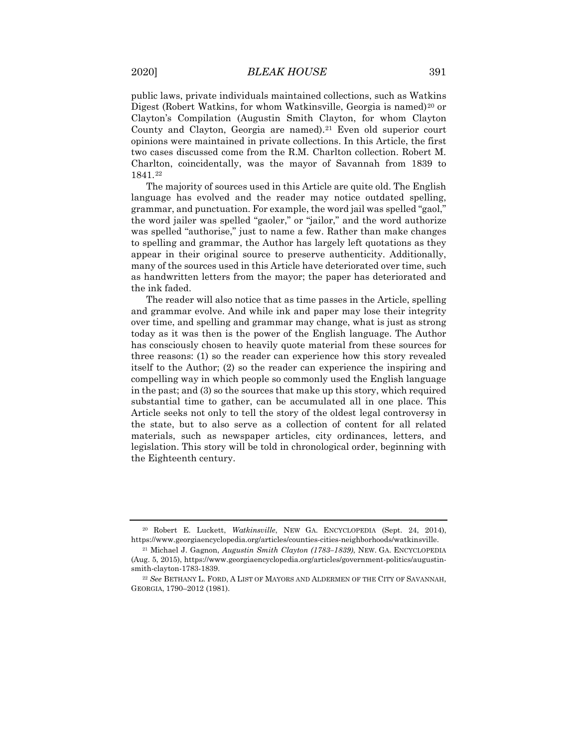public laws, private individuals maintained collections, such as Watkins Digest (Robert Watkins, for whom Watkinsville, Georgia is named)[20] or Clayton's Compilation (Augustin Smith Clayton, for whom Clayton County and Clayton, Georgia are named).[21] Even old superior court opinions were maintained in private collections. In this Article, the first two cases discussed come from the R.M. Charlton collection. Robert M. Charlton, coincidentally, was the mayor of Savannah from 1839 to 1841.[22]

The majority of sources used in this Article are quite old. The English language has evolved and the reader may notice outdated spelling, grammar, and punctuation. For example, the word jail was spelled "gaol," the word jailer was spelled "gaoler," or "jailor," and the word authorize was spelled "authorise," just to name a few. Rather than make changes to spelling and grammar, the Author has largely left quotations as they appear in their original source to preserve authenticity. Additionally, many of the sources used in this Article have deteriorated over time, such as handwritten letters from the mayor; the paper has deteriorated and the ink faded.

The reader will also notice that as time passes in the Article, spelling and grammar evolve. And while ink and paper may lose their integrity over time, and spelling and grammar may change, what is just as strong today as it was then is the power of the English language. The Author has consciously chosen to heavily quote material from these sources for three reasons: (1) so the reader can experience how this story revealed itself to the Author; (2) so the reader can experience the inspiring and compelling way in which people so commonly used the English language in the past; and (3) so the sources that make up this story, which required substantial time to gather, can be accumulated all in one place. This Article seeks not only to tell the story of the oldest legal controversy in the state, but to also serve as a collection of content for all related materials, such as newspaper articles, city ordinances, letters, and legislation. This story will be told in chronological order, beginning with the Eighteenth century.

---

[20] Robert E. Luckett, *Watkinsville*, NEW GA. ENCYCLOPEDIA (Sept. 24, 2014), https://www.georgiaencyclopedia.org/articles/counties-cities-neighborhoods/watkinsville.

[21] Michael J. Gagnon, *Augustin Smith Clayton (1783–1839)*, NEW. GA. ENCYCLOPEDIA (Aug. 5, 2015), https://www.georgiaencyclopedia.org/articles/government-politics/augustin-smith-clayton-1783-1839.

[22] *See* BETHANY L. FORD, A LIST OF MAYORS AND ALDERMEN OF THE CITY OF SAVANNAH, GEORGIA, 1790–2012 (1981).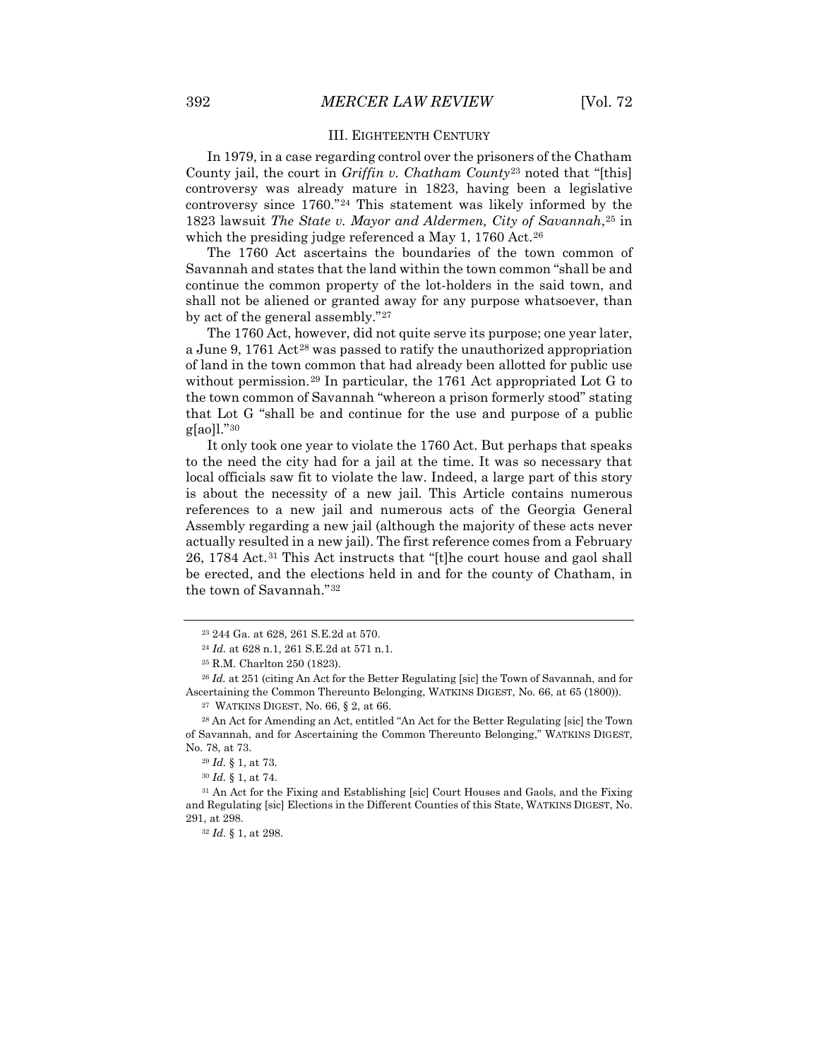## III. EIGHTEENTH CENTURY

In 1979, in a case regarding control over the prisoners of the Chatham County jail, the court in *Griffin v. Chatham County*[23] noted that "[this] controversy was already mature in 1823, having been a legislative controversy since 1760."[24] This statement was likely informed by the 1823 lawsuit *The State v. Mayor and Aldermen, City of Savannah*,[25] in which the presiding judge referenced a May 1, 1760 Act.[26]

The 1760 Act ascertains the boundaries of the town common of Savannah and states that the land within the town common "shall be and continue the common property of the lot-holders in the said town, and shall not be aliened or granted away for any purpose whatsoever, than by act of the general assembly."[27]

The 1760 Act, however, did not quite serve its purpose; one year later, a June 9, 1761 Act[28] was passed to ratify the unauthorized appropriation of land in the town common that had already been allotted for public use without permission.[29] In particular, the 1761 Act appropriated Lot G to the town common of Savannah "whereon a prison formerly stood" stating that Lot G "shall be and continue for the use and purpose of a public g[ao]l."[30]

It only took one year to violate the 1760 Act. But perhaps that speaks to the need the city had for a jail at the time. It was so necessary that local officials saw fit to violate the law. Indeed, a large part of this story is about the necessity of a new jail. This Article contains numerous references to a new jail and numerous acts of the Georgia General Assembly regarding a new jail (although the majority of these acts never actually resulted in a new jail). The first reference comes from a February 26, 1784 Act.[31] This Act instructs that "[t]he court house and gaol shall be erected, and the elections held in and for the county of Chatham, in the town of Savannah."[32]

---

[23] 244 Ga. at 628, 261 S.E.2d at 570.

[24] *Id.* at 628 n.1, 261 S.E.2d at 571 n.1.

[25] R.M. Charlton 250 (1823).

[26] *Id.* at 251 (citing An Act for the Better Regulating [sic] the Town of Savannah, and for Ascertaining the Common Thereunto Belonging, WATKINS DIGEST, No. 66, at 65 (1800)).

[27] WATKINS DIGEST, No. 66, § 2, at 66.

[28] An Act for Amending an Act, entitled "An Act for the Better Regulating [sic] the Town of Savannah, and for Ascertaining the Common Thereunto Belonging," WATKINS DIGEST, No. 78, at 73.

[29] *Id.* § 1, at 73.

[30] *Id.* § 1, at 74.

[31] An Act for the Fixing and Establishing [sic] Court Houses and Gaols, and the Fixing and Regulating [sic] Elections in the Different Counties of this State, WATKINS DIGEST, No. 291, at 298.

[32] *Id.* § 1, at 298.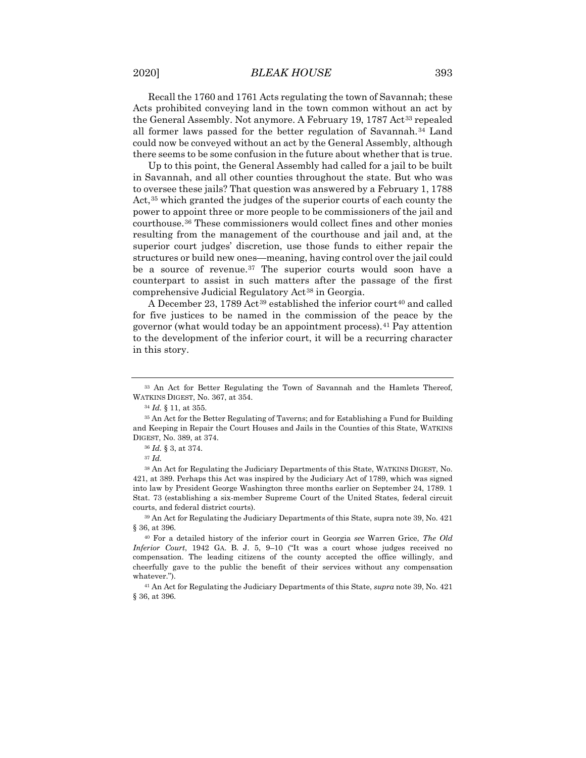Recall the 1760 and 1761 Acts regulating the town of Savannah; these Acts prohibited conveying land in the town common without an act by the General Assembly. Not anymore. A February 19, 1787 Act[33] repealed all former laws passed for the better regulation of Savannah.[34] Land could now be conveyed without an act by the General Assembly, although there seems to be some confusion in the future about whether that is true.

Up to this point, the General Assembly had called for a jail to be built in Savannah, and all other counties throughout the state. But who was to oversee these jails? That question was answered by a February 1, 1788 Act,[35] which granted the judges of the superior courts of each county the power to appoint three or more people to be commissioners of the jail and courthouse.[36] These commissioners would collect fines and other monies resulting from the management of the courthouse and jail and, at the superior court judges' discretion, use those funds to either repair the structures or build new ones—meaning, having control over the jail could be a source of revenue.[37] The superior courts would soon have a counterpart to assist in such matters after the passage of the first comprehensive Judicial Regulatory Act[38] in Georgia.

A December 23, 1789 Act[39] established the inferior court[40] and called for five justices to be named in the commission of the peace by the governor (what would today be an appointment process).[41] Pay attention to the development of the inferior court, it will be a recurring character in this story.

---

[33] An Act for Better Regulating the Town of Savannah and the Hamlets Thereof, WATKINS DIGEST, No. 367, at 354.

[34] *Id.* § 11, at 355.

[35] An Act for the Better Regulating of Taverns; and for Establishing a Fund for Building and Keeping in Repair the Court Houses and Jails in the Counties of this State, WATKINS DIGEST, No. 389, at 374.

[36] *Id.* § 3, at 374.

[37] *Id.*

[38] An Act for Regulating the Judiciary Departments of this State, WATKINS DIGEST, No. 421, at 389. Perhaps this Act was inspired by the Judiciary Act of 1789, which was signed into law by President George Washington three months earlier on September 24, 1789. 1 Stat. 73 (establishing a six-member Supreme Court of the United States, federal circuit courts, and federal district courts).

[39] An Act for Regulating the Judiciary Departments of this State, supra note 39, No. 421 § 36, at 396.

[40] For a detailed history of the inferior court in Georgia *see* Warren Grice, *The Old Inferior Court*, 1942 GA. B. J. 5, 9–10 ("It was a court whose judges received no compensation. The leading citizens of the county accepted the office willingly, and cheerfully gave to the public the benefit of their services without any compensation whatever.").

[41] An Act for Regulating the Judiciary Departments of this State, *supra* note 39, No. 421 § 36, at 396.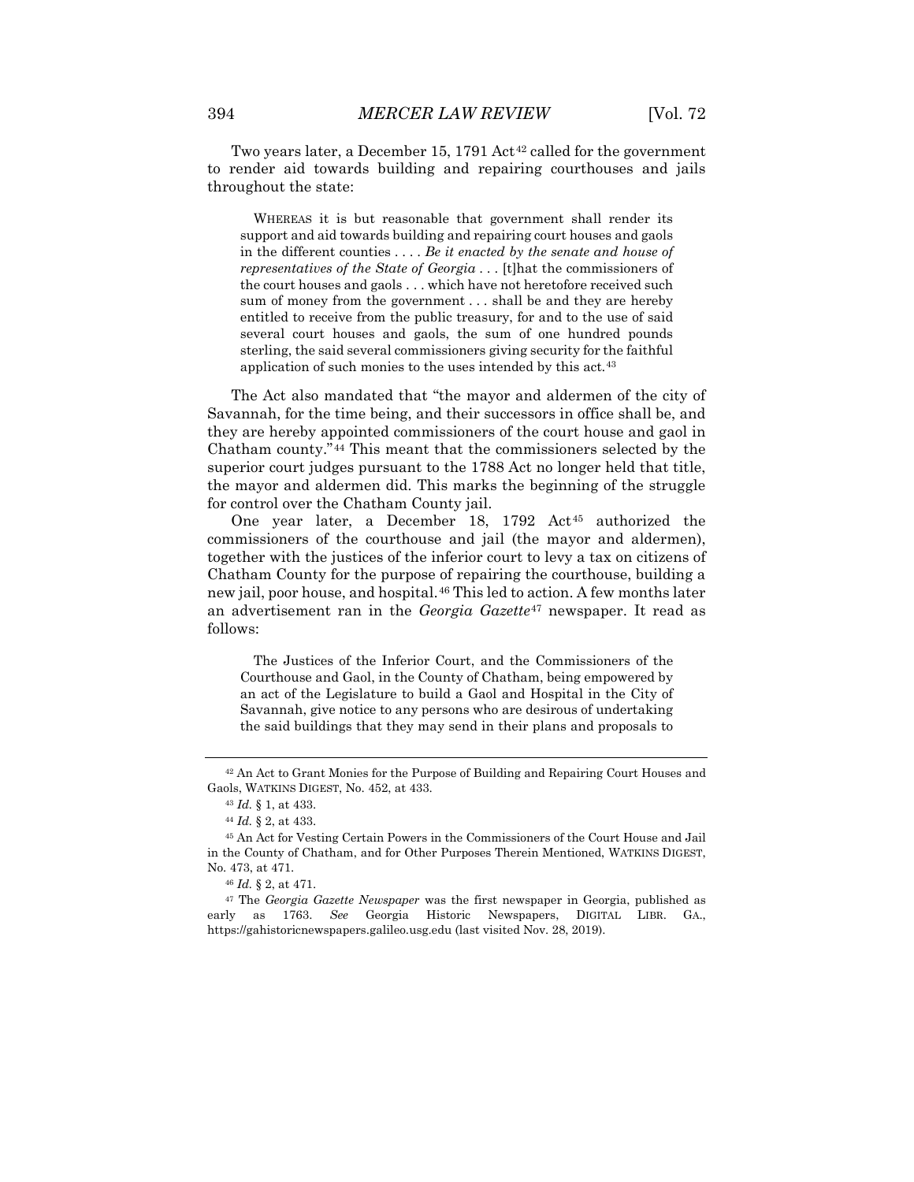Two years later, a December 15, 1791 Act[42] called for the government to render aid towards building and repairing courthouses and jails throughout the state:

> WHEREAS it is but reasonable that government shall render its support and aid towards building and repairing court houses and gaols in the different counties . . . . *Be it enacted by the senate and house of representatives of the State of Georgia* . . . [t]hat the commissioners of the court houses and gaols . . . which have not heretofore received such sum of money from the government . . . shall be and they are hereby entitled to receive from the public treasury, for and to the use of said several court houses and gaols, the sum of one hundred pounds sterling, the said several commissioners giving security for the faithful application of such monies to the uses intended by this act.[43]

The Act also mandated that "the mayor and aldermen of the city of Savannah, for the time being, and their successors in office shall be, and they are hereby appointed commissioners of the court house and gaol in Chatham county."[44] This meant that the commissioners selected by the superior court judges pursuant to the 1788 Act no longer held that title, the mayor and aldermen did. This marks the beginning of the struggle for control over the Chatham County jail.

One year later, a December 18, 1792 Act[45] authorized the commissioners of the courthouse and jail (the mayor and aldermen), together with the justices of the inferior court to levy a tax on citizens of Chatham County for the purpose of repairing the courthouse, building a new jail, poor house, and hospital.[46] This led to action. A few months later an advertisement ran in the *Georgia Gazette*[47] newspaper. It read as follows:

> The Justices of the Inferior Court, and the Commissioners of the Courthouse and Gaol, in the County of Chatham, being empowered by an act of the Legislature to build a Gaol and Hospital in the City of Savannah, give notice to any persons who are desirous of undertaking the said buildings that they may send in their plans and proposals to

---

[42] An Act to Grant Monies for the Purpose of Building and Repairing Court Houses and Gaols, WATKINS DIGEST, No. 452, at 433.

[43] *Id.* § 1, at 433.

[44] *Id.* § 2, at 433.

[45] An Act for Vesting Certain Powers in the Commissioners of the Court House and Jail in the County of Chatham, and for Other Purposes Therein Mentioned, WATKINS DIGEST, No. 473, at 471.

[46] *Id.* § 2, at 471.

[47] The *Georgia Gazette Newspaper* was the first newspaper in Georgia, published as early as 1763. *See* Georgia Historic Newspapers, DIGITAL LIBR. GA., https://gahistoricnewspapers.galileo.usg.edu (last visited Nov. 28, 2019).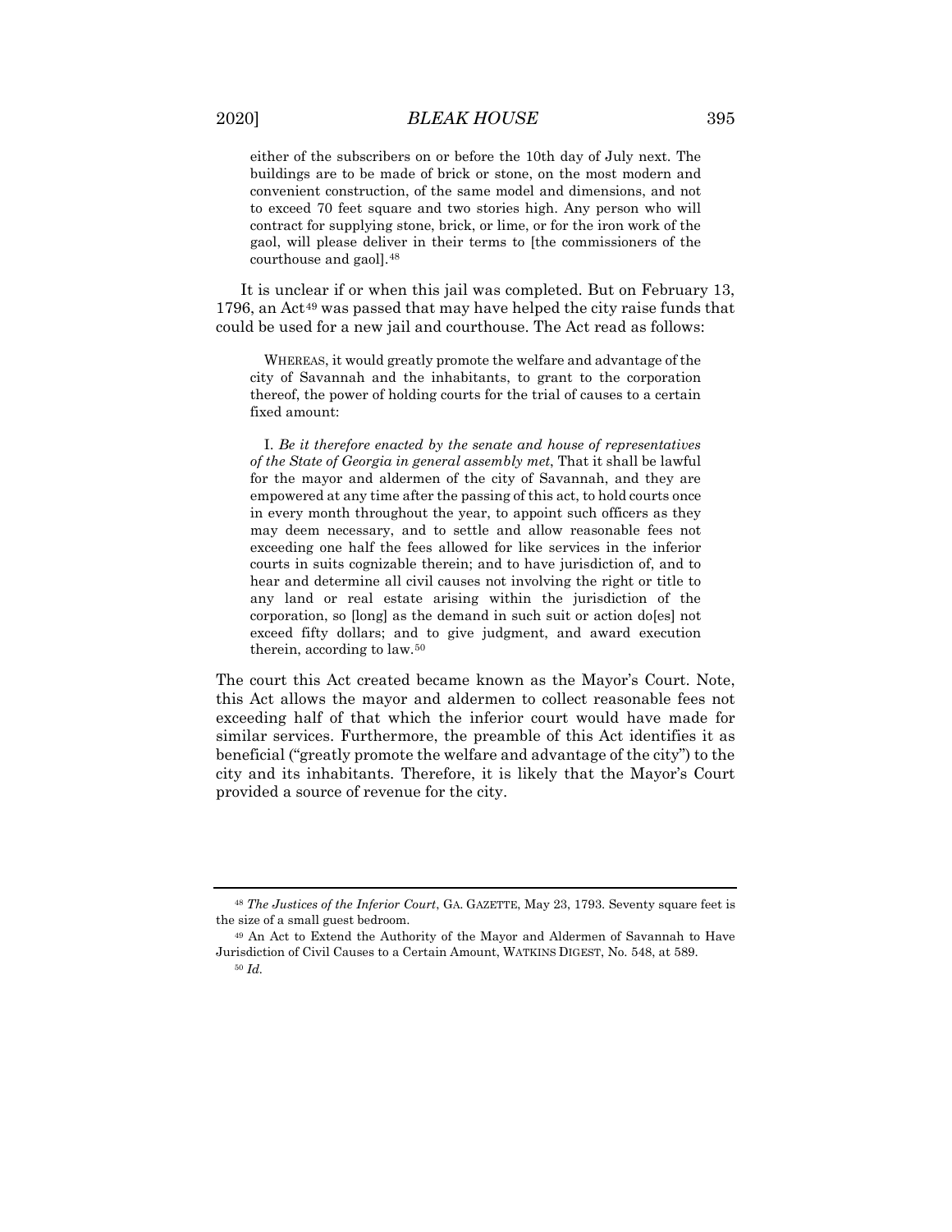either of the subscribers on or before the 10th day of July next. The buildings are to be made of brick or stone, on the most modern and convenient construction, of the same model and dimensions, and not to exceed 70 feet square and two stories high. Any person who will contract for supplying stone, brick, or lime, or for the iron work of the gaol, will please deliver in their terms to [the commissioners of the courthouse and gaol].[48]

It is unclear if or when this jail was completed. But on February 13, 1796, an Act[49] was passed that may have helped the city raise funds that could be used for a new jail and courthouse. The Act read as follows:

> WHEREAS, it would greatly promote the welfare and advantage of the city of Savannah and the inhabitants, to grant to the corporation thereof, the power of holding courts for the trial of causes to a certain fixed amount:
>
> I. *Be it therefore enacted by the senate and house of representatives of the State of Georgia in general assembly met*, That it shall be lawful for the mayor and aldermen of the city of Savannah, and they are empowered at any time after the passing of this act, to hold courts once in every month throughout the year, to appoint such officers as they may deem necessary, and to settle and allow reasonable fees not exceeding one half the fees allowed for like services in the inferior courts in suits cognizable therein; and to have jurisdiction of, and to hear and determine all civil causes not involving the right or title to any land or real estate arising within the jurisdiction of the corporation, so [long] as the demand in such suit or action do[es] not exceed fifty dollars; and to give judgment, and award execution therein, according to law.[50]

The court this Act created became known as the Mayor's Court. Note, this Act allows the mayor and aldermen to collect reasonable fees not exceeding half of that which the inferior court would have made for similar services. Furthermore, the preamble of this Act identifies it as beneficial ("greatly promote the welfare and advantage of the city") to the city and its inhabitants. Therefore, it is likely that the Mayor's Court provided a source of revenue for the city.

---

[48] *The Justices of the Inferior Court*, GA. GAZETTE, May 23, 1793. Seventy square feet is the size of a small guest bedroom.

[49] An Act to Extend the Authority of the Mayor and Aldermen of Savannah to Have Jurisdiction of Civil Causes to a Certain Amount, WATKINS DIGEST, No. 548, at 589.

[50] *Id.*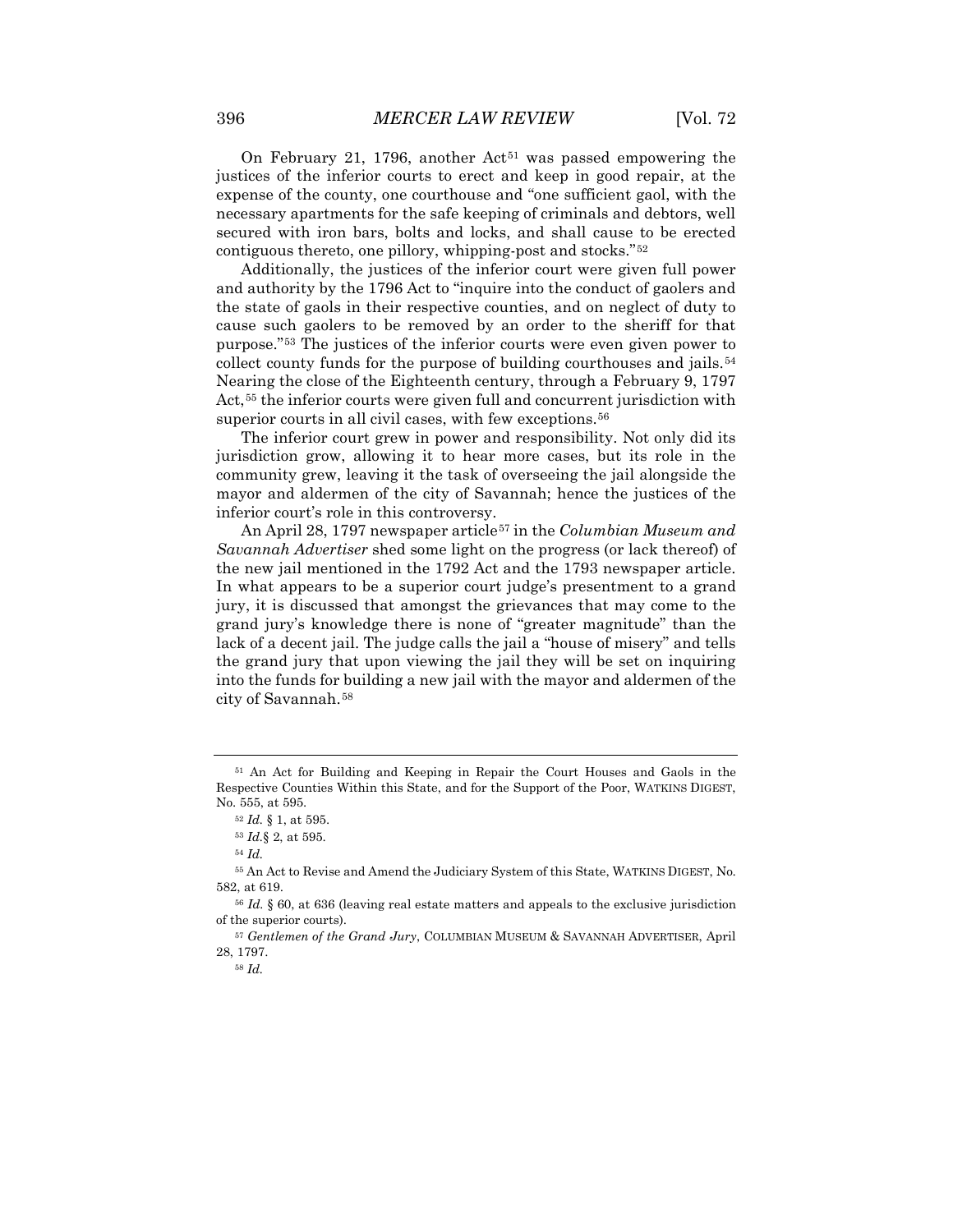On February 21, 1796, another Act[51] was passed empowering the justices of the inferior courts to erect and keep in good repair, at the expense of the county, one courthouse and "one sufficient gaol, with the necessary apartments for the safe keeping of criminals and debtors, well secured with iron bars, bolts and locks, and shall cause to be erected contiguous thereto, one pillory, whipping-post and stocks."[52]

Additionally, the justices of the inferior court were given full power and authority by the 1796 Act to "inquire into the conduct of gaolers and the state of gaols in their respective counties, and on neglect of duty to cause such gaolers to be removed by an order to the sheriff for that purpose."[53] The justices of the inferior courts were even given power to collect county funds for the purpose of building courthouses and jails.[54] Nearing the close of the Eighteenth century, through a February 9, 1797 Act,[55] the inferior courts were given full and concurrent jurisdiction with superior courts in all civil cases, with few exceptions.[56]

The inferior court grew in power and responsibility. Not only did its jurisdiction grow, allowing it to hear more cases, but its role in the community grew, leaving it the task of overseeing the jail alongside the mayor and aldermen of the city of Savannah; hence the justices of the inferior court's role in this controversy.

An April 28, 1797 newspaper article[57] in the *Columbian Museum and Savannah Advertiser* shed some light on the progress (or lack thereof) of the new jail mentioned in the 1792 Act and the 1793 newspaper article. In what appears to be a superior court judge's presentment to a grand jury, it is discussed that amongst the grievances that may come to the grand jury's knowledge there is none of "greater magnitude" than the lack of a decent jail. The judge calls the jail a "house of misery" and tells the grand jury that upon viewing the jail they will be set on inquiring into the funds for building a new jail with the mayor and aldermen of the city of Savannah.[58]

---

[51] An Act for Building and Keeping in Repair the Court Houses and Gaols in the Respective Counties Within this State, and for the Support of the Poor, WATKINS DIGEST, No. 555, at 595.

[52] *Id.* § 1, at 595.

[53] *Id.*§ 2, at 595.

[54] *Id.*

[55] An Act to Revise and Amend the Judiciary System of this State, WATKINS DIGEST, No. 582, at 619.

[56] *Id.* § 60, at 636 (leaving real estate matters and appeals to the exclusive jurisdiction of the superior courts).

[57] *Gentlemen of the Grand Jury*, COLUMBIAN MUSEUM & SAVANNAH ADVERTISER, April 28, 1797.

[58] *Id.*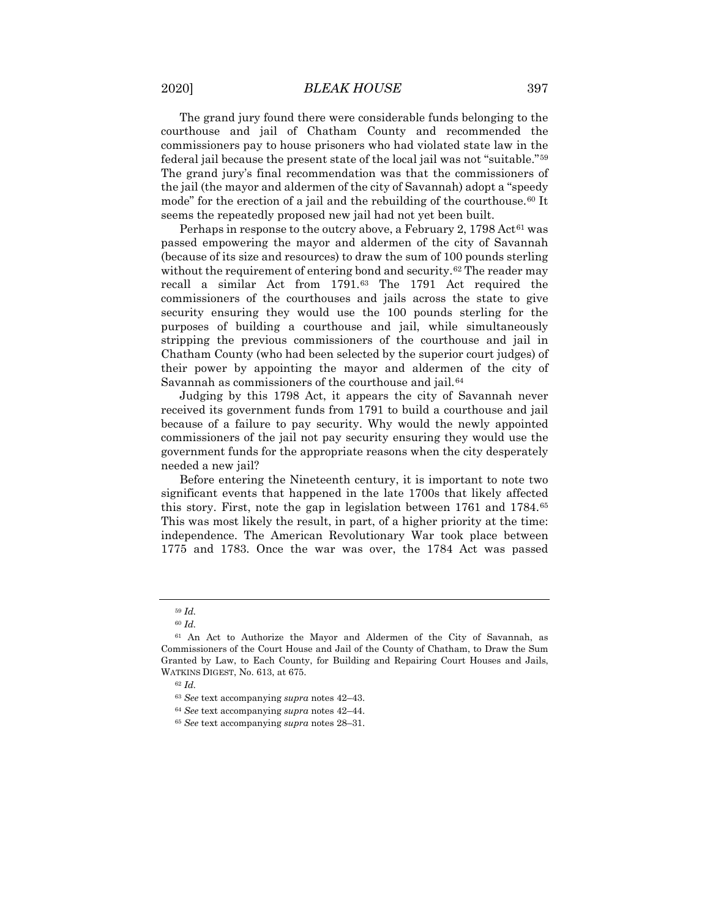The grand jury found there were considerable funds belonging to the courthouse and jail of Chatham County and recommended the commissioners pay to house prisoners who had violated state law in the federal jail because the present state of the local jail was not "suitable."[59] The grand jury's final recommendation was that the commissioners of the jail (the mayor and aldermen of the city of Savannah) adopt a "speedy mode" for the erection of a jail and the rebuilding of the courthouse.[60] It seems the repeatedly proposed new jail had not yet been built.

Perhaps in response to the outcry above, a February 2, 1798 Act[61] was passed empowering the mayor and aldermen of the city of Savannah (because of its size and resources) to draw the sum of 100 pounds sterling without the requirement of entering bond and security.[62] The reader may recall a similar Act from 1791.[63] The 1791 Act required the commissioners of the courthouses and jails across the state to give security ensuring they would use the 100 pounds sterling for the purposes of building a courthouse and jail, while simultaneously stripping the previous commissioners of the courthouse and jail in Chatham County (who had been selected by the superior court judges) of their power by appointing the mayor and aldermen of the city of Savannah as commissioners of the courthouse and jail.[64]

Judging by this 1798 Act, it appears the city of Savannah never received its government funds from 1791 to build a courthouse and jail because of a failure to pay security. Why would the newly appointed commissioners of the jail not pay security ensuring they would use the government funds for the appropriate reasons when the city desperately needed a new jail?

Before entering the Nineteenth century, it is important to note two significant events that happened in the late 1700s that likely affected this story. First, note the gap in legislation between 1761 and 1784.[65] This was most likely the result, in part, of a higher priority at the time: independence. The American Revolutionary War took place between 1775 and 1783. Once the war was over, the 1784 Act was passed

---

[59] *Id.*

[60] *Id.*

[61] An Act to Authorize the Mayor and Aldermen of the City of Savannah, as Commissioners of the Court House and Jail of the County of Chatham, to Draw the Sum Granted by Law, to Each County, for Building and Repairing Court Houses and Jails, WATKINS DIGEST, No. 613, at 675.

[62] *Id.*

[63] *See* text accompanying *supra* notes 42–43.

[64] *See* text accompanying *supra* notes 42–44.

[65] *See* text accompanying *supra* notes 28–31.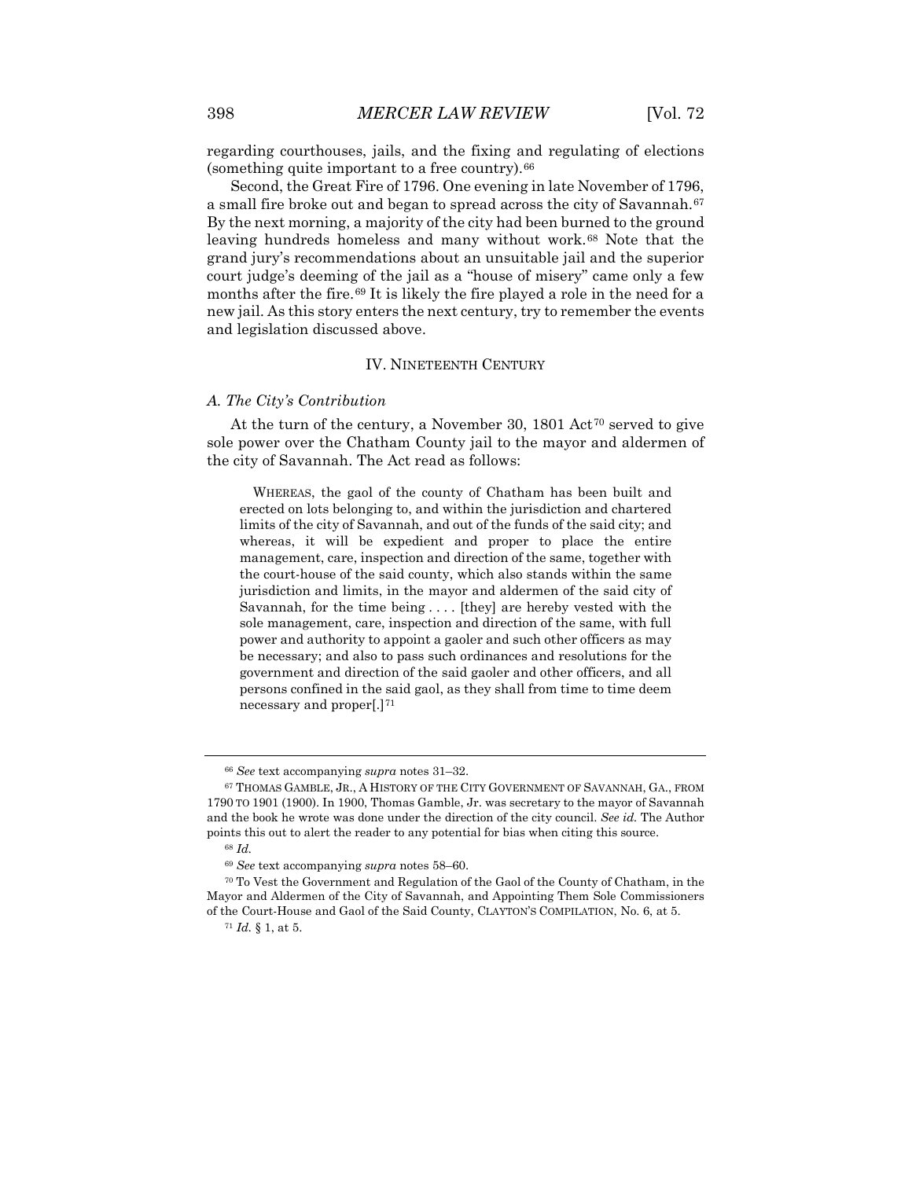regarding courthouses, jails, and the fixing and regulating of elections (something quite important to a free country).[66]

Second, the Great Fire of 1796. One evening in late November of 1796, a small fire broke out and began to spread across the city of Savannah.[67] By the next morning, a majority of the city had been burned to the ground leaving hundreds homeless and many without work.[68] Note that the grand jury's recommendations about an unsuitable jail and the superior court judge's deeming of the jail as a "house of misery" came only a few months after the fire.[69] It is likely the fire played a role in the need for a new jail. As this story enters the next century, try to remember the events and legislation discussed above.

## IV. NINETEENTH CENTURY

### *A. The City's Contribution*

At the turn of the century, a November 30, 1801 Act[70] served to give sole power over the Chatham County jail to the mayor and aldermen of the city of Savannah. The Act read as follows:

> WHEREAS, the gaol of the county of Chatham has been built and erected on lots belonging to, and within the jurisdiction and chartered limits of the city of Savannah, and out of the funds of the said city; and whereas, it will be expedient and proper to place the entire management, care, inspection and direction of the same, together with the court-house of the said county, which also stands within the same jurisdiction and limits, in the mayor and aldermen of the said city of Savannah, for the time being . . . . [they] are hereby vested with the sole management, care, inspection and direction of the same, with full power and authority to appoint a gaoler and such other officers as may be necessary; and also to pass such ordinances and resolutions for the government and direction of the said gaoler and other officers, and all persons confined in the said gaol, as they shall from time to time deem necessary and proper[.][71]

---

[66] *See* text accompanying *supra* notes 31–32.

[67] THOMAS GAMBLE, JR., A HISTORY OF THE CITY GOVERNMENT OF SAVANNAH, GA., FROM 1790 TO 1901 (1900). In 1900, Thomas Gamble, Jr. was secretary to the mayor of Savannah and the book he wrote was done under the direction of the city council. *See id.* The Author points this out to alert the reader to any potential for bias when citing this source.

[68] *Id.*

[69] *See* text accompanying *supra* notes 58–60.

[70] To Vest the Government and Regulation of the Gaol of the County of Chatham, in the Mayor and Aldermen of the City of Savannah, and Appointing Them Sole Commissioners of the Court-House and Gaol of the Said County, CLAYTON'S COMPILATION, No. 6, at 5.

[71] *Id.* § 1, at 5.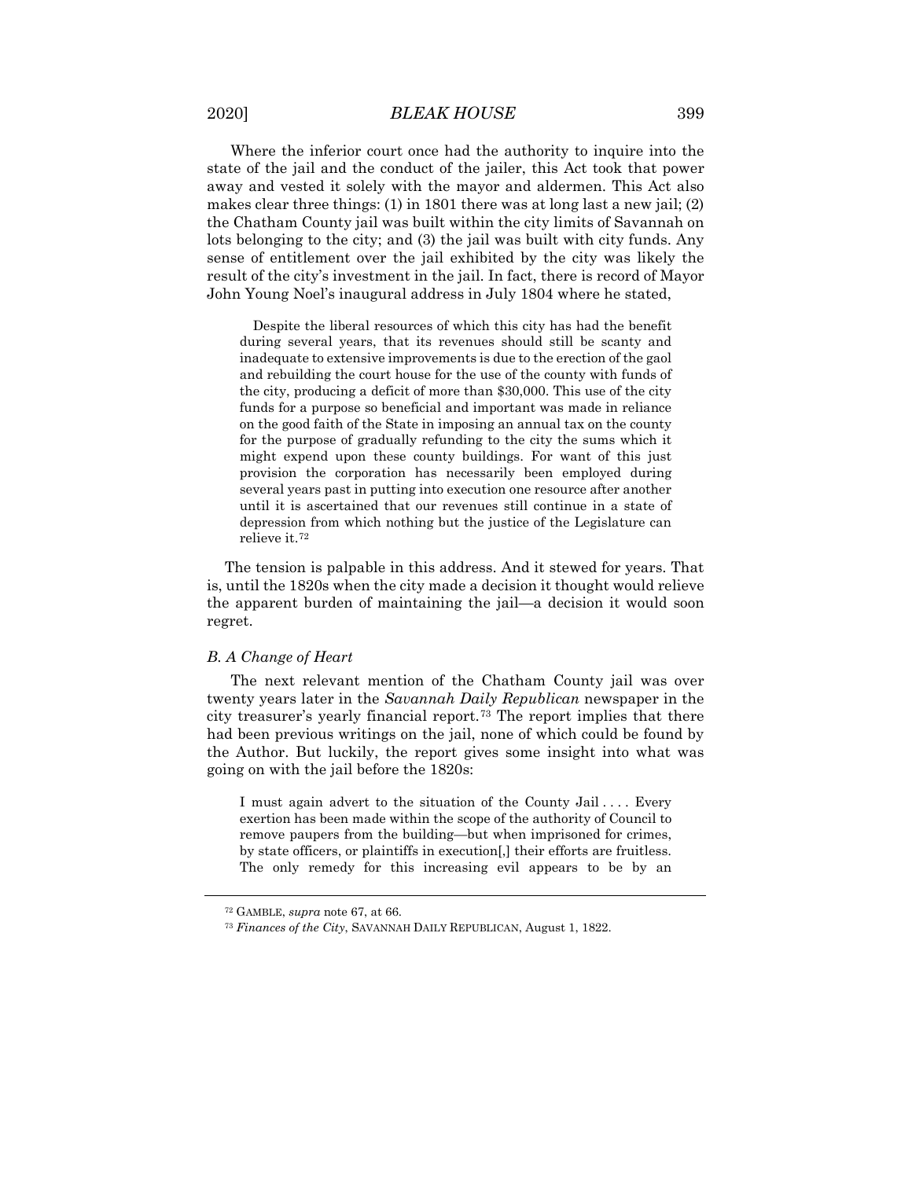Where the inferior court once had the authority to inquire into the state of the jail and the conduct of the jailer, this Act took that power away and vested it solely with the mayor and aldermen. This Act also makes clear three things: (1) in 1801 there was at long last a new jail; (2) the Chatham County jail was built within the city limits of Savannah on lots belonging to the city; and (3) the jail was built with city funds. Any sense of entitlement over the jail exhibited by the city was likely the result of the city's investment in the jail. In fact, there is record of Mayor John Young Noel's inaugural address in July 1804 where he stated,

> Despite the liberal resources of which this city has had the benefit during several years, that its revenues should still be scanty and inadequate to extensive improvements is due to the erection of the gaol and rebuilding the court house for the use of the county with funds of the city, producing a deficit of more than $30,000. This use of the city funds for a purpose so beneficial and important was made in reliance on the good faith of the State in imposing an annual tax on the county for the purpose of gradually refunding to the city the sums which it might expend upon these county buildings. For want of this just provision the corporation has necessarily been employed during several years past in putting into execution one resource after another until it is ascertained that our revenues still continue in a state of depression from which nothing but the justice of the Legislature can relieve it.[72]

The tension is palpable in this address. And it stewed for years. That is, until the 1820s when the city made a decision it thought would relieve the apparent burden of maintaining the jail—a decision it would soon regret.

### *B. A Change of Heart*

The next relevant mention of the Chatham County jail was over twenty years later in the *Savannah Daily Republican* newspaper in the city treasurer's yearly financial report.[73] The report implies that there had been previous writings on the jail, none of which could be found by the Author. But luckily, the report gives some insight into what was going on with the jail before the 1820s:

> I must again advert to the situation of the County Jail . . . . Every exertion has been made within the scope of the authority of Council to remove paupers from the building—but when imprisoned for crimes, by state officers, or plaintiffs in execution[,] their efforts are fruitless. The only remedy for this increasing evil appears to be by an

---

[72] GAMBLE, *supra* note 67, at 66.

[73] *Finances of the City*, SAVANNAH DAILY REPUBLICAN, August 1, 1822.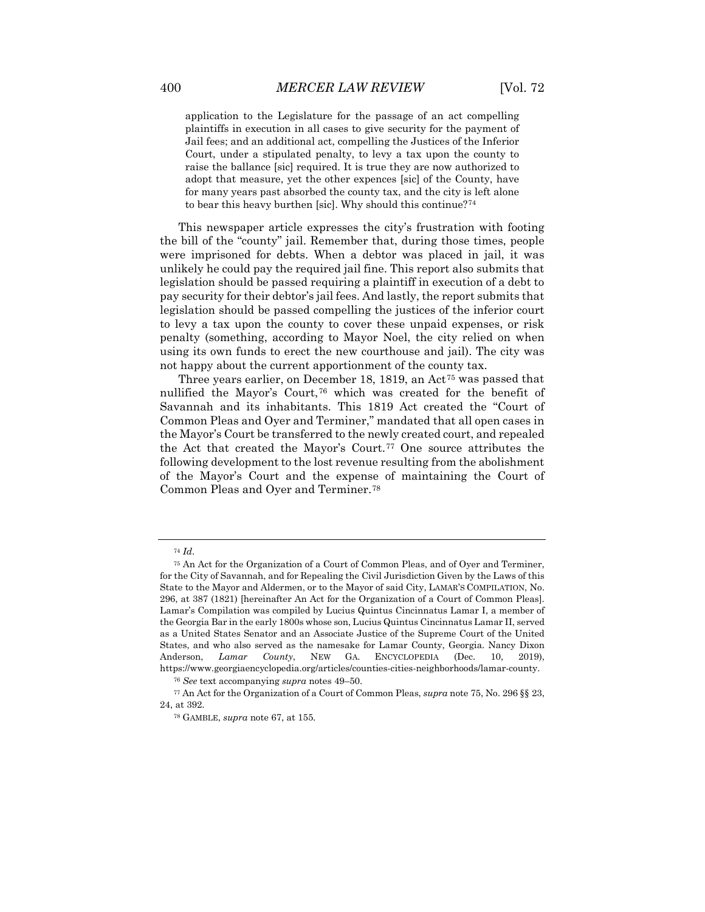> application to the Legislature for the passage of an act compelling plaintiffs in execution in all cases to give security for the payment of Jail fees; and an additional act, compelling the Justices of the Inferior Court, under a stipulated penalty, to levy a tax upon the county to raise the ballance [sic] required. It is true they are now authorized to adopt that measure, yet the other expences [sic] of the County, have for many years past absorbed the county tax, and the city is left alone to bear this heavy burthen [sic]. Why should this continue?[74]

This newspaper article expresses the city's frustration with footing the bill of the "county" jail. Remember that, during those times, people were imprisoned for debts. When a debtor was placed in jail, it was unlikely he could pay the required jail fine. This report also submits that legislation should be passed requiring a plaintiff in execution of a debt to pay security for their debtor's jail fees. And lastly, the report submits that legislation should be passed compelling the justices of the inferior court to levy a tax upon the county to cover these unpaid expenses, or risk penalty (something, according to Mayor Noel, the city relied on when using its own funds to erect the new courthouse and jail). The city was not happy about the current apportionment of the county tax.

Three years earlier, on December 18, 1819, an Act[75] was passed that nullified the Mayor's Court,[76] which was created for the benefit of Savannah and its inhabitants. This 1819 Act created the "Court of Common Pleas and Oyer and Terminer," mandated that all open cases in the Mayor's Court be transferred to the newly created court, and repealed the Act that created the Mayor's Court.[77] One source attributes the following development to the lost revenue resulting from the abolishment of the Mayor's Court and the expense of maintaining the Court of Common Pleas and Oyer and Terminer.[78]

---

[74] *Id.*

[75] An Act for the Organization of a Court of Common Pleas, and of Oyer and Terminer, for the City of Savannah, and for Repealing the Civil Jurisdiction Given by the Laws of this State to the Mayor and Aldermen, or to the Mayor of said City, LAMAR'S COMPILATION, No. 296, at 387 (1821) [hereinafter An Act for the Organization of a Court of Common Pleas]. Lamar's Compilation was compiled by Lucius Quintus Cincinnatus Lamar I, a member of the Georgia Bar in the early 1800s whose son, Lucius Quintus Cincinnatus Lamar II, served as a United States Senator and an Associate Justice of the Supreme Court of the United States, and who also served as the namesake for Lamar County, Georgia. Nancy Dixon Anderson, *Lamar County*, NEW GA. ENCYCLOPEDIA (Dec. 10, 2019), https://www.georgiaencyclopedia.org/articles/counties-cities-neighborhoods/lamar-county.

[76] *See* text accompanying *supra* notes 49–50.

[77] An Act for the Organization of a Court of Common Pleas, *supra* note 75, No. 296 §§ 23, 24, at 392.

[78] GAMBLE, *supra* note 67, at 155.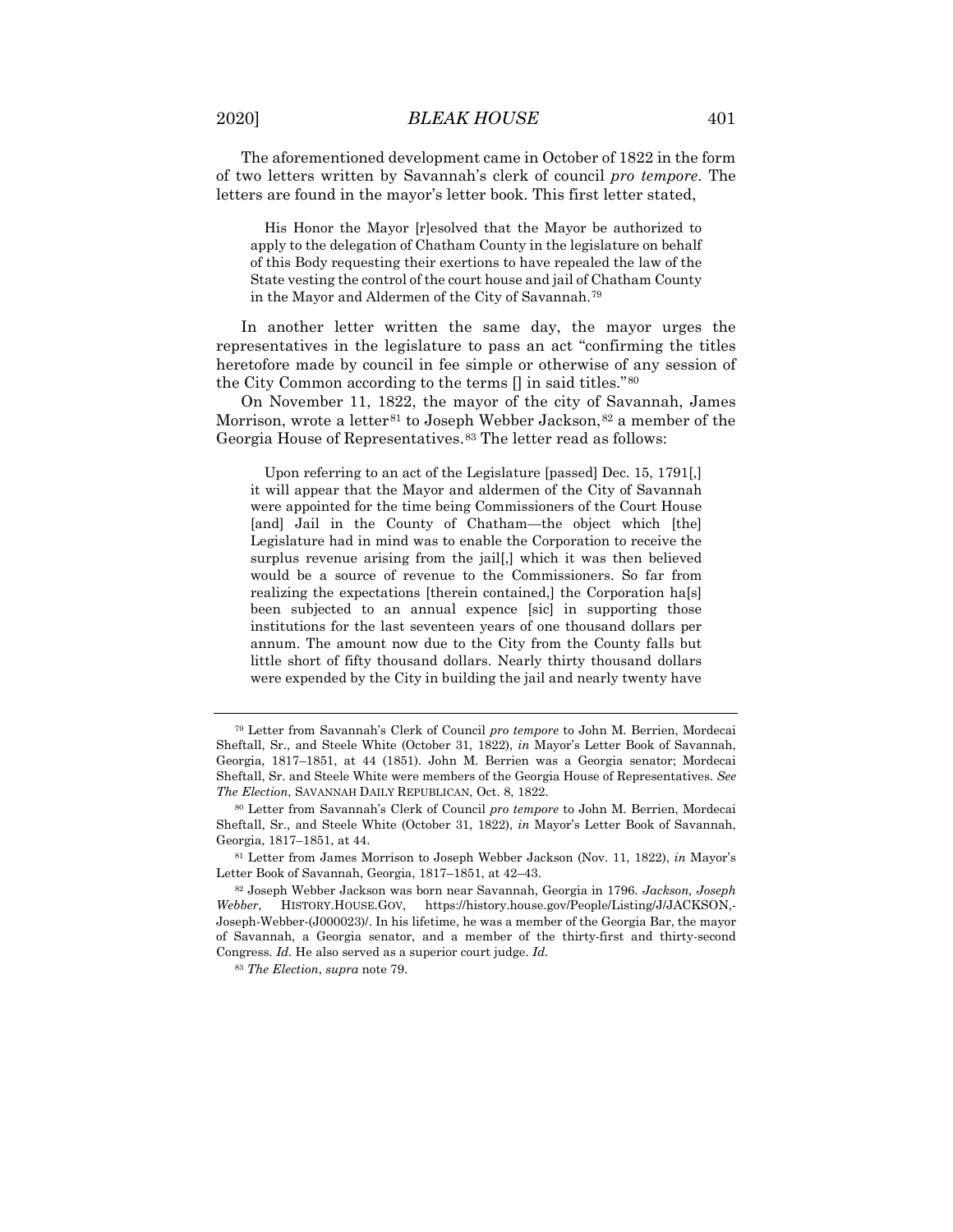The aforementioned development came in October of 1822 in the form of two letters written by Savannah's clerk of council *pro tempore*. The letters are found in the mayor's letter book. This first letter stated,

> His Honor the Mayor [r]esolved that the Mayor be authorized to apply to the delegation of Chatham County in the legislature on behalf of this Body requesting their exertions to have repealed the law of the State vesting the control of the court house and jail of Chatham County in the Mayor and Aldermen of the City of Savannah.[79]

In another letter written the same day, the mayor urges the representatives in the legislature to pass an act "confirming the titles heretofore made by council in fee simple or otherwise of any session of the City Common according to the terms [] in said titles."[80]

On November 11, 1822, the mayor of the city of Savannah, James Morrison, wrote a letter[81] to Joseph Webber Jackson,[82] a member of the Georgia House of Representatives.[83] The letter read as follows:

> Upon referring to an act of the Legislature [passed] Dec. 15, 1791[,] it will appear that the Mayor and aldermen of the City of Savannah were appointed for the time being Commissioners of the Court House [and] Jail in the County of Chatham—the object which [the] Legislature had in mind was to enable the Corporation to receive the surplus revenue arising from the jail[,] which it was then believed would be a source of revenue to the Commissioners. So far from realizing the expectations [therein contained,] the Corporation ha[s] been subjected to an annual expence [sic] in supporting those institutions for the last seventeen years of one thousand dollars per annum. The amount now due to the City from the County falls but little short of fifty thousand dollars. Nearly thirty thousand dollars were expended by the City in building the jail and nearly twenty have

---

[79] Letter from Savannah's Clerk of Council *pro tempore* to John M. Berrien, Mordecai Sheftall, Sr., and Steele White (October 31, 1822), *in* Mayor's Letter Book of Savannah, Georgia, 1817–1851, at 44 (1851). John M. Berrien was a Georgia senator; Mordecai Sheftall, Sr. and Steele White were members of the Georgia House of Representatives. *See The Election*, SAVANNAH DAILY REPUBLICAN, Oct. 8, 1822.

[80] Letter from Savannah's Clerk of Council *pro tempore* to John M. Berrien, Mordecai Sheftall, Sr., and Steele White (October 31, 1822), *in* Mayor's Letter Book of Savannah, Georgia, 1817–1851, at 44.

[81] Letter from James Morrison to Joseph Webber Jackson (Nov. 11, 1822), *in* Mayor's Letter Book of Savannah, Georgia, 1817–1851, at 42–43.

[82] Joseph Webber Jackson was born near Savannah, Georgia in 1796. *Jackson, Joseph Webber*, HISTORY.HOUSE.GOV, https://history.house.gov/People/Listing/J/JACKSON,-Joseph-Webber-(J000023)/. In his lifetime, he was a member of the Georgia Bar, the mayor of Savannah, a Georgia senator, and a member of the thirty-first and thirty-second Congress. *Id.* He also served as a superior court judge. *Id.*

[83] *The Election*, *supra* note 79.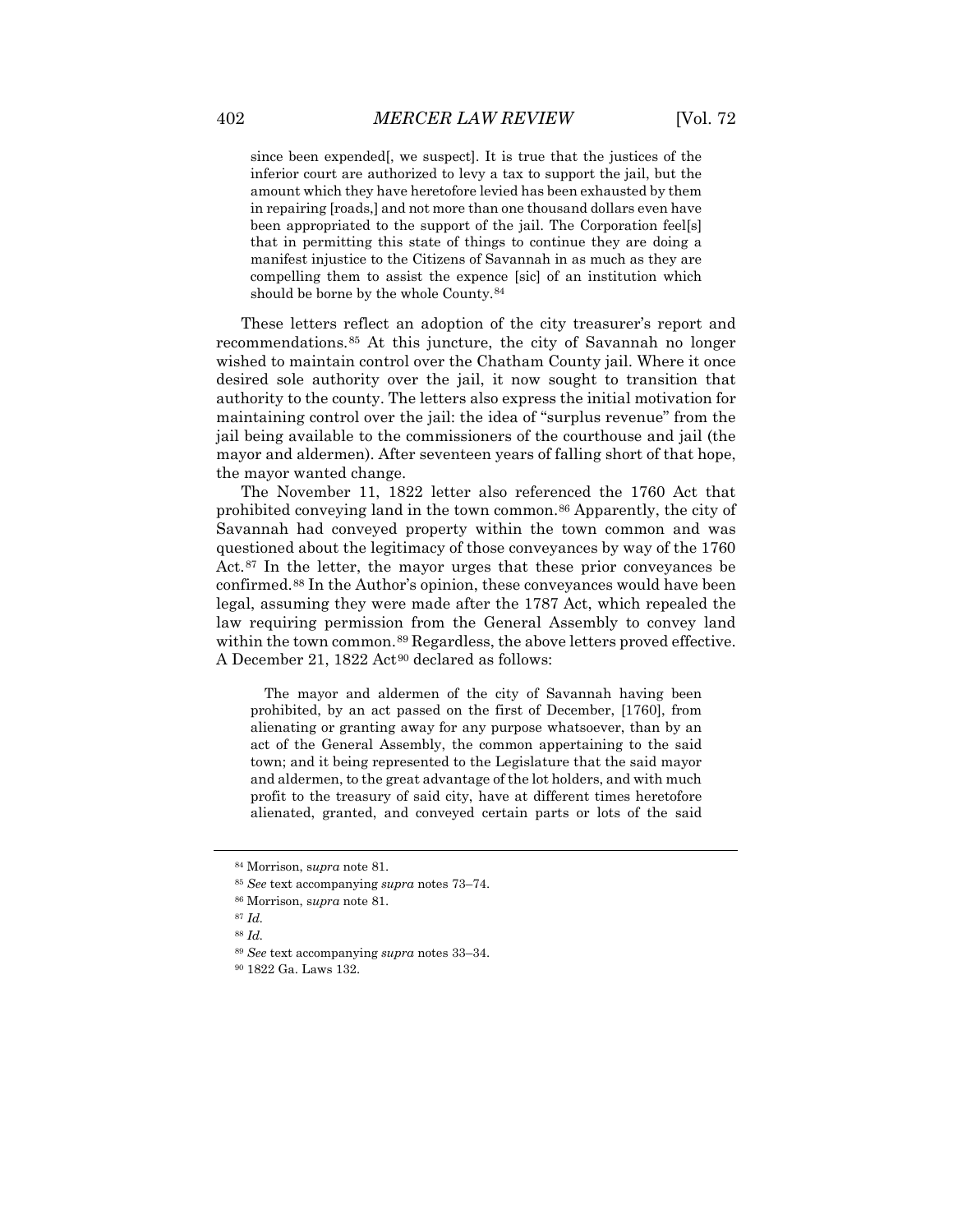> since been expended[, we suspect]. It is true that the justices of the inferior court are authorized to levy a tax to support the jail, but the amount which they have heretofore levied has been exhausted by them in repairing [roads,] and not more than one thousand dollars even have been appropriated to the support of the jail. The Corporation feel[s] that in permitting this state of things to continue they are doing a manifest injustice to the Citizens of Savannah in as much as they are compelling them to assist the expence [sic] of an institution which should be borne by the whole County.[84]

These letters reflect an adoption of the city treasurer's report and recommendations.[85] At this juncture, the city of Savannah no longer wished to maintain control over the Chatham County jail. Where it once desired sole authority over the jail, it now sought to transition that authority to the county. The letters also express the initial motivation for maintaining control over the jail: the idea of "surplus revenue" from the jail being available to the commissioners of the courthouse and jail (the mayor and aldermen). After seventeen years of falling short of that hope, the mayor wanted change.

The November 11, 1822 letter also referenced the 1760 Act that prohibited conveying land in the town common.[86] Apparently, the city of Savannah had conveyed property within the town common and was questioned about the legitimacy of those conveyances by way of the 1760 Act.[87] In the letter, the mayor urges that these prior conveyances be confirmed.[88] In the Author's opinion, these conveyances would have been legal, assuming they were made after the 1787 Act, which repealed the law requiring permission from the General Assembly to convey land within the town common.[89] Regardless, the above letters proved effective. A December 21, 1822 Act[90] declared as follows:

> The mayor and aldermen of the city of Savannah having been prohibited, by an act passed on the first of December, [1760], from alienating or granting away for any purpose whatsoever, than by an act of the General Assembly, the common appertaining to the said town; and it being represented to the Legislature that the said mayor and aldermen, to the great advantage of the lot holders, and with much profit to the treasury of said city, have at different times heretofore alienated, granted, and conveyed certain parts or lots of the said

---

[84] Morrison, *supra* note 81.

[85] *See* text accompanying *supra* notes 73–74.

[86] Morrison, *supra* note 81.

[87] *Id.*

[88] *Id.*

[89] *See* text accompanying *supra* notes 33–34.

[90] 1822 Ga. Laws 132.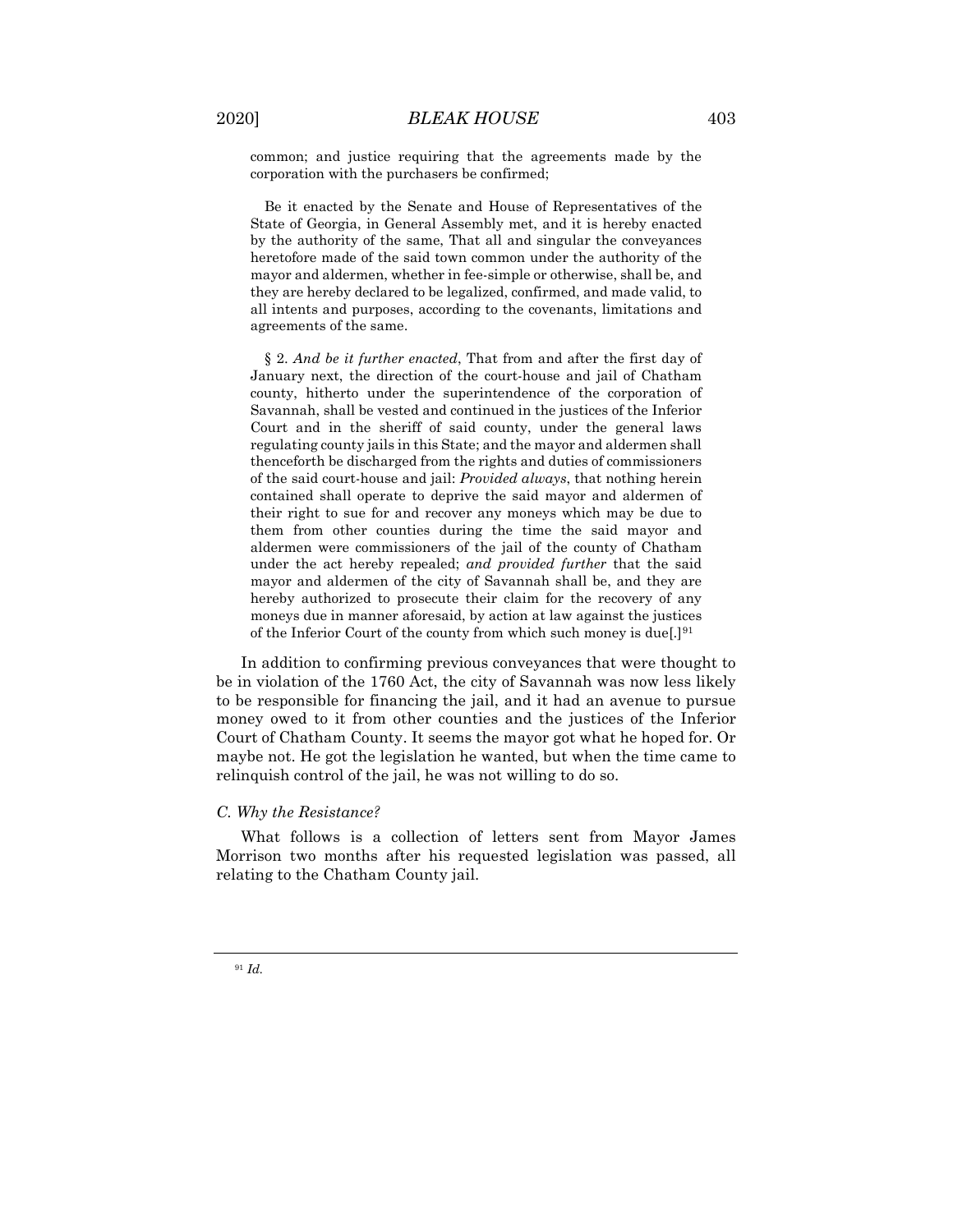> common; and justice requiring that the agreements made by the corporation with the purchasers be confirmed;
>
> Be it enacted by the Senate and House of Representatives of the State of Georgia, in General Assembly met, and it is hereby enacted by the authority of the same, That all and singular the conveyances heretofore made of the said town common under the authority of the mayor and aldermen, whether in fee-simple or otherwise, shall be, and they are hereby declared to be legalized, confirmed, and made valid, to all intents and purposes, according to the covenants, limitations and agreements of the same.
>
> § 2. *And be it further enacted*, That from and after the first day of January next, the direction of the court-house and jail of Chatham county, hitherto under the superintendence of the corporation of Savannah, shall be vested and continued in the justices of the Inferior Court and in the sheriff of said county, under the general laws regulating county jails in this State; and the mayor and aldermen shall thenceforth be discharged from the rights and duties of commissioners of the said court-house and jail: *Provided always*, that nothing herein contained shall operate to deprive the said mayor and aldermen of their right to sue for and recover any moneys which may be due to them from other counties during the time the said mayor and aldermen were commissioners of the jail of the county of Chatham under the act hereby repealed; *and provided further* that the said mayor and aldermen of the city of Savannah shall be, and they are hereby authorized to prosecute their claim for the recovery of any moneys due in manner aforesaid, by action at law against the justices of the Inferior Court of the county from which such money is due[.][91]

In addition to confirming previous conveyances that were thought to be in violation of the 1760 Act, the city of Savannah was now less likely to be responsible for financing the jail, and it had an avenue to pursue money owed to it from other counties and the justices of the Inferior Court of Chatham County. It seems the mayor got what he hoped for. Or maybe not. He got the legislation he wanted, but when the time came to relinquish control of the jail, he was not willing to do so.

### C. Why the Resistance?

What follows is a collection of letters sent from Mayor James Morrison two months after his requested legislation was passed, all relating to the Chatham County jail.

---

[91] *Id.*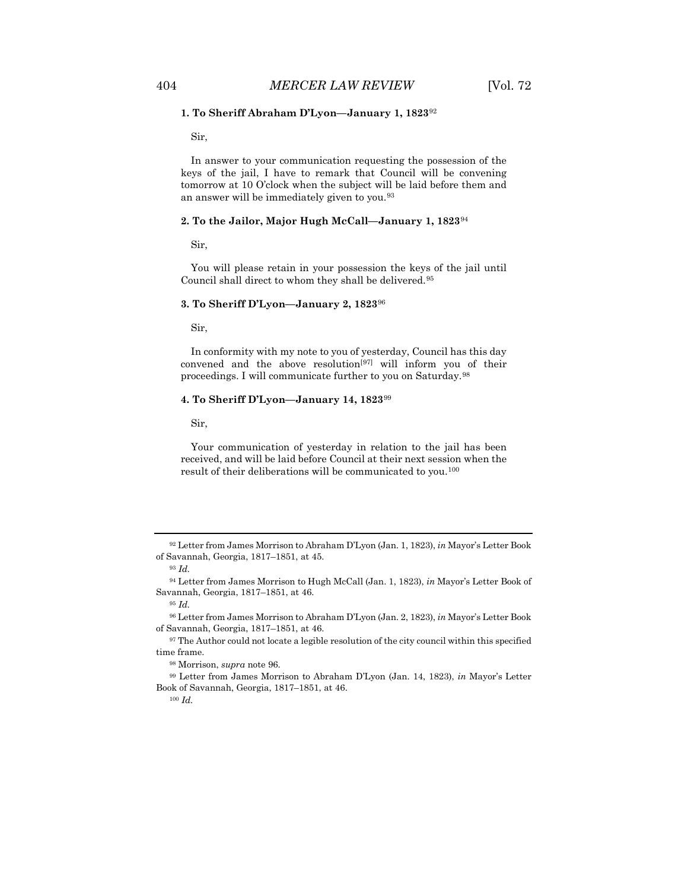**1. To Sheriff Abraham D'Lyon—January 1, 1823**[92]

Sir,

In answer to your communication requesting the possession of the keys of the jail, I have to remark that Council will be convening tomorrow at 10 O'clock when the subject will be laid before them and an answer will be immediately given to you.[93]

**2. To the Jailor, Major Hugh McCall—January 1, 1823**[94]

Sir,

You will please retain in your possession the keys of the jail until Council shall direct to whom they shall be delivered.[95]

**3. To Sheriff D'Lyon—January 2, 1823**[96]

Sir,

In conformity with my note to you of yesterday, Council has this day convened and the above resolution[97] will inform you of their proceedings. I will communicate further to you on Saturday.[98]

**4. To Sheriff D'Lyon—January 14, 1823**[99]

Sir,

Your communication of yesterday in relation to the jail has been received, and will be laid before Council at their next session when the result of their deliberations will be communicated to you.[100]

---

[92] Letter from James Morrison to Abraham D'Lyon (Jan. 1, 1823), *in* Mayor's Letter Book of Savannah, Georgia, 1817–1851, at 45.

[93] *Id.*

[94] Letter from James Morrison to Hugh McCall (Jan. 1, 1823), *in* Mayor's Letter Book of Savannah, Georgia, 1817–1851, at 46.

[95] *Id.*

[96] Letter from James Morrison to Abraham D'Lyon (Jan. 2, 1823), *in* Mayor's Letter Book of Savannah, Georgia, 1817–1851, at 46.

[97] The Author could not locate a legible resolution of the city council within this specified time frame.

[98] Morrison, *supra* note 96.

[99] Letter from James Morrison to Abraham D'Lyon (Jan. 14, 1823), *in* Mayor's Letter Book of Savannah, Georgia, 1817–1851, at 46.

[100] *Id.*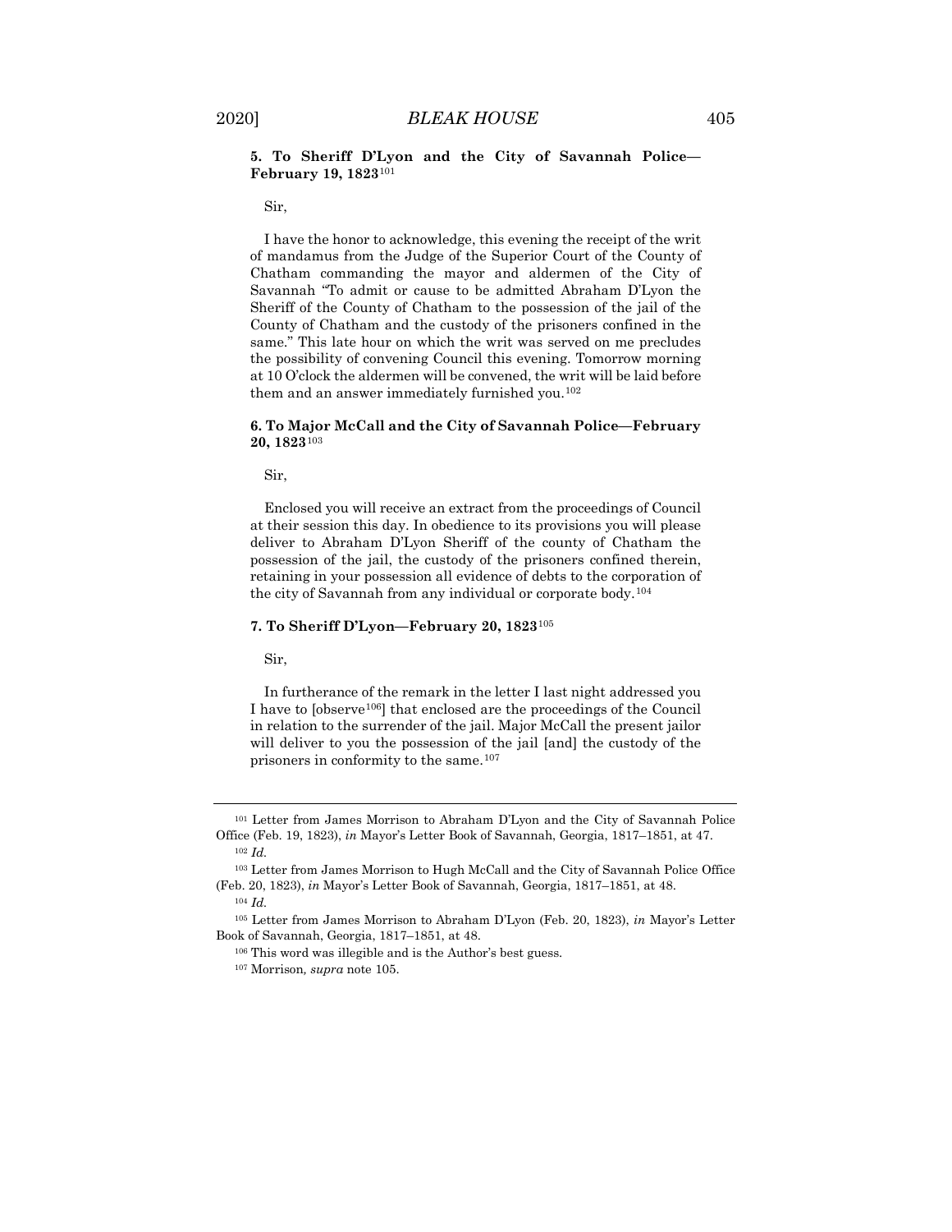### 5. To Sheriff D'Lyon and the City of Savannah Police—February 19, 1823[101]

Sir,

I have the honor to acknowledge, this evening the receipt of the writ of mandamus from the Judge of the Superior Court of the County of Chatham commanding the mayor and aldermen of the City of Savannah "To admit or cause to be admitted Abraham D'Lyon the Sheriff of the County of Chatham to the possession of the jail of the County of Chatham and the custody of the prisoners confined in the same." This late hour on which the writ was served on me precludes the possibility of convening Council this evening. Tomorrow morning at 10 O'clock the aldermen will be convened, the writ will be laid before them and an answer immediately furnished you.[102]

### 6. To Major McCall and the City of Savannah Police—February 20, 1823[103]

Sir,

Enclosed you will receive an extract from the proceedings of Council at their session this day. In obedience to its provisions you will please deliver to Abraham D'Lyon Sheriff of the county of Chatham the possession of the jail, the custody of the prisoners confined therein, retaining in your possession all evidence of debts to the corporation of the city of Savannah from any individual or corporate body.[104]

### 7. To Sheriff D'Lyon—February 20, 1823[105]

Sir,

In furtherance of the remark in the letter I last night addressed you I have to [observe[106]] that enclosed are the proceedings of the Council in relation to the surrender of the jail. Major McCall the present jailor will deliver to you the possession of the jail [and] the custody of the prisoners in conformity to the same.[107]

---

[101] Letter from James Morrison to Abraham D'Lyon and the City of Savannah Police Office (Feb. 19, 1823), *in* Mayor's Letter Book of Savannah, Georgia, 1817–1851, at 47.

[102] *Id.*

[103] Letter from James Morrison to Hugh McCall and the City of Savannah Police Office (Feb. 20, 1823), *in* Mayor's Letter Book of Savannah, Georgia, 1817–1851, at 48.

[104] *Id.*

[105] Letter from James Morrison to Abraham D'Lyon (Feb. 20, 1823), *in* Mayor's Letter Book of Savannah, Georgia, 1817–1851, at 48.

[106] This word was illegible and is the Author's best guess.

[107] Morrison*, supra* note 105.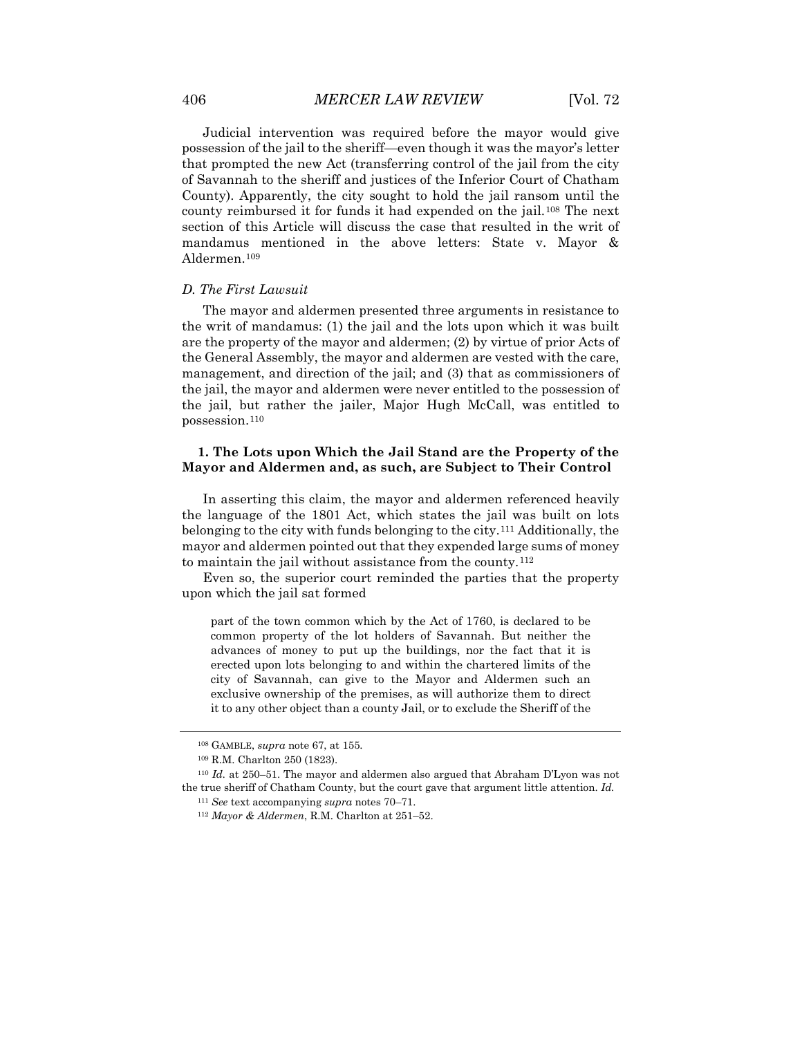Judicial intervention was required before the mayor would give possession of the jail to the sheriff—even though it was the mayor's letter that prompted the new Act (transferring control of the jail from the city of Savannah to the sheriff and justices of the Inferior Court of Chatham County). Apparently, the city sought to hold the jail ransom until the county reimbursed it for funds it had expended on the jail.[108] The next section of this Article will discuss the case that resulted in the writ of mandamus mentioned in the above letters: State v. Mayor & Aldermen.[109]

### *D. The First Lawsuit*

The mayor and aldermen presented three arguments in resistance to the writ of mandamus: (1) the jail and the lots upon which it was built are the property of the mayor and aldermen; (2) by virtue of prior Acts of the General Assembly, the mayor and aldermen are vested with the care, management, and direction of the jail; and (3) that as commissioners of the jail, the mayor and aldermen were never entitled to the possession of the jail, but rather the jailer, Major Hugh McCall, was entitled to possession.[110]

#### 1. The Lots upon Which the Jail Stand are the Property of the Mayor and Aldermen and, as such, are Subject to Their Control

In asserting this claim, the mayor and aldermen referenced heavily the language of the 1801 Act, which states the jail was built on lots belonging to the city with funds belonging to the city.[111] Additionally, the mayor and aldermen pointed out that they expended large sums of money to maintain the jail without assistance from the county.[112]

Even so, the superior court reminded the parties that the property upon which the jail sat formed

> part of the town common which by the Act of 1760, is declared to be common property of the lot holders of Savannah. But neither the advances of money to put up the buildings, nor the fact that it is erected upon lots belonging to and within the chartered limits of the city of Savannah, can give to the Mayor and Aldermen such an exclusive ownership of the premises, as will authorize them to direct it to any other object than a county Jail, or to exclude the Sheriff of the

---

[108] GAMBLE, *supra* note 67, at 155.

[109] R.M. Charlton 250 (1823).

[110] *Id.* at 250–51. The mayor and aldermen also argued that Abraham D'Lyon was not the true sheriff of Chatham County, but the court gave that argument little attention. *Id.*

[111] *See* text accompanying *supra* notes 70–71.

[112] *Mayor & Aldermen*, R.M. Charlton at 251–52.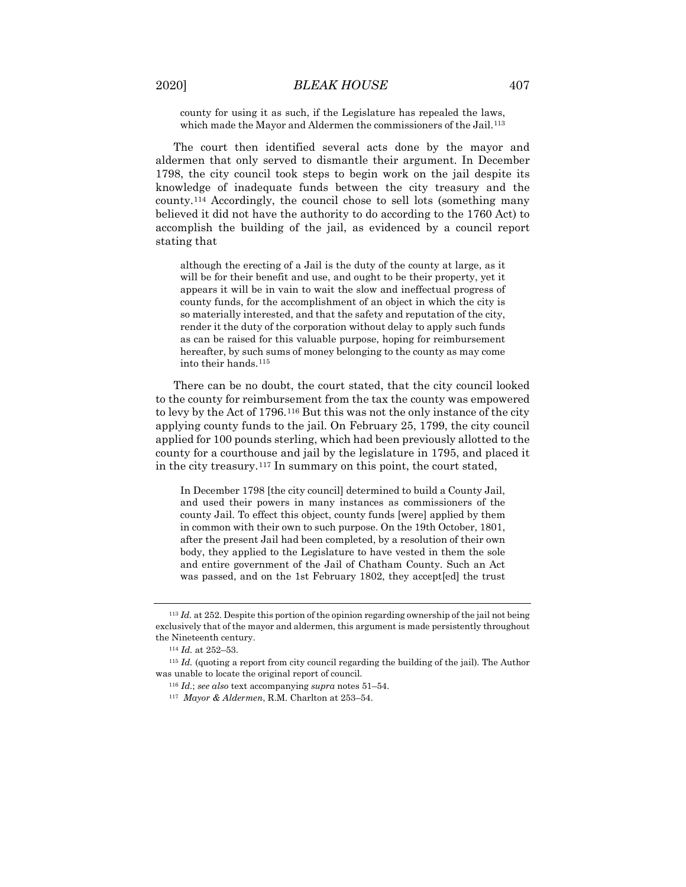> county for using it as such, if the Legislature has repealed the laws, which made the Mayor and Aldermen the commissioners of the Jail.[113]

The court then identified several acts done by the mayor and aldermen that only served to dismantle their argument. In December 1798, the city council took steps to begin work on the jail despite its knowledge of inadequate funds between the city treasury and the county.[114] Accordingly, the council chose to sell lots (something many believed it did not have the authority to do according to the 1760 Act) to accomplish the building of the jail, as evidenced by a council report stating that

> although the erecting of a Jail is the duty of the county at large, as it will be for their benefit and use, and ought to be their property, yet it appears it will be in vain to wait the slow and ineffectual progress of county funds, for the accomplishment of an object in which the city is so materially interested, and that the safety and reputation of the city, render it the duty of the corporation without delay to apply such funds as can be raised for this valuable purpose, hoping for reimbursement hereafter, by such sums of money belonging to the county as may come into their hands.[115]

There can be no doubt, the court stated, that the city council looked to the county for reimbursement from the tax the county was empowered to levy by the Act of 1796.[116] But this was not the only instance of the city applying county funds to the jail. On February 25, 1799, the city council applied for 100 pounds sterling, which had been previously allotted to the county for a courthouse and jail by the legislature in 1795, and placed it in the city treasury.[117] In summary on this point, the court stated,

> In December 1798 [the city council] determined to build a County Jail, and used their powers in many instances as commissioners of the county Jail. To effect this object, county funds [were] applied by them in common with their own to such purpose. On the 19th October, 1801, after the present Jail had been completed, by a resolution of their own body, they applied to the Legislature to have vested in them the sole and entire government of the Jail of Chatham County. Such an Act was passed, and on the 1st February 1802, they accept[ed] the trust

---

[113] *Id.* at 252. Despite this portion of the opinion regarding ownership of the jail not being exclusively that of the mayor and aldermen, this argument is made persistently throughout the Nineteenth century.

[114] *Id.* at 252–53.

[115] *Id.* (quoting a report from city council regarding the building of the jail). The Author was unable to locate the original report of council.

[116] *Id.*; *see also* text accompanying *supra* notes 51–54.

[117] *Mayor & Aldermen*, R.M. Charlton at 253–54.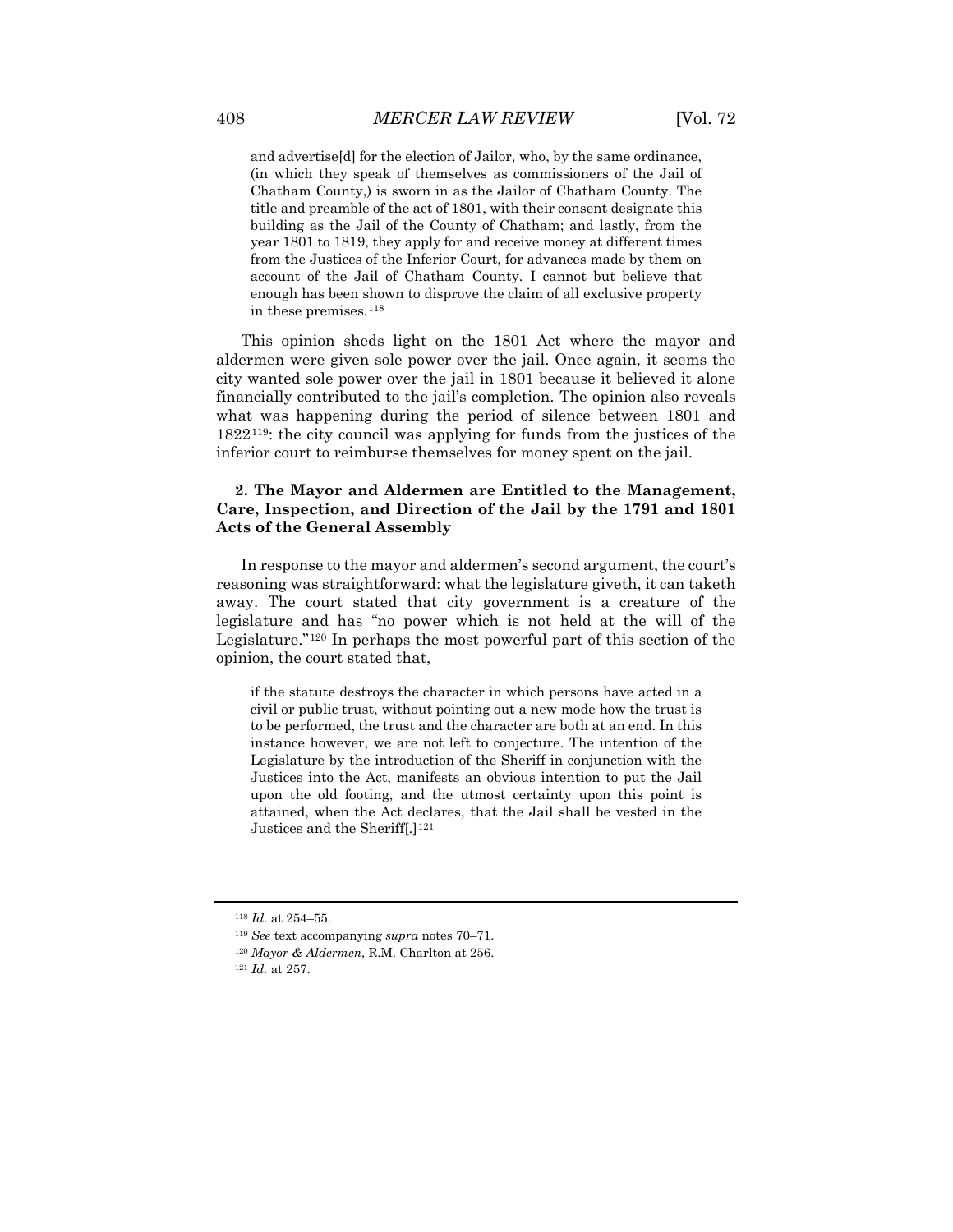> and advertise[d] for the election of Jailor, who, by the same ordinance, (in which they speak of themselves as commissioners of the Jail of Chatham County,) is sworn in as the Jailor of Chatham County. The title and preamble of the act of 1801, with their consent designate this building as the Jail of the County of Chatham; and lastly, from the year 1801 to 1819, they apply for and receive money at different times from the Justices of the Inferior Court, for advances made by them on account of the Jail of Chatham County. I cannot but believe that enough has been shown to disprove the claim of all exclusive property in these premises.[118]

This opinion sheds light on the 1801 Act where the mayor and aldermen were given sole power over the jail. Once again, it seems the city wanted sole power over the jail in 1801 because it believed it alone financially contributed to the jail's completion. The opinion also reveals what was happening during the period of silence between 1801 and 1822[119]: the city council was applying for funds from the justices of the inferior court to reimburse themselves for money spent on the jail.

### 2. The Mayor and Aldermen are Entitled to the Management, Care, Inspection, and Direction of the Jail by the 1791 and 1801 Acts of the General Assembly

In response to the mayor and aldermen's second argument, the court's reasoning was straightforward: what the legislature giveth, it can taketh away. The court stated that city government is a creature of the legislature and has "no power which is not held at the will of the Legislature."[120] In perhaps the most powerful part of this section of the opinion, the court stated that,

> if the statute destroys the character in which persons have acted in a civil or public trust, without pointing out a new mode how the trust is to be performed, the trust and the character are both at an end. In this instance however, we are not left to conjecture. The intention of the Legislature by the introduction of the Sheriff in conjunction with the Justices into the Act, manifests an obvious intention to put the Jail upon the old footing, and the utmost certainty upon this point is attained, when the Act declares, that the Jail shall be vested in the Justices and the Sheriff[.][121]

---

[118] *Id.* at 254–55.

[119] *See* text accompanying *supra* notes 70–71.

[120] *Mayor & Aldermen*, R.M. Charlton at 256.

[121] *Id.* at 257.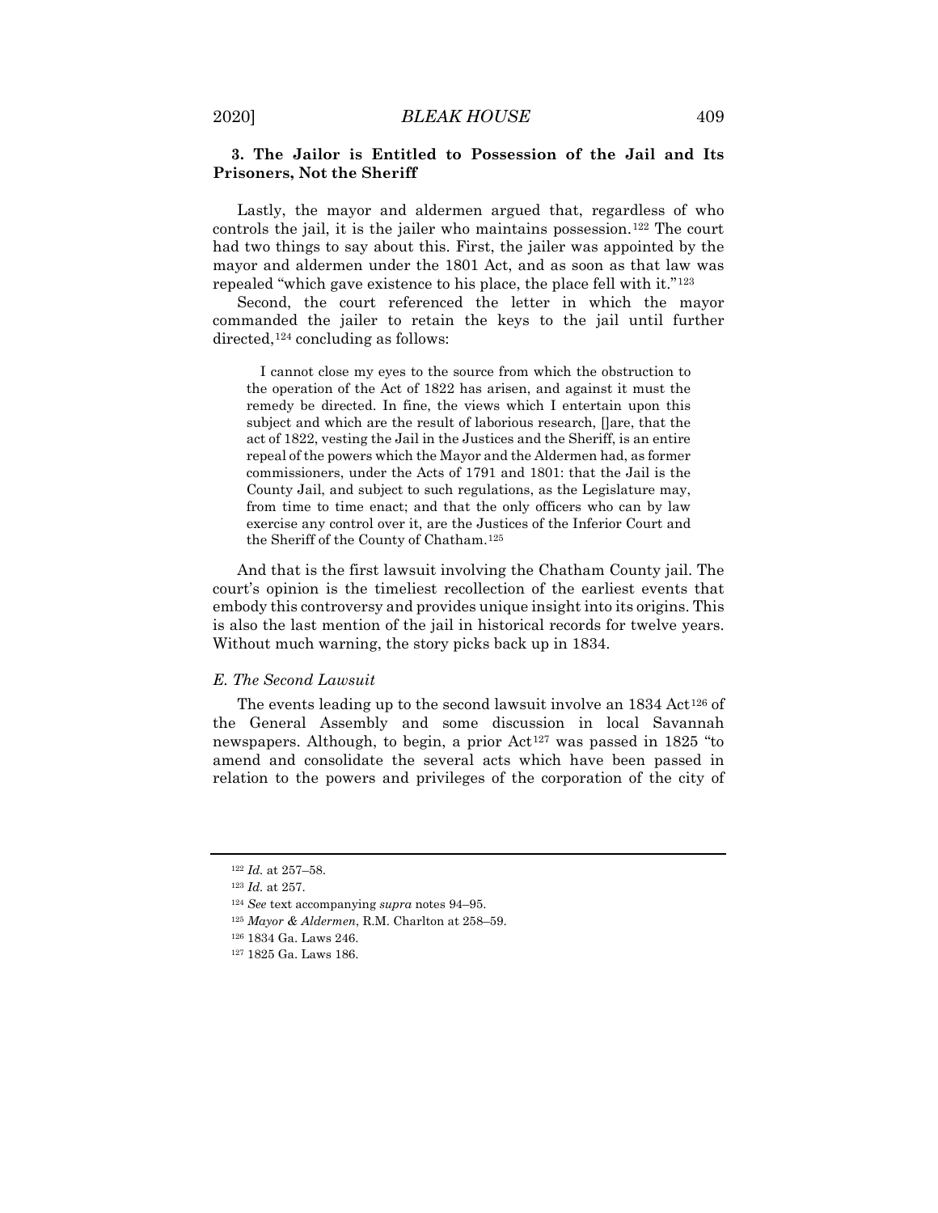### 3. The Jailor is Entitled to Possession of the Jail and Its Prisoners, Not the Sheriff

Lastly, the mayor and aldermen argued that, regardless of who controls the jail, it is the jailer who maintains possession.[122] The court had two things to say about this. First, the jailer was appointed by the mayor and aldermen under the 1801 Act, and as soon as that law was repealed "which gave existence to his place, the place fell with it."[123]

Second, the court referenced the letter in which the mayor commanded the jailer to retain the keys to the jail until further directed,[124] concluding as follows:

> I cannot close my eyes to the source from which the obstruction to the operation of the Act of 1822 has arisen, and against it must the remedy be directed. In fine, the views which I entertain upon this subject and which are the result of laborious research, []are, that the act of 1822, vesting the Jail in the Justices and the Sheriff, is an entire repeal of the powers which the Mayor and the Aldermen had, as former commissioners, under the Acts of 1791 and 1801: that the Jail is the County Jail, and subject to such regulations, as the Legislature may, from time to time enact; and that the only officers who can by law exercise any control over it, are the Justices of the Inferior Court and the Sheriff of the County of Chatham.[125]

And that is the first lawsuit involving the Chatham County jail. The court's opinion is the timeliest recollection of the earliest events that embody this controversy and provides unique insight into its origins. This is also the last mention of the jail in historical records for twelve years. Without much warning, the story picks back up in 1834.

#### *E. The Second Lawsuit*

The events leading up to the second lawsuit involve an 1834 Act[126] of the General Assembly and some discussion in local Savannah newspapers. Although, to begin, a prior Act[127] was passed in 1825 "to amend and consolidate the several acts which have been passed in relation to the powers and privileges of the corporation of the city of

---

[122] *Id.* at 257–58.

[123] *Id.* at 257.

[124] *See* text accompanying *supra* notes 94–95.

[125] *Mayor & Aldermen*, R.M. Charlton at 258–59.

[126] 1834 Ga. Laws 246.

[127] 1825 Ga. Laws 186.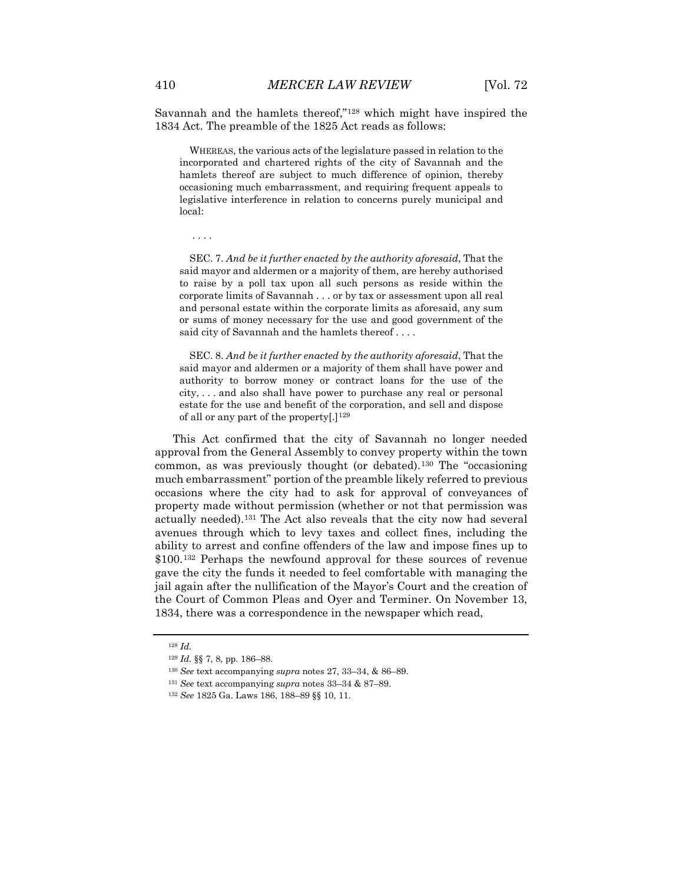Savannah and the hamlets thereof,"[128] which might have inspired the 1834 Act. The preamble of the 1825 Act reads as follows:

> WHEREAS, the various acts of the legislature passed in relation to the incorporated and chartered rights of the city of Savannah and the hamlets thereof are subject to much difference of opinion, thereby occasioning much embarrassment, and requiring frequent appeals to legislative interference in relation to concerns purely municipal and local:
>
> . . . .
>
> SEC. 7. *And be it further enacted by the authority aforesaid*, That the said mayor and aldermen or a majority of them, are hereby authorised to raise by a poll tax upon all such persons as reside within the corporate limits of Savannah . . . or by tax or assessment upon all real and personal estate within the corporate limits as aforesaid, any sum or sums of money necessary for the use and good government of the said city of Savannah and the hamlets thereof . . . .
>
> SEC. 8. *And be it further enacted by the authority aforesaid*, That the said mayor and aldermen or a majority of them shall have power and authority to borrow money or contract loans for the use of the city, . . . and also shall have power to purchase any real or personal estate for the use and benefit of the corporation, and sell and dispose of all or any part of the property[.][129]

This Act confirmed that the city of Savannah no longer needed approval from the General Assembly to convey property within the town common, as was previously thought (or debated).[130] The "occasioning much embarrassment" portion of the preamble likely referred to previous occasions where the city had to ask for approval of conveyances of property made without permission (whether or not that permission was actually needed).[131] The Act also reveals that the city now had several avenues through which to levy taxes and collect fines, including the ability to arrest and confine offenders of the law and impose fines up to $100.[132] Perhaps the newfound approval for these sources of revenue gave the city the funds it needed to feel comfortable with managing the jail again after the nullification of the Mayor's Court and the creation of the Court of Common Pleas and Oyer and Terminer. On November 13, 1834, there was a correspondence in the newspaper which read,

---

[128] *Id.*

[129] *Id.* §§ 7, 8, pp. 186–88.

[130] *See* text accompanying *supra* notes 27, 33–34, & 86–89.

[131] *See* text accompanying *supra* notes 33–34 & 87–89.

[132] *See* 1825 Ga. Laws 186, 188–89 §§ 10, 11.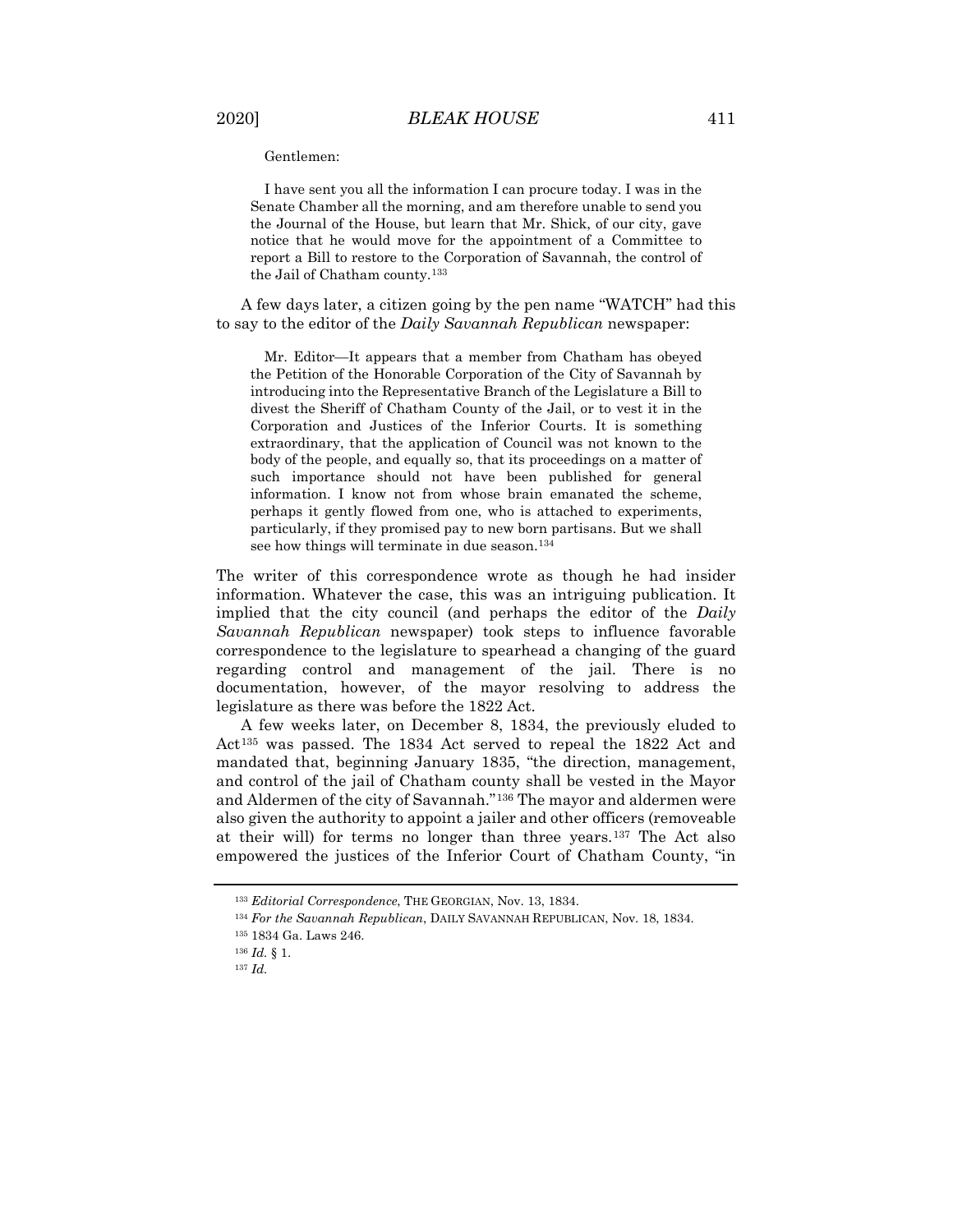> Gentlemen:
>
> I have sent you all the information I can procure today. I was in the Senate Chamber all the morning, and am therefore unable to send you the Journal of the House, but learn that Mr. Shick, of our city, gave notice that he would move for the appointment of a Committee to report a Bill to restore to the Corporation of Savannah, the control of the Jail of Chatham county.[133]

A few days later, a citizen going by the pen name "WATCH" had this to say to the editor of the *Daily Savannah Republican* newspaper:

> Mr. Editor—It appears that a member from Chatham has obeyed the Petition of the Honorable Corporation of the City of Savannah by introducing into the Representative Branch of the Legislature a Bill to divest the Sheriff of Chatham County of the Jail, or to vest it in the Corporation and Justices of the Inferior Courts. It is something extraordinary, that the application of Council was not known to the body of the people, and equally so, that its proceedings on a matter of such importance should not have been published for general information. I know not from whose brain emanated the scheme, perhaps it gently flowed from one, who is attached to experiments, particularly, if they promised pay to new born partisans. But we shall see how things will terminate in due season.[134]

The writer of this correspondence wrote as though he had insider information. Whatever the case, this was an intriguing publication. It implied that the city council (and perhaps the editor of the *Daily Savannah Republican* newspaper) took steps to influence favorable correspondence to the legislature to spearhead a changing of the guard regarding control and management of the jail. There is no documentation, however, of the mayor resolving to address the legislature as there was before the 1822 Act.

A few weeks later, on December 8, 1834, the previously eluded to Act[135] was passed. The 1834 Act served to repeal the 1822 Act and mandated that, beginning January 1835, "the direction, management, and control of the jail of Chatham county shall be vested in the Mayor and Aldermen of the city of Savannah."[136] The mayor and aldermen were also given the authority to appoint a jailer and other officers (removeable at their will) for terms no longer than three years.[137] The Act also empowered the justices of the Inferior Court of Chatham County, "in

---

[133] *Editorial Correspondence*, THE GEORGIAN, Nov. 13, 1834.

[134] *For the Savannah Republican*, DAILY SAVANNAH REPUBLICAN, Nov. 18, 1834.

[135] 1834 Ga. Laws 246.

[136] *Id.* § 1.

[137] *Id.*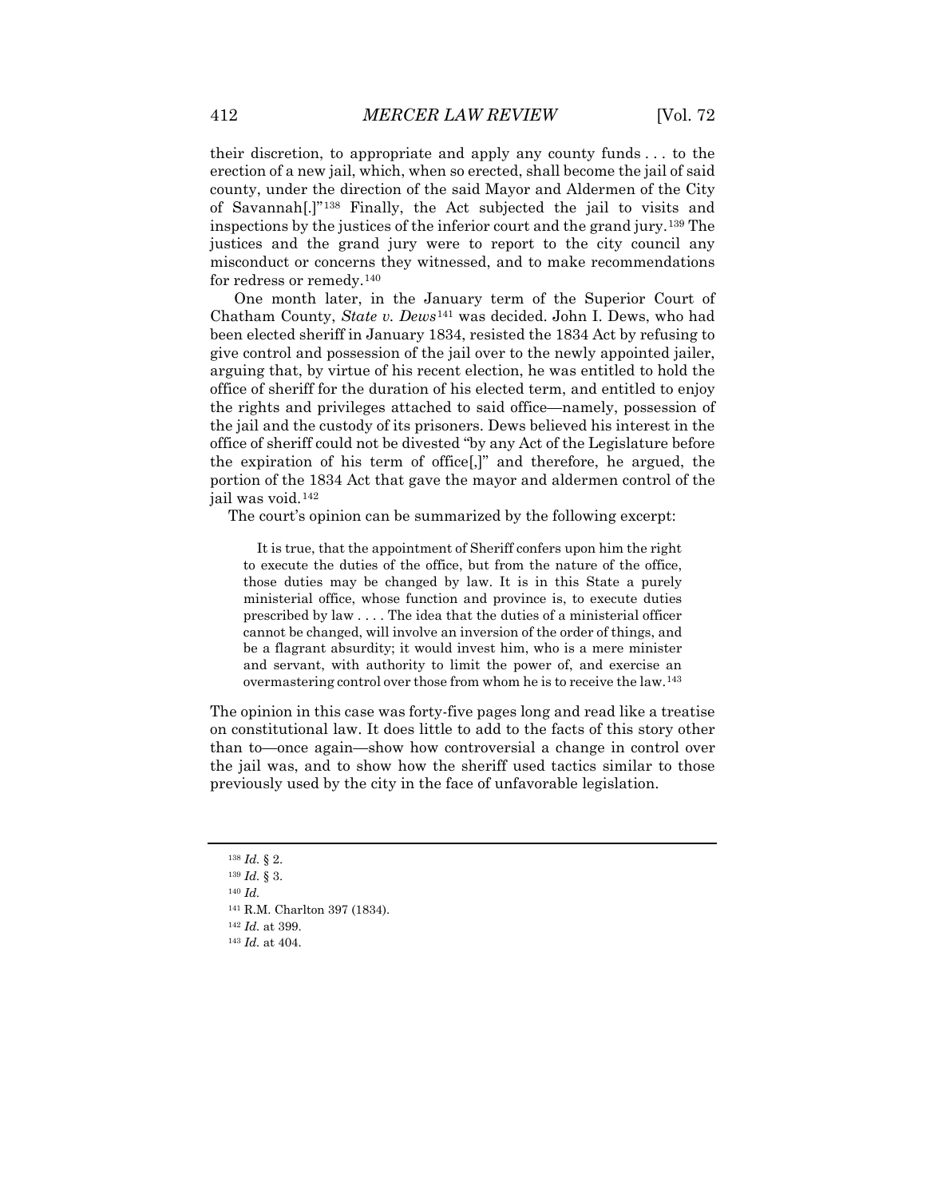their discretion, to appropriate and apply any county funds . . . to the erection of a new jail, which, when so erected, shall become the jail of said county, under the direction of the said Mayor and Aldermen of the City of Savannah[.]"[138] Finally, the Act subjected the jail to visits and inspections by the justices of the inferior court and the grand jury.[139] The justices and the grand jury were to report to the city council any misconduct or concerns they witnessed, and to make recommendations for redress or remedy.[140]

One month later, in the January term of the Superior Court of Chatham County, *State v. Dews*[141] was decided. John I. Dews, who had been elected sheriff in January 1834, resisted the 1834 Act by refusing to give control and possession of the jail over to the newly appointed jailer, arguing that, by virtue of his recent election, he was entitled to hold the office of sheriff for the duration of his elected term, and entitled to enjoy the rights and privileges attached to said office—namely, possession of the jail and the custody of its prisoners. Dews believed his interest in the office of sheriff could not be divested "by any Act of the Legislature before the expiration of his term of office[,]" and therefore, he argued, the portion of the 1834 Act that gave the mayor and aldermen control of the jail was void.[142]

The court's opinion can be summarized by the following excerpt:

> It is true, that the appointment of Sheriff confers upon him the right to execute the duties of the office, but from the nature of the office, those duties may be changed by law. It is in this State a purely ministerial office, whose function and province is, to execute duties prescribed by law . . . . The idea that the duties of a ministerial officer cannot be changed, will involve an inversion of the order of things, and be a flagrant absurdity; it would invest him, who is a mere minister and servant, with authority to limit the power of, and exercise an overmastering control over those from whom he is to receive the law.[143]

The opinion in this case was forty-five pages long and read like a treatise on constitutional law. It does little to add to the facts of this story other than to—once again—show how controversial a change in control over the jail was, and to show how the sheriff used tactics similar to those previously used by the city in the face of unfavorable legislation.

---

[138] *Id.* § 2.

[139] *Id.* § 3.

[140] *Id.*

[141] R.M. Charlton 397 (1834).

[142] *Id.* at 399.

[143] *Id.* at 404.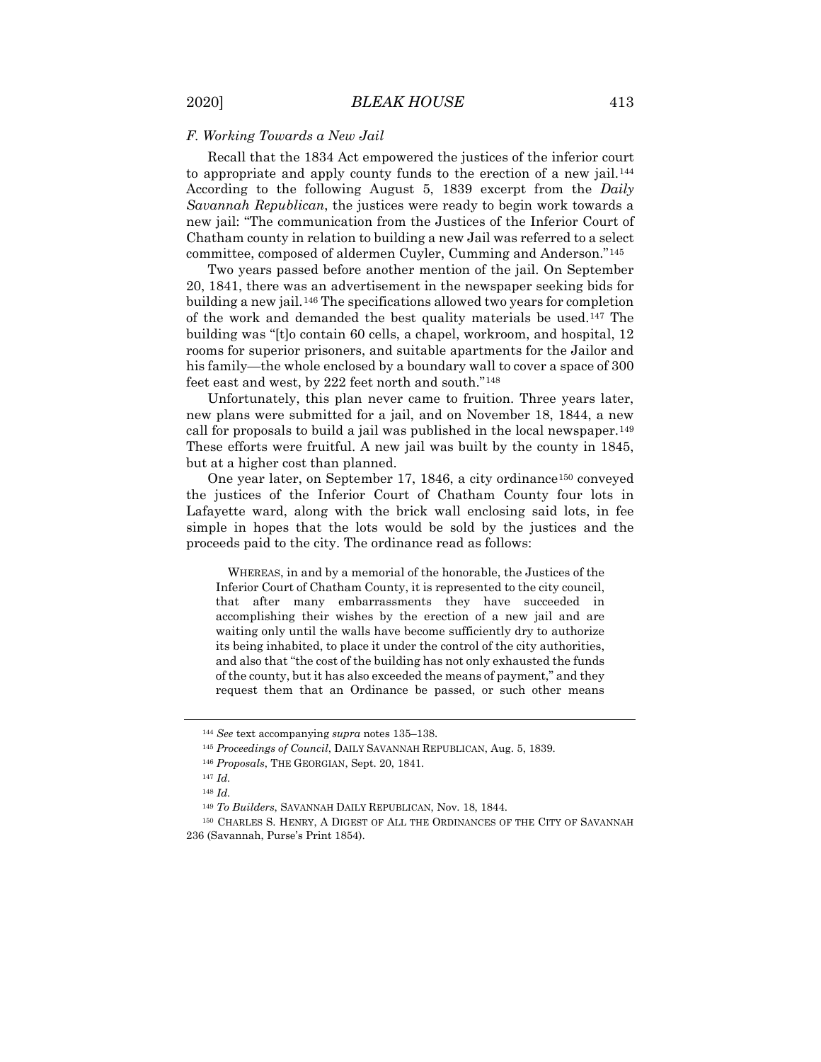### *F. Working Towards a New Jail*

Recall that the 1834 Act empowered the justices of the inferior court to appropriate and apply county funds to the erection of a new jail.[144] According to the following August 5, 1839 excerpt from the *Daily Savannah Republican*, the justices were ready to begin work towards a new jail: "The communication from the Justices of the Inferior Court of Chatham county in relation to building a new Jail was referred to a select committee, composed of aldermen Cuyler, Cumming and Anderson."[145]

Two years passed before another mention of the jail. On September 20, 1841, there was an advertisement in the newspaper seeking bids for building a new jail.[146] The specifications allowed two years for completion of the work and demanded the best quality materials be used.[147] The building was "[t]o contain 60 cells, a chapel, workroom, and hospital, 12 rooms for superior prisoners, and suitable apartments for the Jailor and his family—the whole enclosed by a boundary wall to cover a space of 300 feet east and west, by 222 feet north and south."[148]

Unfortunately, this plan never came to fruition. Three years later, new plans were submitted for a jail, and on November 18, 1844, a new call for proposals to build a jail was published in the local newspaper.[149] These efforts were fruitful. A new jail was built by the county in 1845, but at a higher cost than planned.

One year later, on September 17, 1846, a city ordinance[150] conveyed the justices of the Inferior Court of Chatham County four lots in Lafayette ward, along with the brick wall enclosing said lots, in fee simple in hopes that the lots would be sold by the justices and the proceeds paid to the city. The ordinance read as follows:

> WHEREAS, in and by a memorial of the honorable, the Justices of the Inferior Court of Chatham County, it is represented to the city council, that after many embarrassments they have succeeded in accomplishing their wishes by the erection of a new jail and are waiting only until the walls have become sufficiently dry to authorize its being inhabited, to place it under the control of the city authorities, and also that "the cost of the building has not only exhausted the funds of the county, but it has also exceeded the means of payment," and they request them that an Ordinance be passed, or such other means

---

[144] *See* text accompanying *supra* notes 135–138.

[145] *Proceedings of Council*, DAILY SAVANNAH REPUBLICAN, Aug. 5, 1839.

[146] *Proposals*, THE GEORGIAN, Sept. 20, 1841.

[147] *Id.*

[148] *Id.*

[149] *To Builders*, SAVANNAH DAILY REPUBLICAN, Nov. 18, 1844.

[150] CHARLES S. HENRY, A DIGEST OF ALL THE ORDINANCES OF THE CITY OF SAVANNAH 236 (Savannah, Purse's Print 1854).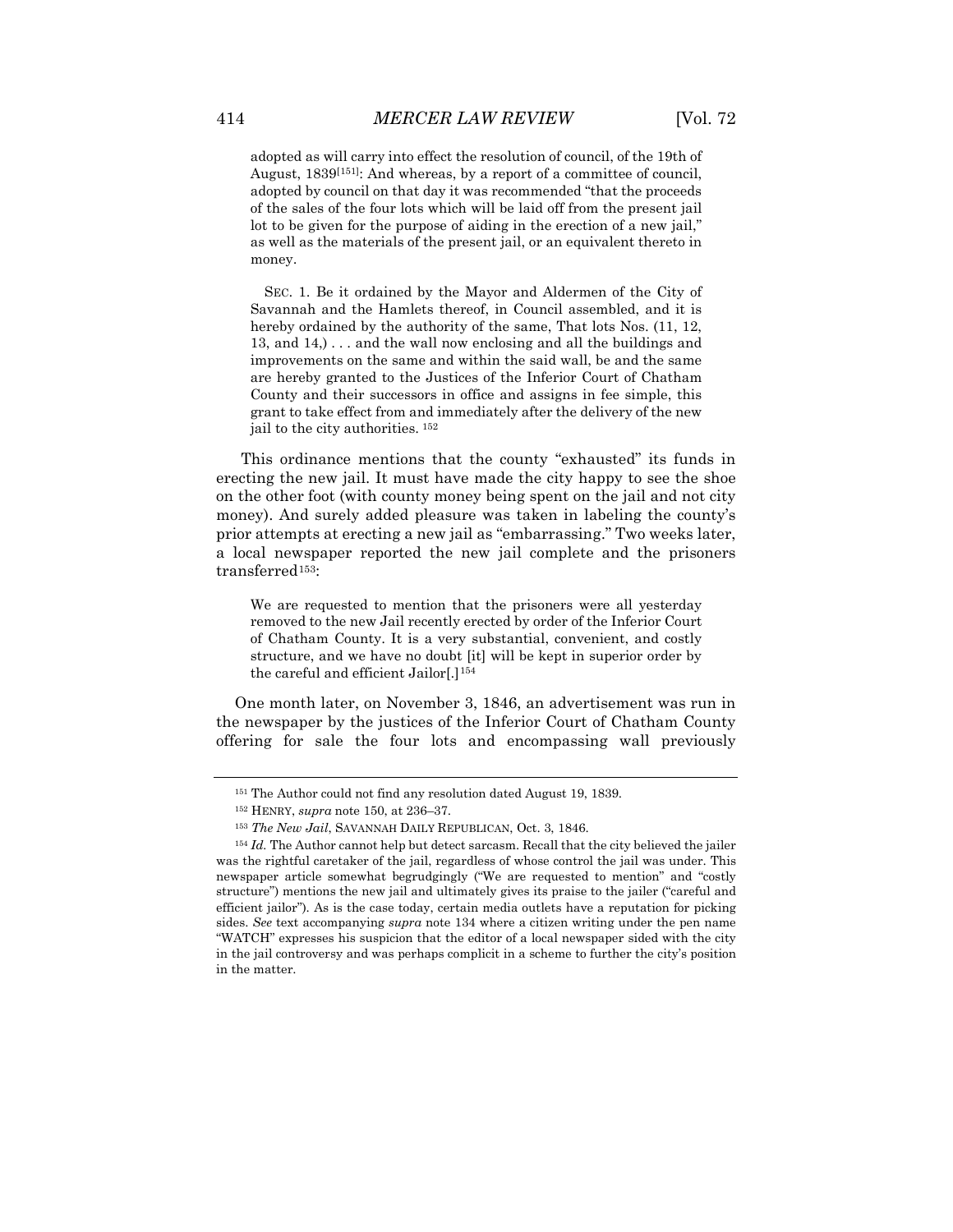adopted as will carry into effect the resolution of council, of the 19th of August, 1839[151]: And whereas, by a report of a committee of council, adopted by council on that day it was recommended "that the proceeds of the sales of the four lots which will be laid off from the present jail lot to be given for the purpose of aiding in the erection of a new jail," as well as the materials of the present jail, or an equivalent thereto in money.

> SEC. 1. Be it ordained by the Mayor and Aldermen of the City of Savannah and the Hamlets thereof, in Council assembled, and it is hereby ordained by the authority of the same, That lots Nos. (11, 12, 13, and 14,) . . . and the wall now enclosing and all the buildings and improvements on the same and within the said wall, be and the same are hereby granted to the Justices of the Inferior Court of Chatham County and their successors in office and assigns in fee simple, this grant to take effect from and immediately after the delivery of the new jail to the city authorities. [152]

This ordinance mentions that the county "exhausted" its funds in erecting the new jail. It must have made the city happy to see the shoe on the other foot (with county money being spent on the jail and not city money). And surely added pleasure was taken in labeling the county's prior attempts at erecting a new jail as "embarrassing." Two weeks later, a local newspaper reported the new jail complete and the prisoners transferred[153]:

> We are requested to mention that the prisoners were all yesterday removed to the new Jail recently erected by order of the Inferior Court of Chatham County. It is a very substantial, convenient, and costly structure, and we have no doubt [it] will be kept in superior order by the careful and efficient Jailor[.][154]

One month later, on November 3, 1846, an advertisement was run in the newspaper by the justices of the Inferior Court of Chatham County offering for sale the four lots and encompassing wall previously

---

[151] The Author could not find any resolution dated August 19, 1839.

[152] HENRY, *supra* note 150, at 236–37.

[153] *The New Jail*, SAVANNAH DAILY REPUBLICAN, Oct. 3, 1846.

[154] *Id.* The Author cannot help but detect sarcasm. Recall that the city believed the jailer was the rightful caretaker of the jail, regardless of whose control the jail was under. This newspaper article somewhat begrudgingly ("We are requested to mention" and "costly structure") mentions the new jail and ultimately gives its praise to the jailer ("careful and efficient jailor"). As is the case today, certain media outlets have a reputation for picking sides. *See* text accompanying *supra* note 134 where a citizen writing under the pen name "WATCH" expresses his suspicion that the editor of a local newspaper sided with the city in the jail controversy and was perhaps complicit in a scheme to further the city's position in the matter.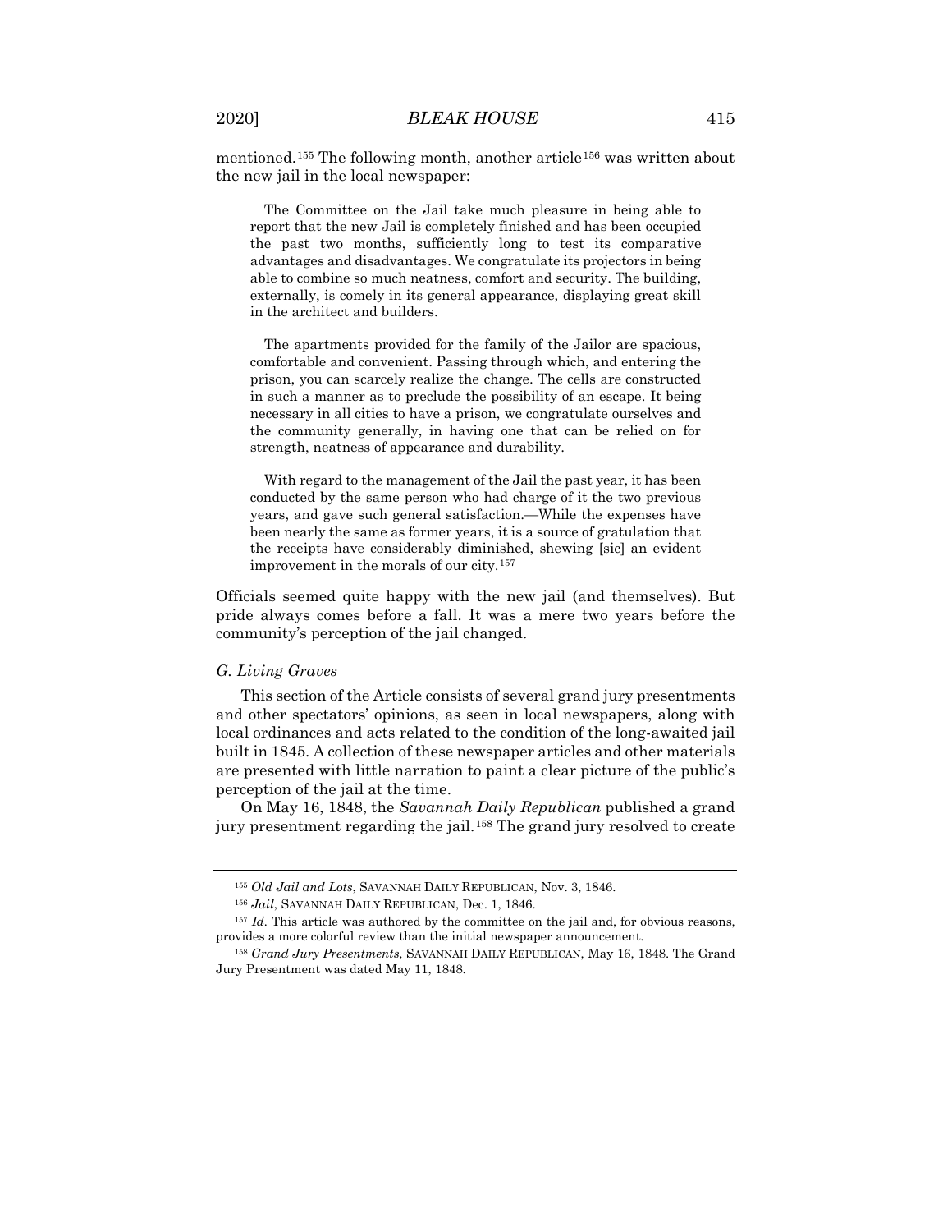mentioned.[155] The following month, another article[156] was written about the new jail in the local newspaper:

> The Committee on the Jail take much pleasure in being able to report that the new Jail is completely finished and has been occupied the past two months, sufficiently long to test its comparative advantages and disadvantages. We congratulate its projectors in being able to combine so much neatness, comfort and security. The building, externally, is comely in its general appearance, displaying great skill in the architect and builders.
>
> The apartments provided for the family of the Jailor are spacious, comfortable and convenient. Passing through which, and entering the prison, you can scarcely realize the change. The cells are constructed in such a manner as to preclude the possibility of an escape. It being necessary in all cities to have a prison, we congratulate ourselves and the community generally, in having one that can be relied on for strength, neatness of appearance and durability.
>
> With regard to the management of the Jail the past year, it has been conducted by the same person who had charge of it the two previous years, and gave such general satisfaction.—While the expenses have been nearly the same as former years, it is a source of gratulation that the receipts have considerably diminished, shewing [sic] an evident improvement in the morals of our city.[157]

Officials seemed quite happy with the new jail (and themselves). But pride always comes before a fall. It was a mere two years before the community's perception of the jail changed.

### *G. Living Graves*

This section of the Article consists of several grand jury presentments and other spectators' opinions, as seen in local newspapers, along with local ordinances and acts related to the condition of the long-awaited jail built in 1845. A collection of these newspaper articles and other materials are presented with little narration to paint a clear picture of the public's perception of the jail at the time.

On May 16, 1848, the *Savannah Daily Republican* published a grand jury presentment regarding the jail.[158] The grand jury resolved to create

---

[155] *Old Jail and Lots*, SAVANNAH DAILY REPUBLICAN, Nov. 3, 1846.

[156] *Jail*, SAVANNAH DAILY REPUBLICAN, Dec. 1, 1846.

[157] *Id.* This article was authored by the committee on the jail and, for obvious reasons, provides a more colorful review than the initial newspaper announcement.

[158] *Grand Jury Presentments*, SAVANNAH DAILY REPUBLICAN, May 16, 1848. The Grand Jury Presentment was dated May 11, 1848.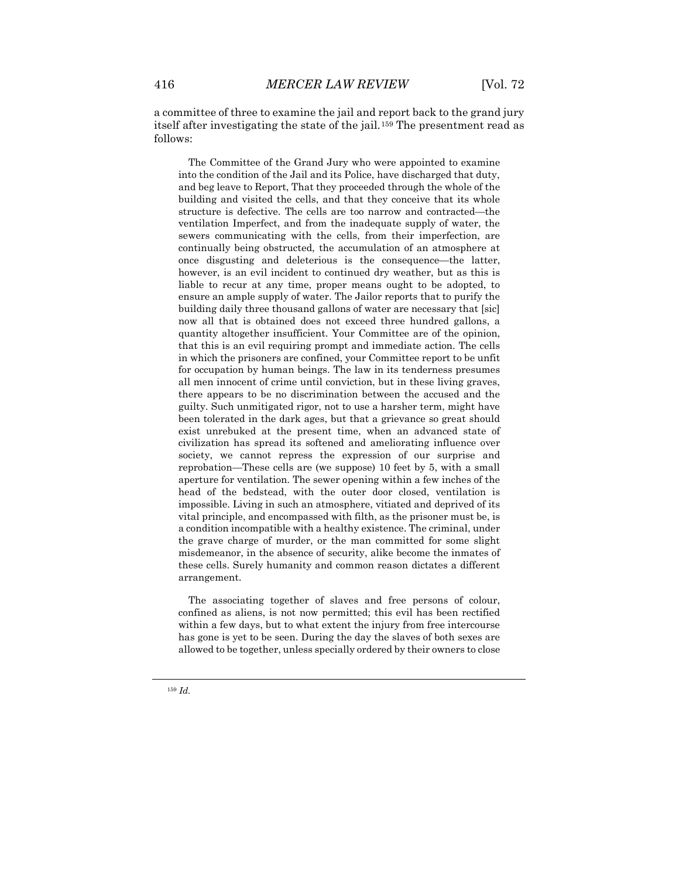a committee of three to examine the jail and report back to the grand jury itself after investigating the state of the jail.[159] The presentment read as follows:

> The Committee of the Grand Jury who were appointed to examine into the condition of the Jail and its Police, have discharged that duty, and beg leave to Report, That they proceeded through the whole of the building and visited the cells, and that they conceive that its whole structure is defective. The cells are too narrow and contracted—the ventilation Imperfect, and from the inadequate supply of water, the sewers communicating with the cells, from their imperfection, are continually being obstructed, the accumulation of an atmosphere at once disgusting and deleterious is the consequence—the latter, however, is an evil incident to continued dry weather, but as this is liable to recur at any time, proper means ought to be adopted, to ensure an ample supply of water. The Jailor reports that to purify the building daily three thousand gallons of water are necessary that [sic] now all that is obtained does not exceed three hundred gallons, a quantity altogether insufficient. Your Committee are of the opinion, that this is an evil requiring prompt and immediate action. The cells in which the prisoners are confined, your Committee report to be unfit for occupation by human beings. The law in its tenderness presumes all men innocent of crime until conviction, but in these living graves, there appears to be no discrimination between the accused and the guilty. Such unmitigated rigor, not to use a harsher term, might have been tolerated in the dark ages, but that a grievance so great should exist unrebuked at the present time, when an advanced state of civilization has spread its softened and ameliorating influence over society, we cannot repress the expression of our surprise and reprobation—These cells are (we suppose) 10 feet by 5, with a small aperture for ventilation. The sewer opening within a few inches of the head of the bedstead, with the outer door closed, ventilation is impossible. Living in such an atmosphere, vitiated and deprived of its vital principle, and encompassed with filth, as the prisoner must be, is a condition incompatible with a healthy existence. The criminal, under the grave charge of murder, or the man committed for some slight misdemeanor, in the absence of security, alike become the inmates of these cells. Surely humanity and common reason dictates a different arrangement.
>
> The associating together of slaves and free persons of colour, confined as aliens, is not now permitted; this evil has been rectified within a few days, but to what extent the injury from free intercourse has gone is yet to be seen. During the day the slaves of both sexes are allowed to be together, unless specially ordered by their owners to close

[159] *Id.*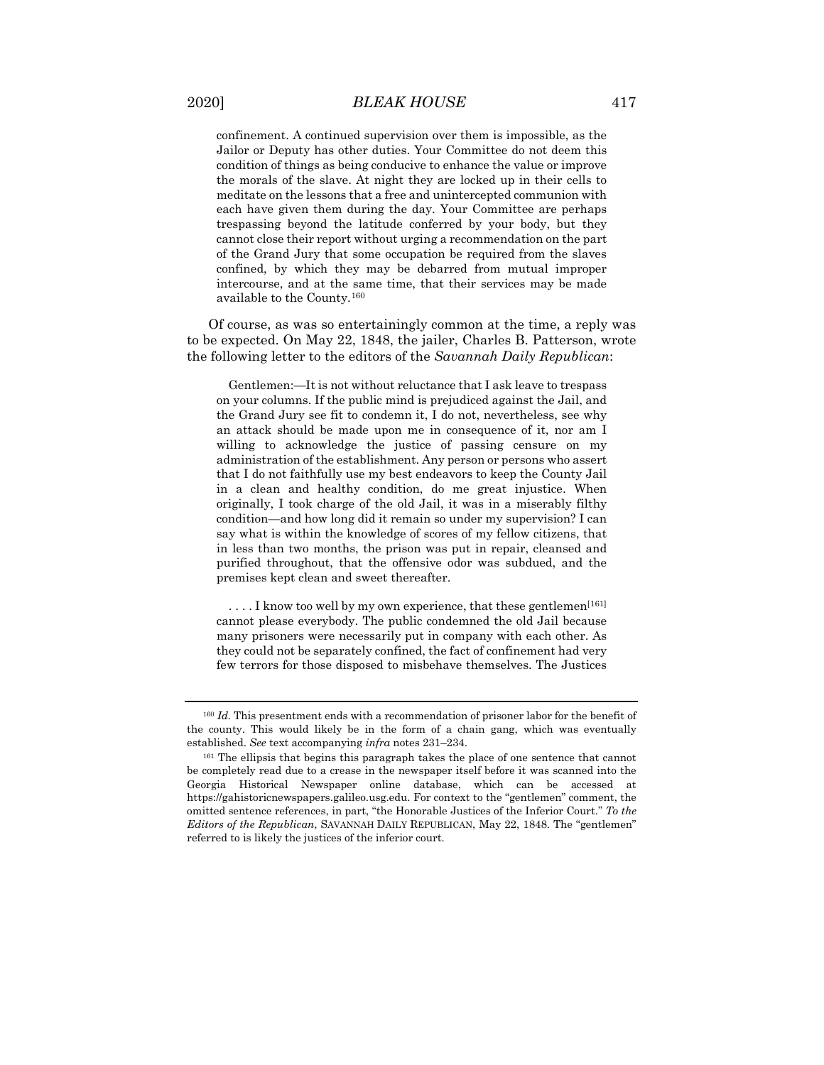> confinement. A continued supervision over them is impossible, as the Jailor or Deputy has other duties. Your Committee do not deem this condition of things as being conducive to enhance the value or improve the morals of the slave. At night they are locked up in their cells to meditate on the lessons that a free and unintercepted communion with each have given them during the day. Your Committee are perhaps trespassing beyond the latitude conferred by your body, but they cannot close their report without urging a recommendation on the part of the Grand Jury that some occupation be required from the slaves confined, by which they may be debarred from mutual improper intercourse, and at the same time, that their services may be made available to the County.[160]

Of course, as was so entertainingly common at the time, a reply was to be expected. On May 22, 1848, the jailer, Charles B. Patterson, wrote the following letter to the editors of the *Savannah Daily Republican*:

> Gentlemen:—It is not without reluctance that I ask leave to trespass on your columns. If the public mind is prejudiced against the Jail, and the Grand Jury see fit to condemn it, I do not, nevertheless, see why an attack should be made upon me in consequence of it, nor am I willing to acknowledge the justice of passing censure on my administration of the establishment. Any person or persons who assert that I do not faithfully use my best endeavors to keep the County Jail in a clean and healthy condition, do me great injustice. When originally, I took charge of the old Jail, it was in a miserably filthy condition—and how long did it remain so under my supervision? I can say what is within the knowledge of scores of my fellow citizens, that in less than two months, the prison was put in repair, cleansed and purified throughout, that the offensive odor was subdued, and the premises kept clean and sweet thereafter.
>
> . . . . I know too well by my own experience, that these gentlemen[161] cannot please everybody. The public condemned the old Jail because many prisoners were necessarily put in company with each other. As they could not be separately confined, the fact of confinement had very few terrors for those disposed to misbehave themselves. The Justices

---

[160] *Id.* This presentment ends with a recommendation of prisoner labor for the benefit of the county. This would likely be in the form of a chain gang, which was eventually established. *See* text accompanying *infra* notes 231–234.

[161] The ellipsis that begins this paragraph takes the place of one sentence that cannot be completely read due to a crease in the newspaper itself before it was scanned into the Georgia Historical Newspaper online database, which can be accessed at https://gahistoricnewspapers.galileo.usg.edu. For context to the "gentlemen" comment, the omitted sentence references, in part, "the Honorable Justices of the Inferior Court." *To the Editors of the Republican*, SAVANNAH DAILY REPUBLICAN, May 22, 1848. The "gentlemen" referred to is likely the justices of the inferior court.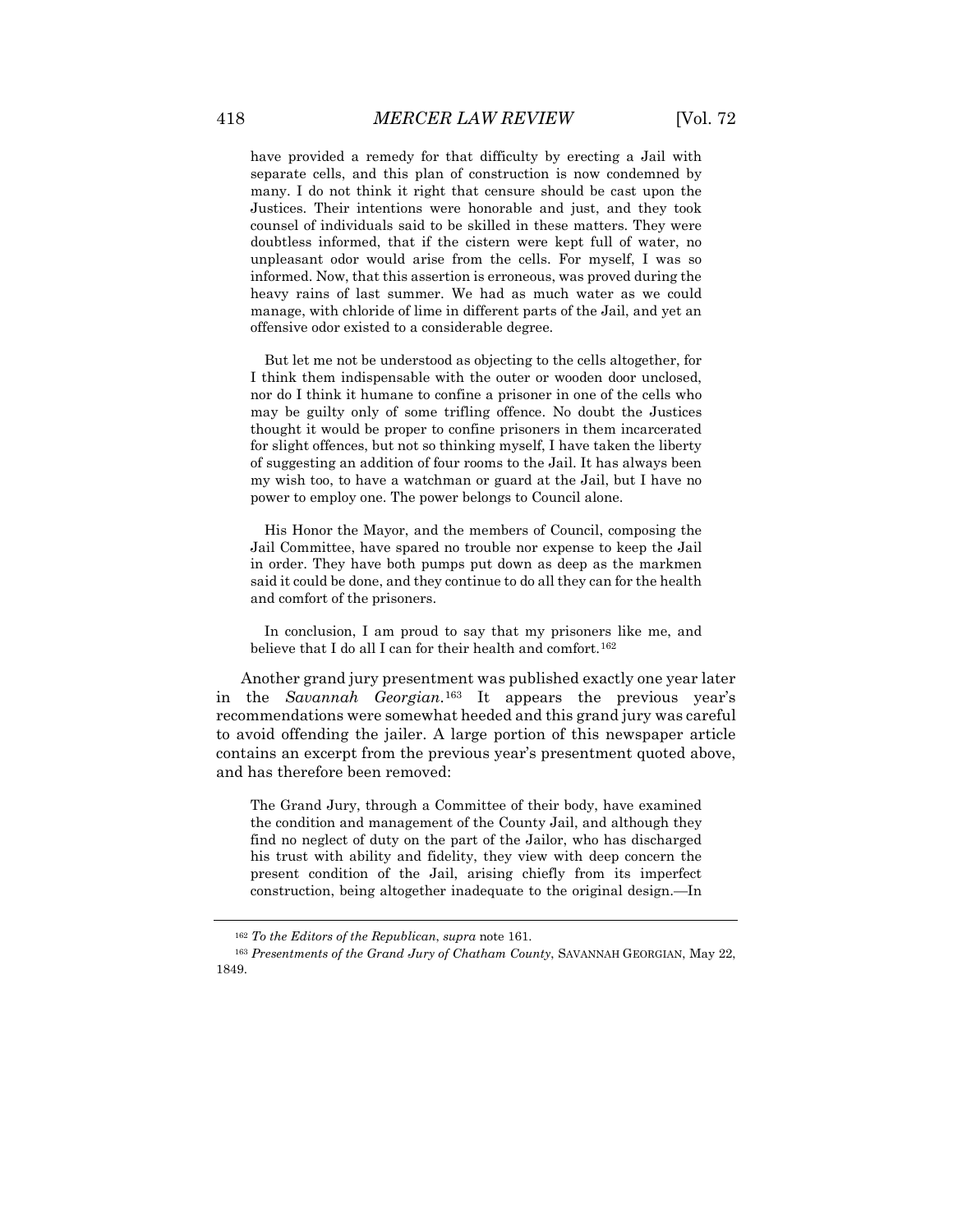> have provided a remedy for that difficulty by erecting a Jail with separate cells, and this plan of construction is now condemned by many. I do not think it right that censure should be cast upon the Justices. Their intentions were honorable and just, and they took counsel of individuals said to be skilled in these matters. They were doubtless informed, that if the cistern were kept full of water, no unpleasant odor would arise from the cells. For myself, I was so informed. Now, that this assertion is erroneous, was proved during the heavy rains of last summer. We had as much water as we could manage, with chloride of lime in different parts of the Jail, and yet an offensive odor existed to a considerable degree.
>
> But let me not be understood as objecting to the cells altogether, for I think them indispensable with the outer or wooden door unclosed, nor do I think it humane to confine a prisoner in one of the cells who may be guilty only of some trifling offence. No doubt the Justices thought it would be proper to confine prisoners in them incarcerated for slight offences, but not so thinking myself, I have taken the liberty of suggesting an addition of four rooms to the Jail. It has always been my wish too, to have a watchman or guard at the Jail, but I have no power to employ one. The power belongs to Council alone.
>
> His Honor the Mayor, and the members of Council, composing the Jail Committee, have spared no trouble nor expense to keep the Jail in order. They have both pumps put down as deep as the markmen said it could be done, and they continue to do all they can for the health and comfort of the prisoners.
>
> In conclusion, I am proud to say that my prisoners like me, and believe that I do all I can for their health and comfort.[162]

Another grand jury presentment was published exactly one year later in the *Savannah Georgian*.[163] It appears the previous year's recommendations were somewhat heeded and this grand jury was careful to avoid offending the jailer. A large portion of this newspaper article contains an excerpt from the previous year's presentment quoted above, and has therefore been removed:

> The Grand Jury, through a Committee of their body, have examined the condition and management of the County Jail, and although they find no neglect of duty on the part of the Jailor, who has discharged his trust with ability and fidelity, they view with deep concern the present condition of the Jail, arising chiefly from its imperfect construction, being altogether inadequate to the original design.—In

---

[162] *To the Editors of the Republican*, *supra* note 161.

[163] *Presentments of the Grand Jury of Chatham County*, SAVANNAH GEORGIAN, May 22, 1849.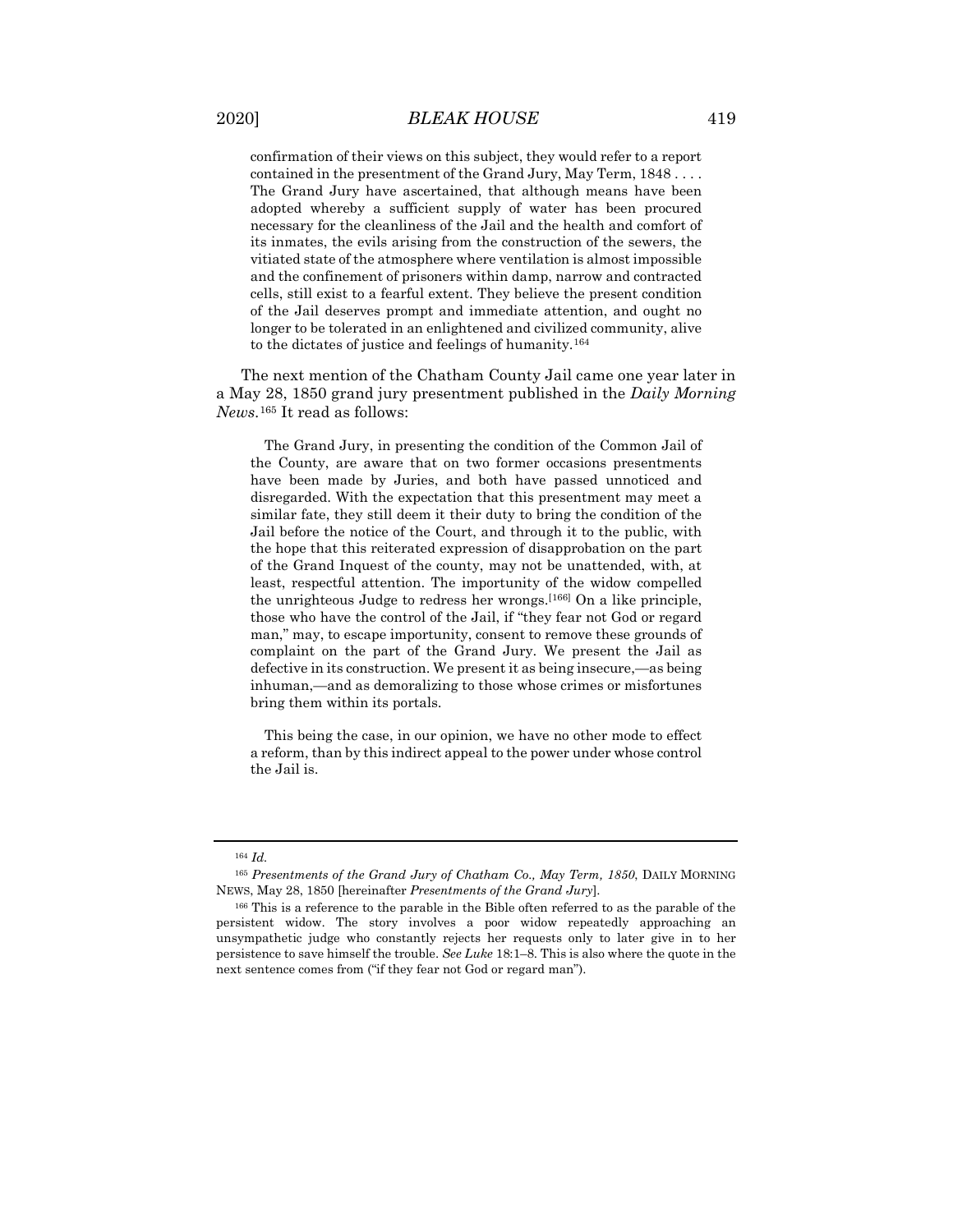> confirmation of their views on this subject, they would refer to a report contained in the presentment of the Grand Jury, May Term, 1848 . . . . The Grand Jury have ascertained, that although means have been adopted whereby a sufficient supply of water has been procured necessary for the cleanliness of the Jail and the health and comfort of its inmates, the evils arising from the construction of the sewers, the vitiated state of the atmosphere where ventilation is almost impossible and the confinement of prisoners within damp, narrow and contracted cells, still exist to a fearful extent. They believe the present condition of the Jail deserves prompt and immediate attention, and ought no longer to be tolerated in an enlightened and civilized community, alive to the dictates of justice and feelings of humanity.[164]

The next mention of the Chatham County Jail came one year later in a May 28, 1850 grand jury presentment published in the *Daily Morning News*.[165] It read as follows:

> The Grand Jury, in presenting the condition of the Common Jail of the County, are aware that on two former occasions presentments have been made by Juries, and both have passed unnoticed and disregarded. With the expectation that this presentment may meet a similar fate, they still deem it their duty to bring the condition of the Jail before the notice of the Court, and through it to the public, with the hope that this reiterated expression of disapprobation on the part of the Grand Inquest of the county, may not be unattended, with, at least, respectful attention. The importunity of the widow compelled the unrighteous Judge to redress her wrongs.[166] On a like principle, those who have the control of the Jail, if "they fear not God or regard man," may, to escape importunity, consent to remove these grounds of complaint on the part of the Grand Jury. We present the Jail as defective in its construction. We present it as being insecure,—as being inhuman,—and as demoralizing to those whose crimes or misfortunes bring them within its portals.
>
> This being the case, in our opinion, we have no other mode to effect a reform, than by this indirect appeal to the power under whose control the Jail is.

---

[164] *Id.*

[165] *Presentments of the Grand Jury of Chatham Co., May Term, 1850*, DAILY MORNING NEWS, May 28, 1850 [hereinafter *Presentments of the Grand Jury*].

[166] This is a reference to the parable in the Bible often referred to as the parable of the persistent widow. The story involves a poor widow repeatedly approaching an unsympathetic judge who constantly rejects her requests only to later give in to her persistence to save himself the trouble. *See Luke* 18:1–8. This is also where the quote in the next sentence comes from ("if they fear not God or regard man").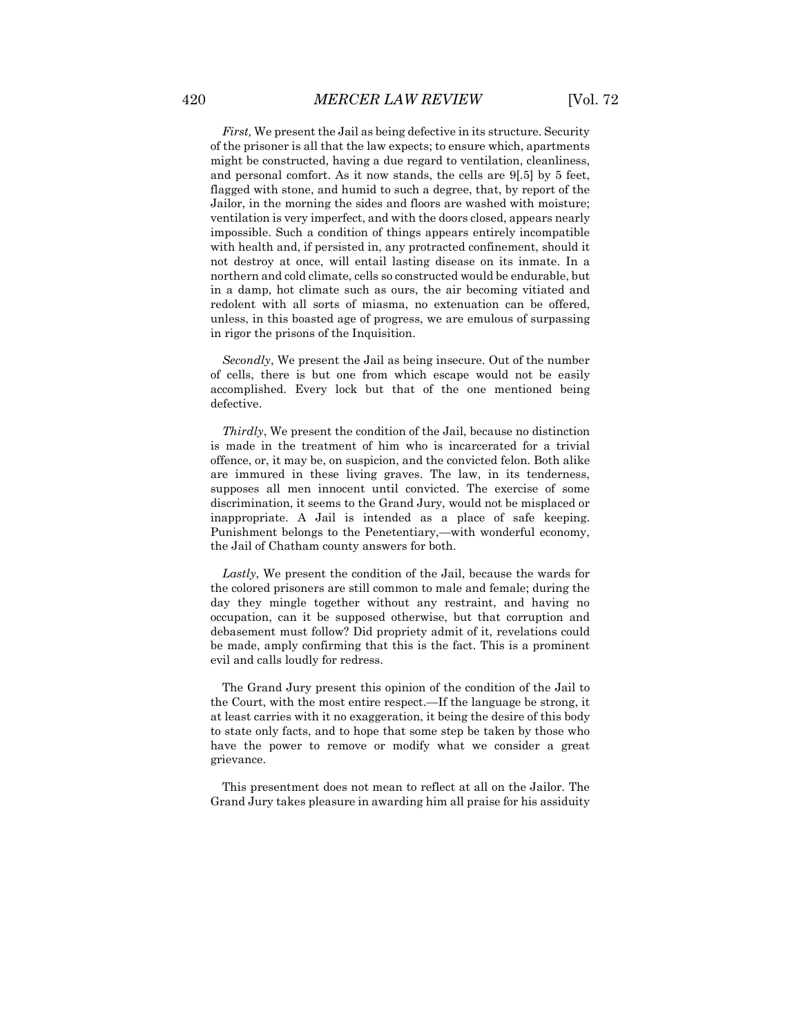*First,* We present the Jail as being defective in its structure. Security of the prisoner is all that the law expects; to ensure which, apartments might be constructed, having a due regard to ventilation, cleanliness, and personal comfort. As it now stands, the cells are 9[.5] by 5 feet, flagged with stone, and humid to such a degree, that, by report of the Jailor, in the morning the sides and floors are washed with moisture; ventilation is very imperfect, and with the doors closed, appears nearly impossible. Such a condition of things appears entirely incompatible with health and, if persisted in, any protracted confinement, should it not destroy at once, will entail lasting disease on its inmate. In a northern and cold climate, cells so constructed would be endurable, but in a damp, hot climate such as ours, the air becoming vitiated and redolent with all sorts of miasma, no extenuation can be offered, unless, in this boasted age of progress, we are emulous of surpassing in rigor the prisons of the Inquisition.

*Secondly*, We present the Jail as being insecure. Out of the number of cells, there is but one from which escape would not be easily accomplished. Every lock but that of the one mentioned being defective.

*Thirdly*, We present the condition of the Jail, because no distinction is made in the treatment of him who is incarcerated for a trivial offence, or, it may be, on suspicion, and the convicted felon. Both alike are immured in these living graves. The law, in its tenderness, supposes all men innocent until convicted. The exercise of some discrimination, it seems to the Grand Jury, would not be misplaced or inappropriate. A Jail is intended as a place of safe keeping. Punishment belongs to the Penetentiary,—with wonderful economy, the Jail of Chatham county answers for both.

*Lastly*, We present the condition of the Jail, because the wards for the colored prisoners are still common to male and female; during the day they mingle together without any restraint, and having no occupation, can it be supposed otherwise, but that corruption and debasement must follow? Did propriety admit of it, revelations could be made, amply confirming that this is the fact. This is a prominent evil and calls loudly for redress.

The Grand Jury present this opinion of the condition of the Jail to the Court, with the most entire respect.—If the language be strong, it at least carries with it no exaggeration, it being the desire of this body to state only facts, and to hope that some step be taken by those who have the power to remove or modify what we consider a great grievance.

This presentment does not mean to reflect at all on the Jailor. The Grand Jury takes pleasure in awarding him all praise for his assiduity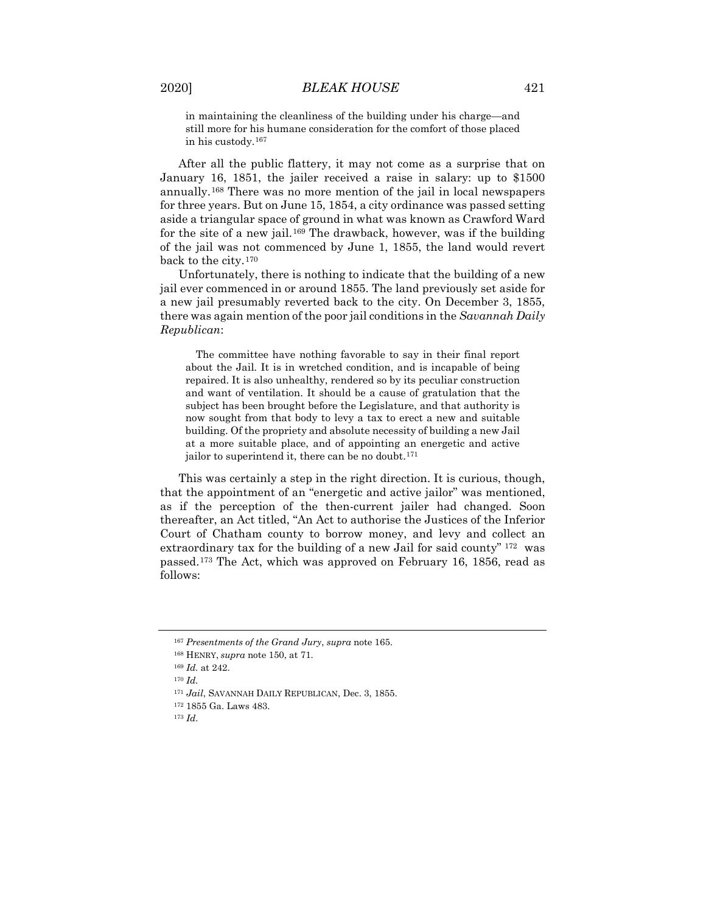> in maintaining the cleanliness of the building under his charge—and still more for his humane consideration for the comfort of those placed in his custody.[167]

After all the public flattery, it may not come as a surprise that on January 16, 1851, the jailer received a raise in salary: up to $1500 annually.[168] There was no more mention of the jail in local newspapers for three years. But on June 15, 1854, a city ordinance was passed setting aside a triangular space of ground in what was known as Crawford Ward for the site of a new jail.[169] The drawback, however, was if the building of the jail was not commenced by June 1, 1855, the land would revert back to the city.[170]

Unfortunately, there is nothing to indicate that the building of a new jail ever commenced in or around 1855. The land previously set aside for a new jail presumably reverted back to the city. On December 3, 1855, there was again mention of the poor jail conditions in the *Savannah Daily Republican*:

> The committee have nothing favorable to say in their final report about the Jail. It is in wretched condition, and is incapable of being repaired. It is also unhealthy, rendered so by its peculiar construction and want of ventilation. It should be a cause of gratulation that the subject has been brought before the Legislature, and that authority is now sought from that body to levy a tax to erect a new and suitable building. Of the propriety and absolute necessity of building a new Jail at a more suitable place, and of appointing an energetic and active jailor to superintend it, there can be no doubt.[171]

This was certainly a step in the right direction. It is curious, though, that the appointment of an "energetic and active jailor" was mentioned, as if the perception of the then-current jailer had changed. Soon thereafter, an Act titled, "An Act to authorise the Justices of the Inferior Court of Chatham county to borrow money, and levy and collect an extraordinary tax for the building of a new Jail for said county"[172] was passed.[173] The Act, which was approved on February 16, 1856, read as follows:

---

[167] *Presentments of the Grand Jury*, *supra* note 165.

[168] HENRY, *supra* note 150, at 71.

[169] *Id.* at 242.

[170] *Id.*

[171] *Jail*, SAVANNAH DAILY REPUBLICAN, Dec. 3, 1855.

[172] 1855 Ga. Laws 483.

[173] *Id.*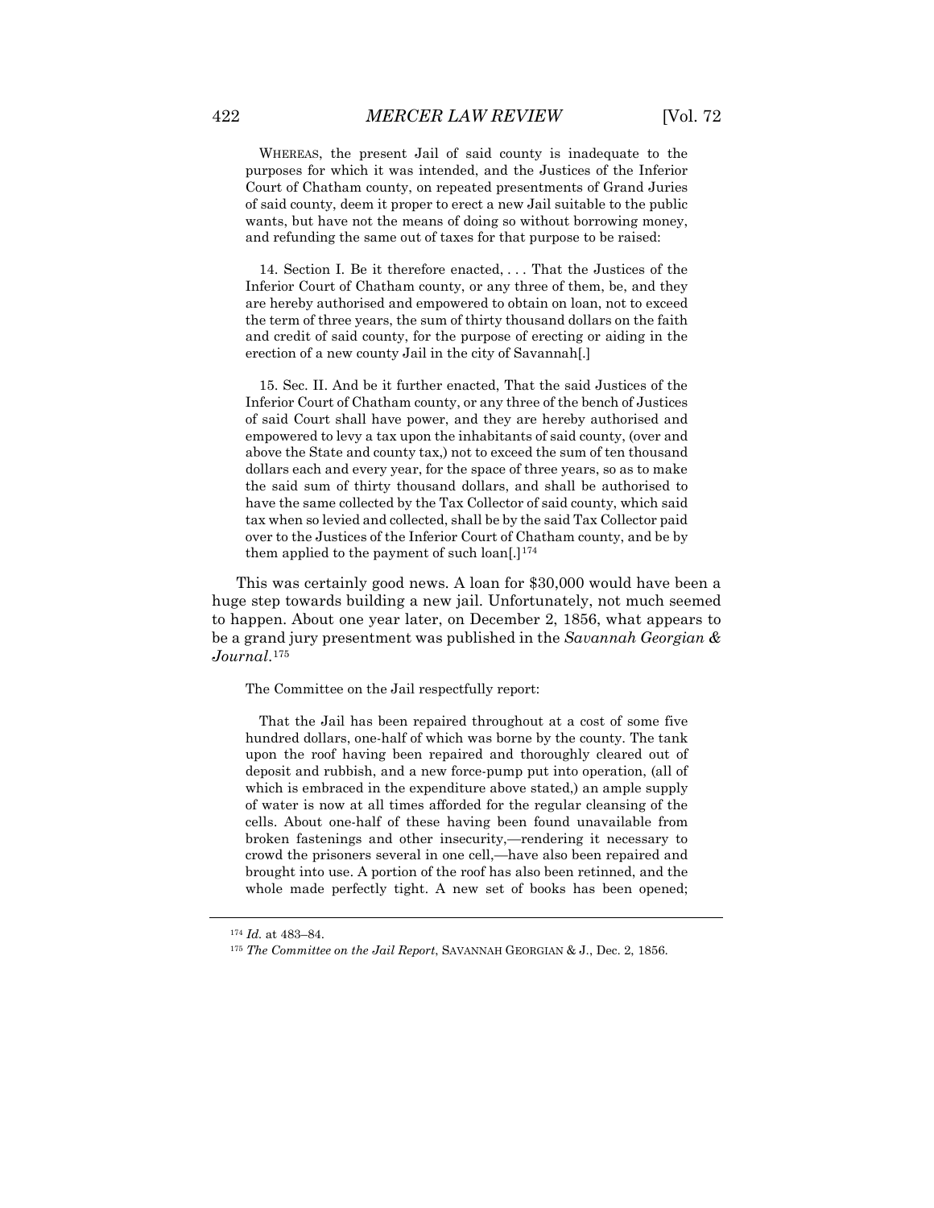WHEREAS, the present Jail of said county is inadequate to the purposes for which it was intended, and the Justices of the Inferior Court of Chatham county, on repeated presentments of Grand Juries of said county, deem it proper to erect a new Jail suitable to the public wants, but have not the means of doing so without borrowing money, and refunding the same out of taxes for that purpose to be raised:

> 14. Section I. Be it therefore enacted, . . . That the Justices of the Inferior Court of Chatham county, or any three of them, be, and they are hereby authorised and empowered to obtain on loan, not to exceed the term of three years, the sum of thirty thousand dollars on the faith and credit of said county, for the purpose of erecting or aiding in the erection of a new county Jail in the city of Savannah[.]
>
> 15. Sec. II. And be it further enacted, That the said Justices of the Inferior Court of Chatham county, or any three of the bench of Justices of said Court shall have power, and they are hereby authorised and empowered to levy a tax upon the inhabitants of said county, (over and above the State and county tax,) not to exceed the sum of ten thousand dollars each and every year, for the space of three years, so as to make the said sum of thirty thousand dollars, and shall be authorised to have the same collected by the Tax Collector of said county, which said tax when so levied and collected, shall be by the said Tax Collector paid over to the Justices of the Inferior Court of Chatham county, and be by them applied to the payment of such loan[.][174]

This was certainly good news. A loan for $30,000 would have been a huge step towards building a new jail. Unfortunately, not much seemed to happen. About one year later, on December 2, 1856, what appears to be a grand jury presentment was published in the *Savannah Georgian & Journal*.[175]

> The Committee on the Jail respectfully report:
>
> That the Jail has been repaired throughout at a cost of some five hundred dollars, one-half of which was borne by the county. The tank upon the roof having been repaired and thoroughly cleared out of deposit and rubbish, and a new force-pump put into operation, (all of which is embraced in the expenditure above stated,) an ample supply of water is now at all times afforded for the regular cleansing of the cells. About one-half of these having been found unavailable from broken fastenings and other insecurity,—rendering it necessary to crowd the prisoners several in one cell,—have also been repaired and brought into use. A portion of the roof has also been retinned, and the whole made perfectly tight. A new set of books has been opened;

---

[174] *Id.* at 483–84.

[175] *The Committee on the Jail Report*, SAVANNAH GEORGIAN & J., Dec. 2, 1856.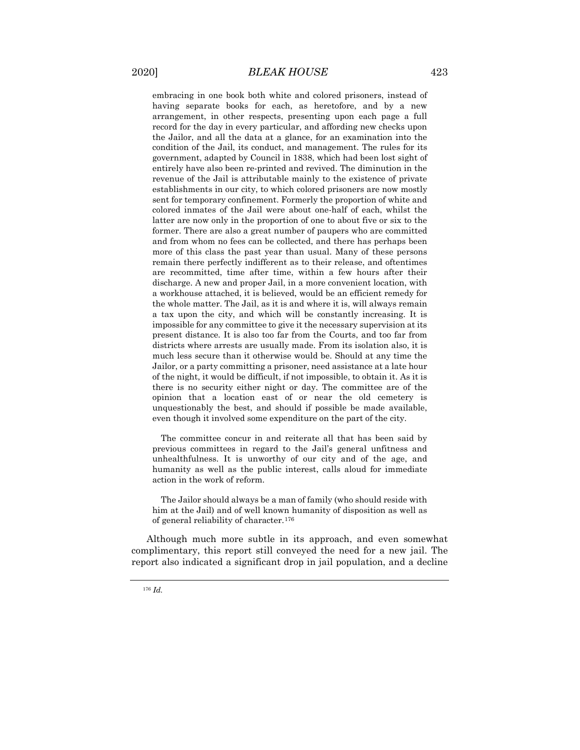> embracing in one book both white and colored prisoners, instead of having separate books for each, as heretofore, and by a new arrangement, in other respects, presenting upon each page a full record for the day in every particular, and affording new checks upon the Jailor, and all the data at a glance, for an examination into the condition of the Jail, its conduct, and management. The rules for its government, adapted by Council in 1838, which had been lost sight of entirely have also been re-printed and revived. The diminution in the revenue of the Jail is attributable mainly to the existence of private establishments in our city, to which colored prisoners are now mostly sent for temporary confinement. Formerly the proportion of white and colored inmates of the Jail were about one-half of each, whilst the latter are now only in the proportion of one to about five or six to the former. There are also a great number of paupers who are committed and from whom no fees can be collected, and there has perhaps been more of this class the past year than usual. Many of these persons remain there perfectly indifferent as to their release, and oftentimes are recommitted, time after time, within a few hours after their discharge. A new and proper Jail, in a more convenient location, with a workhouse attached, it is believed, would be an efficient remedy for the whole matter. The Jail, as it is and where it is, will always remain a tax upon the city, and which will be constantly increasing. It is impossible for any committee to give it the necessary supervision at its present distance. It is also too far from the Courts, and too far from districts where arrests are usually made. From its isolation also, it is much less secure than it otherwise would be. Should at any time the Jailor, or a party committing a prisoner, need assistance at a late hour of the night, it would be difficult, if not impossible, to obtain it. As it is there is no security either night or day. The committee are of the opinion that a location east of or near the old cemetery is unquestionably the best, and should if possible be made available, even though it involved some expenditure on the part of the city.
>
> The committee concur in and reiterate all that has been said by previous committees in regard to the Jail's general unfitness and unhealthfulness. It is unworthy of our city and of the age, and humanity as well as the public interest, calls aloud for immediate action in the work of reform.
>
> The Jailor should always be a man of family (who should reside with him at the Jail) and of well known humanity of disposition as well as of general reliability of character.[176]

Although much more subtle in its approach, and even somewhat complimentary, this report still conveyed the need for a new jail. The report also indicated a significant drop in jail population, and a decline

---

[176] *Id.*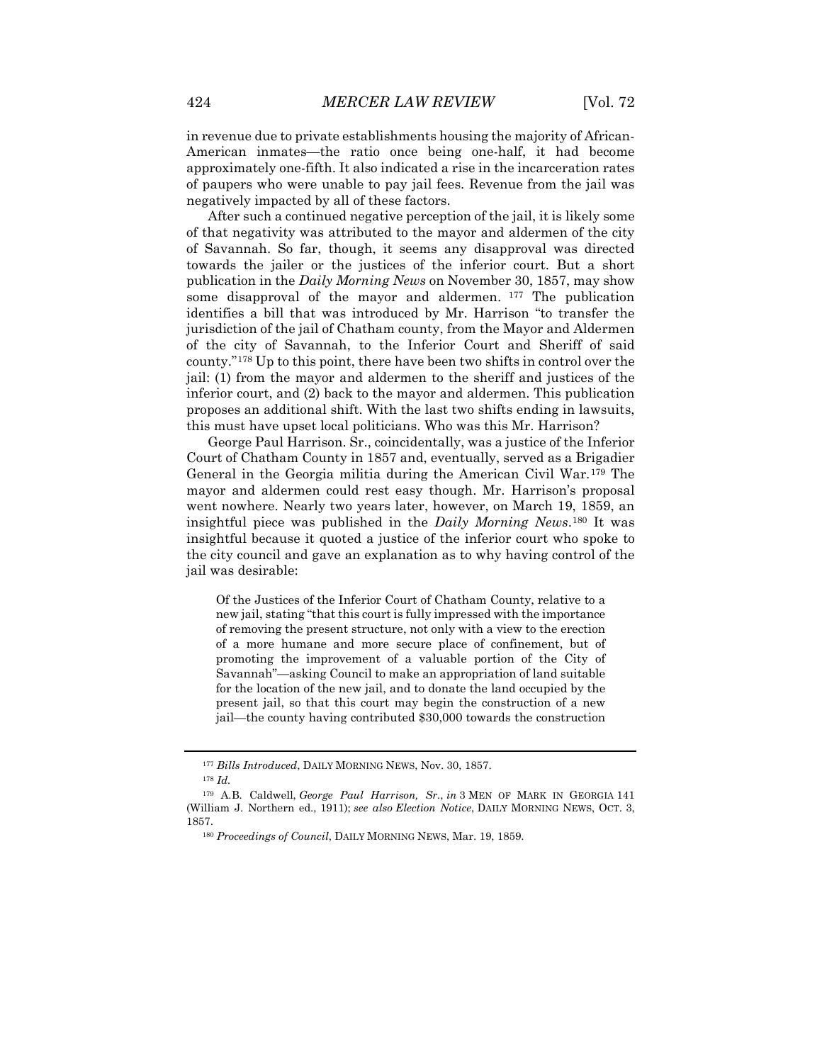in revenue due to private establishments housing the majority of African-American inmates—the ratio once being one-half, it had become approximately one-fifth. It also indicated a rise in the incarceration rates of paupers who were unable to pay jail fees. Revenue from the jail was negatively impacted by all of these factors.

After such a continued negative perception of the jail, it is likely some of that negativity was attributed to the mayor and aldermen of the city of Savannah. So far, though, it seems any disapproval was directed towards the jailer or the justices of the inferior court. But a short publication in the *Daily Morning News* on November 30, 1857, may show some disapproval of the mayor and aldermen. [177] The publication identifies a bill that was introduced by Mr. Harrison "to transfer the jurisdiction of the jail of Chatham county, from the Mayor and Aldermen of the city of Savannah, to the Inferior Court and Sheriff of said county."[178] Up to this point, there have been two shifts in control over the jail: (1) from the mayor and aldermen to the sheriff and justices of the inferior court, and (2) back to the mayor and aldermen. This publication proposes an additional shift. With the last two shifts ending in lawsuits, this must have upset local politicians. Who was this Mr. Harrison?

George Paul Harrison. Sr., coincidentally, was a justice of the Inferior Court of Chatham County in 1857 and, eventually, served as a Brigadier General in the Georgia militia during the American Civil War.[179] The mayor and aldermen could rest easy though. Mr. Harrison's proposal went nowhere. Nearly two years later, however, on March 19, 1859, an insightful piece was published in the *Daily Morning News*.[180] It was insightful because it quoted a justice of the inferior court who spoke to the city council and gave an explanation as to why having control of the jail was desirable:

> Of the Justices of the Inferior Court of Chatham County, relative to a new jail, stating "that this court is fully impressed with the importance of removing the present structure, not only with a view to the erection of a more humane and more secure place of confinement, but of promoting the improvement of a valuable portion of the City of Savannah"—asking Council to make an appropriation of land suitable for the location of the new jail, and to donate the land occupied by the present jail, so that this court may begin the construction of a new jail—the county having contributed $30,000 towards the construction

---

[177] *Bills Introduced*, DAILY MORNING NEWS, Nov. 30, 1857.

[178] *Id.*

[179] A.B. Caldwell, *George Paul Harrison, Sr.*, *in* 3 MEN OF MARK IN GEORGIA 141 (William J. Northern ed., 1911); *see also Election Notice*, DAILY MORNING NEWS, OCT. 3, 1857.

[180] *Proceedings of Council*, DAILY MORNING NEWS, Mar. 19, 1859.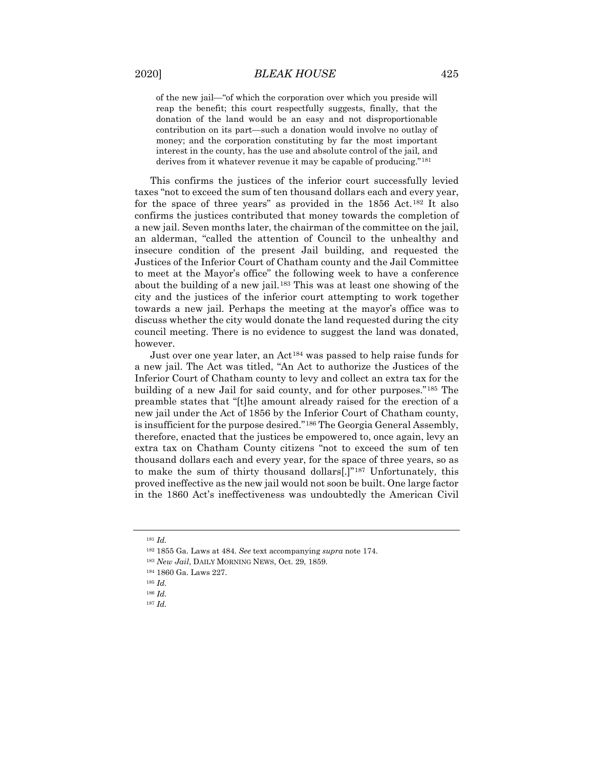> of the new jail—"of which the corporation over which you preside will reap the benefit; this court respectfully suggests, finally, that the donation of the land would be an easy and not disproportionable contribution on its part—such a donation would involve no outlay of money; and the corporation constituting by far the most important interest in the county, has the use and absolute control of the jail, and derives from it whatever revenue it may be capable of producing."[181]

This confirms the justices of the inferior court successfully levied taxes "not to exceed the sum of ten thousand dollars each and every year, for the space of three years" as provided in the 1856 Act.[182] It also confirms the justices contributed that money towards the completion of a new jail. Seven months later, the chairman of the committee on the jail, an alderman, "called the attention of Council to the unhealthy and insecure condition of the present Jail building, and requested the Justices of the Inferior Court of Chatham county and the Jail Committee to meet at the Mayor's office" the following week to have a conference about the building of a new jail.[183] This was at least one showing of the city and the justices of the inferior court attempting to work together towards a new jail. Perhaps the meeting at the mayor's office was to discuss whether the city would donate the land requested during the city council meeting. There is no evidence to suggest the land was donated, however.

Just over one year later, an Act[184] was passed to help raise funds for a new jail. The Act was titled, "An Act to authorize the Justices of the Inferior Court of Chatham county to levy and collect an extra tax for the building of a new Jail for said county, and for other purposes."[185] The preamble states that "[t]he amount already raised for the erection of a new jail under the Act of 1856 by the Inferior Court of Chatham county, is insufficient for the purpose desired."[186] The Georgia General Assembly, therefore, enacted that the justices be empowered to, once again, levy an extra tax on Chatham County citizens "not to exceed the sum of ten thousand dollars each and every year, for the space of three years, so as to make the sum of thirty thousand dollars[.]"[187] Unfortunately, this proved ineffective as the new jail would not soon be built. One large factor in the 1860 Act's ineffectiveness was undoubtedly the American Civil

---

[181] *Id.*

[182] 1855 Ga. Laws at 484. *See* text accompanying *supra* note 174.

[183] *New Jail*, DAILY MORNING NEWS, Oct. 29, 1859.

[184] 1860 Ga. Laws 227.

[185] *Id.*

[186] *Id.*

[187] *Id.*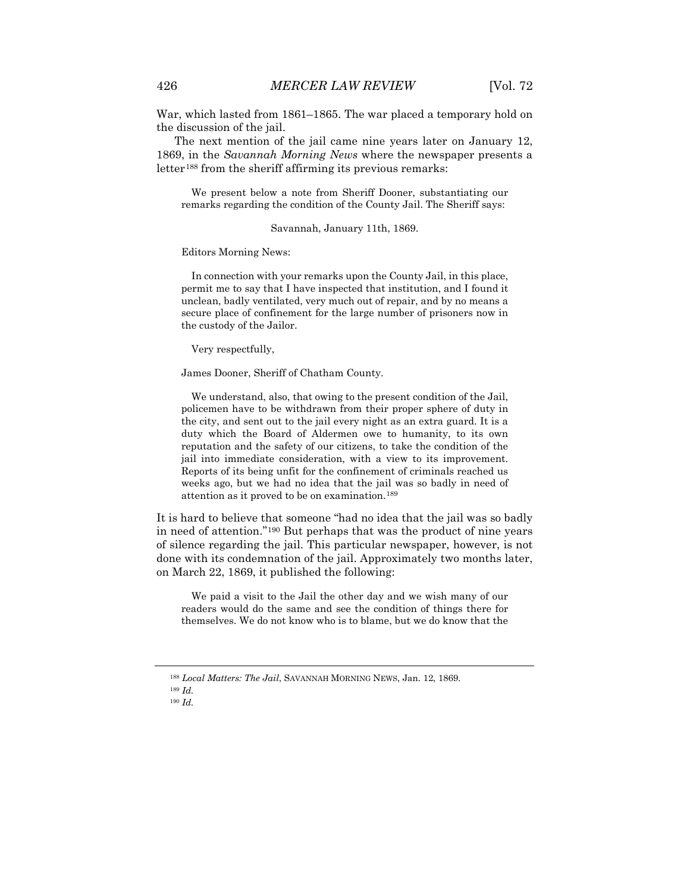War, which lasted from 1861–1865. The war placed a temporary hold on the discussion of the jail.

The next mention of the jail came nine years later on January 12, 1869, in the *Savannah Morning News* where the newspaper presents a letter[188] from the sheriff affirming its previous remarks:

> We present below a note from Sheriff Dooner, substantiating our remarks regarding the condition of the County Jail. The Sheriff says:
>
> Savannah, January 11th, 1869.
>
> Editors Morning News:
>
> In connection with your remarks upon the County Jail, in this place, permit me to say that I have inspected that institution, and I found it unclean, badly ventilated, very much out of repair, and by no means a secure place of confinement for the large number of prisoners now in the custody of the Jailor.
>
> Very respectfully,
>
> James Dooner, Sheriff of Chatham County.
>
> We understand, also, that owing to the present condition of the Jail, policemen have to be withdrawn from their proper sphere of duty in the city, and sent out to the jail every night as an extra guard. It is a duty which the Board of Aldermen owe to humanity, to its own reputation and the safety of our citizens, to take the condition of the jail into immediate consideration, with a view to its improvement. Reports of its being unfit for the confinement of criminals reached us weeks ago, but we had no idea that the jail was so badly in need of attention as it proved to be on examination.[189]

It is hard to believe that someone "had no idea that the jail was so badly in need of attention."[190] But perhaps that was the product of nine years of silence regarding the jail. This particular newspaper, however, is not done with its condemnation of the jail. Approximately two months later, on March 22, 1869, it published the following:

> We paid a visit to the Jail the other day and we wish many of our readers would do the same and see the condition of things there for themselves. We do not know who is to blame, but we do know that the

---

[188] *Local Matters: The Jail*, SAVANNAH MORNING NEWS, Jan. 12, 1869.

[189] *Id.*

[190] *Id.*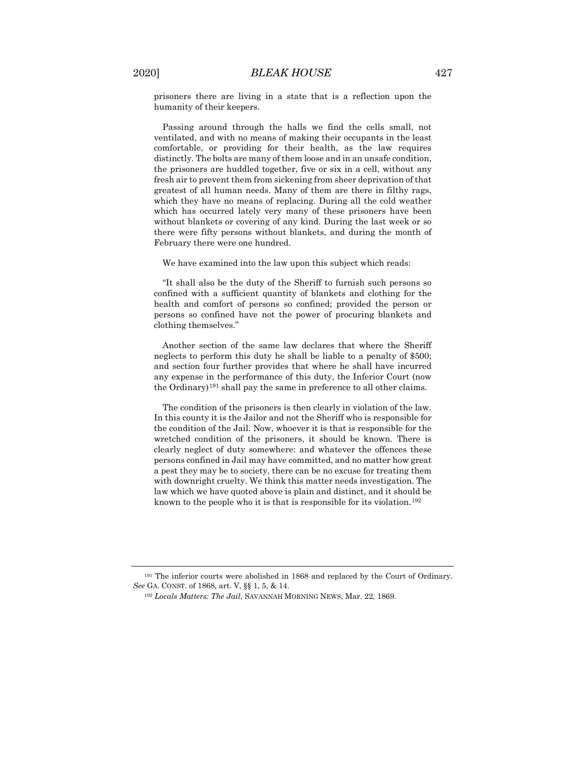prisoners there are living in a state that is a reflection upon the humanity of their keepers.

Passing around through the halls we find the cells small, not ventilated, and with no means of making their occupants in the least comfortable, or providing for their health, as the law requires distinctly. The bolts are many of them loose and in an unsafe condition, the prisoners are huddled together, five or six in a cell, without any fresh air to prevent them from sickening from sheer deprivation of that greatest of all human needs. Many of them are there in filthy rags, which they have no means of replacing. During all the cold weather which has occurred lately very many of these prisoners have been without blankets or covering of any kind. During the last week or so there were fifty persons without blankets, and during the month of February there were one hundred.

We have examined into the law upon this subject which reads:

"It shall also be the duty of the Sheriff to furnish such persons so confined with a sufficient quantity of blankets and clothing for the health and comfort of persons so confined; provided the person or persons so confined have not the power of procuring blankets and clothing themselves."

Another section of the same law declares that where the Sheriff neglects to perform this duty he shall be liable to a penalty of $500; and section four further provides that where he shall have incurred any expense in the performance of this duty, the Inferior Court (now the Ordinary)[191] shall pay the same in preference to all other claims.

The condition of the prisoners is then clearly in violation of the law. In this county it is the Jailor and not the Sheriff who is responsible for the condition of the Jail. Now, whoever it is that is responsible for the wretched condition of the prisoners, it should be known. There is clearly neglect of duty somewhere: and whatever the offences these persons confined in Jail may have committed, and no matter how great a pest they may be to society, there can be no excuse for treating them with downright cruelty. We think this matter needs investigation. The law which we have quoted above is plain and distinct, and it should be known to the people who it is that is responsible for its violation.[192]

---

[191] The inferior courts were abolished in 1868 and replaced by the Court of Ordinary. *See* GA. CONST. of 1868, art. V, §§ 1, 5, & 14.

[192] *Locals Matters: The Jail*, SAVANNAH MORNING NEWS, Mar. 22, 1869.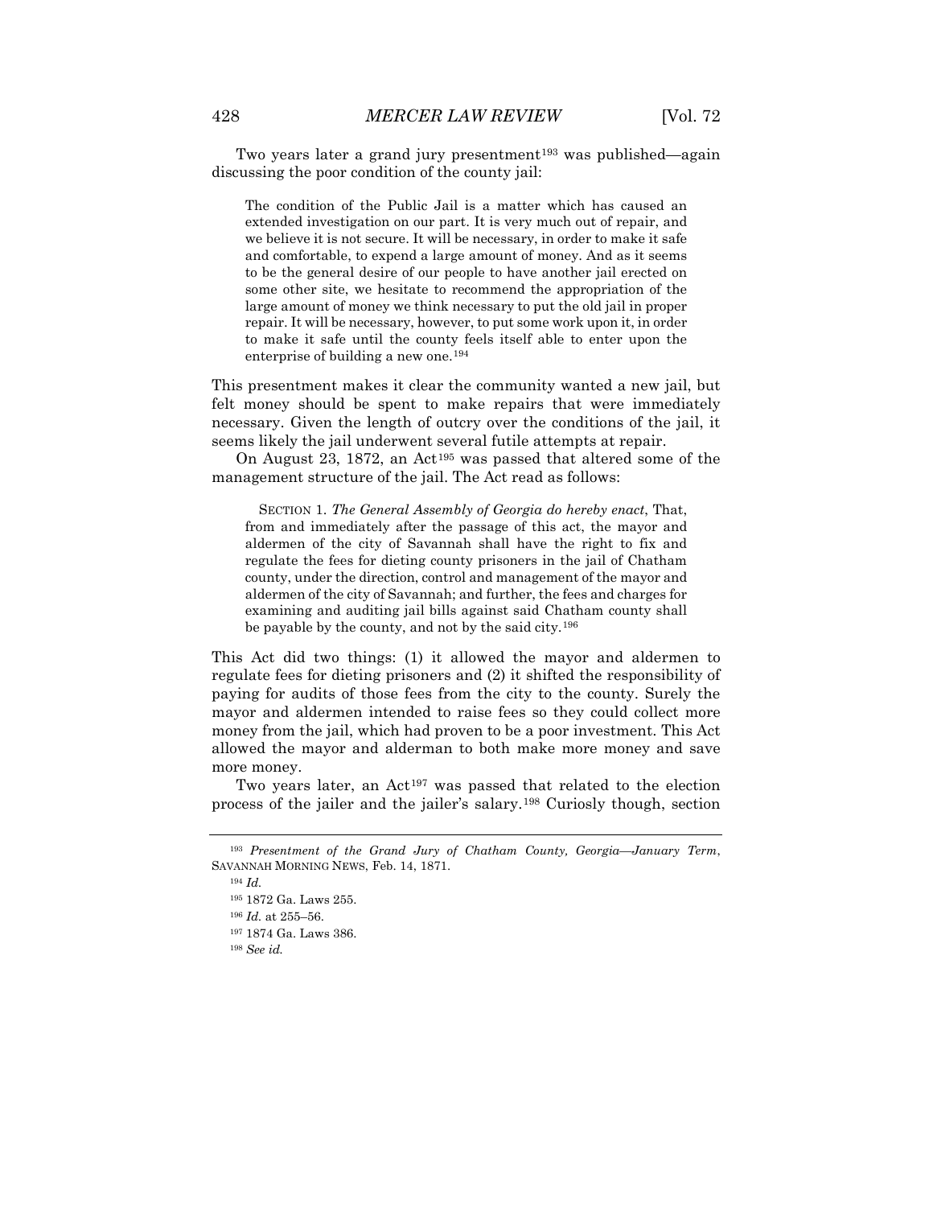Two years later a grand jury presentment[193] was published—again discussing the poor condition of the county jail:

> The condition of the Public Jail is a matter which has caused an extended investigation on our part. It is very much out of repair, and we believe it is not secure. It will be necessary, in order to make it safe and comfortable, to expend a large amount of money. And as it seems to be the general desire of our people to have another jail erected on some other site, we hesitate to recommend the appropriation of the large amount of money we think necessary to put the old jail in proper repair. It will be necessary, however, to put some work upon it, in order to make it safe until the county feels itself able to enter upon the enterprise of building a new one.[194]

This presentment makes it clear the community wanted a new jail, but felt money should be spent to make repairs that were immediately necessary. Given the length of outcry over the conditions of the jail, it seems likely the jail underwent several futile attempts at repair.

On August 23, 1872, an Act[195] was passed that altered some of the management structure of the jail. The Act read as follows:

> SECTION 1. *The General Assembly of Georgia do hereby enact*, That, from and immediately after the passage of this act, the mayor and aldermen of the city of Savannah shall have the right to fix and regulate the fees for dieting county prisoners in the jail of Chatham county, under the direction, control and management of the mayor and aldermen of the city of Savannah; and further, the fees and charges for examining and auditing jail bills against said Chatham county shall be payable by the county, and not by the said city.[196]

This Act did two things: (1) it allowed the mayor and aldermen to regulate fees for dieting prisoners and (2) it shifted the responsibility of paying for audits of those fees from the city to the county. Surely the mayor and aldermen intended to raise fees so they could collect more money from the jail, which had proven to be a poor investment. This Act allowed the mayor and alderman to both make more money and save more money.

Two years later, an Act[197] was passed that related to the election process of the jailer and the jailer's salary.[198] Curiously though, section

---

[193] *Presentment of the Grand Jury of Chatham County, Georgia—January Term*, SAVANNAH MORNING NEWS, Feb. 14, 1871.

[194] *Id.*

[195] 1872 Ga. Laws 255.

[196] *Id.* at 255–56.

[197] 1874 Ga. Laws 386.

[198] *See id.*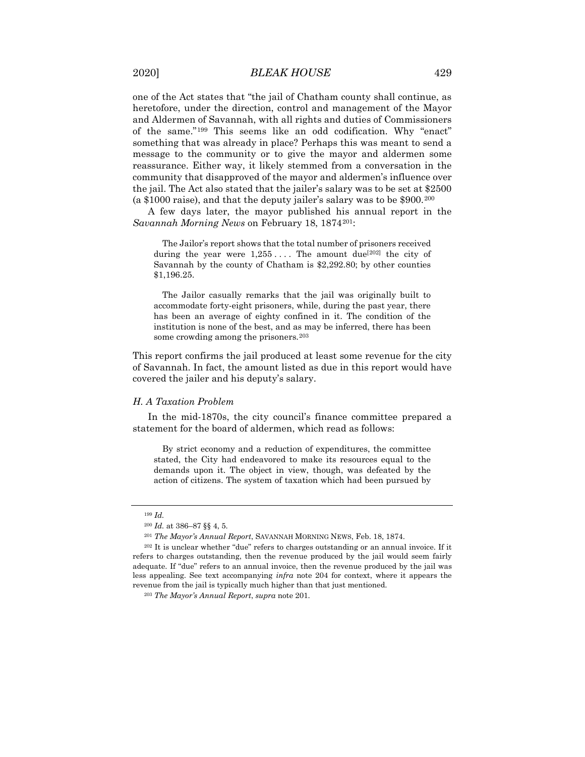one of the Act states that "the jail of Chatham county shall continue, as heretofore, under the direction, control and management of the Mayor and Aldermen of Savannah, with all rights and duties of Commissioners of the same."[199] This seems like an odd codification. Why "enact" something that was already in place? Perhaps this was meant to send a message to the community or to give the mayor and aldermen some reassurance. Either way, it likely stemmed from a conversation in the community that disapproved of the mayor and aldermen's influence over the jail. The Act also stated that the jailer's salary was to be set at $2500 (a $1000 raise), and that the deputy jailer's salary was to be $900.[200]

A few days later, the mayor published his annual report in the *Savannah Morning News* on February 18, 1874[201]:

> The Jailor's report shows that the total number of prisoners received during the year were 1,255 . . . . The amount due[202] the city of Savannah by the county of Chatham is $2,292.80; by other counties $1,196.25.
>
> The Jailor casually remarks that the jail was originally built to accommodate forty-eight prisoners, while, during the past year, there has been an average of eighty confined in it. The condition of the institution is none of the best, and as may be inferred, there has been some crowding among the prisoners.[203]

This report confirms the jail produced at least some revenue for the city of Savannah. In fact, the amount listed as due in this report would have covered the jailer and his deputy's salary.

### *H. A Taxation Problem*

In the mid-1870s, the city council's finance committee prepared a statement for the board of aldermen, which read as follows:

> By strict economy and a reduction of expenditures, the committee stated, the City had endeavored to make its resources equal to the demands upon it. The object in view, though, was defeated by the action of citizens. The system of taxation which had been pursued by

---

[199] *Id.*

[200] *Id.* at 386–87 §§ 4, 5.

[201] *The Mayor's Annual Report*, SAVANNAH MORNING NEWS, Feb. 18, 1874.

[202] It is unclear whether "due" refers to charges outstanding or an annual invoice. If it refers to charges outstanding, then the revenue produced by the jail would seem fairly adequate. If "due" refers to an annual invoice, then the revenue produced by the jail was less appealing. See text accompanying *infra* note 204 for context, where it appears the revenue from the jail is typically much higher than that just mentioned.

[203] *The Mayor's Annual Report*, *supra* note 201.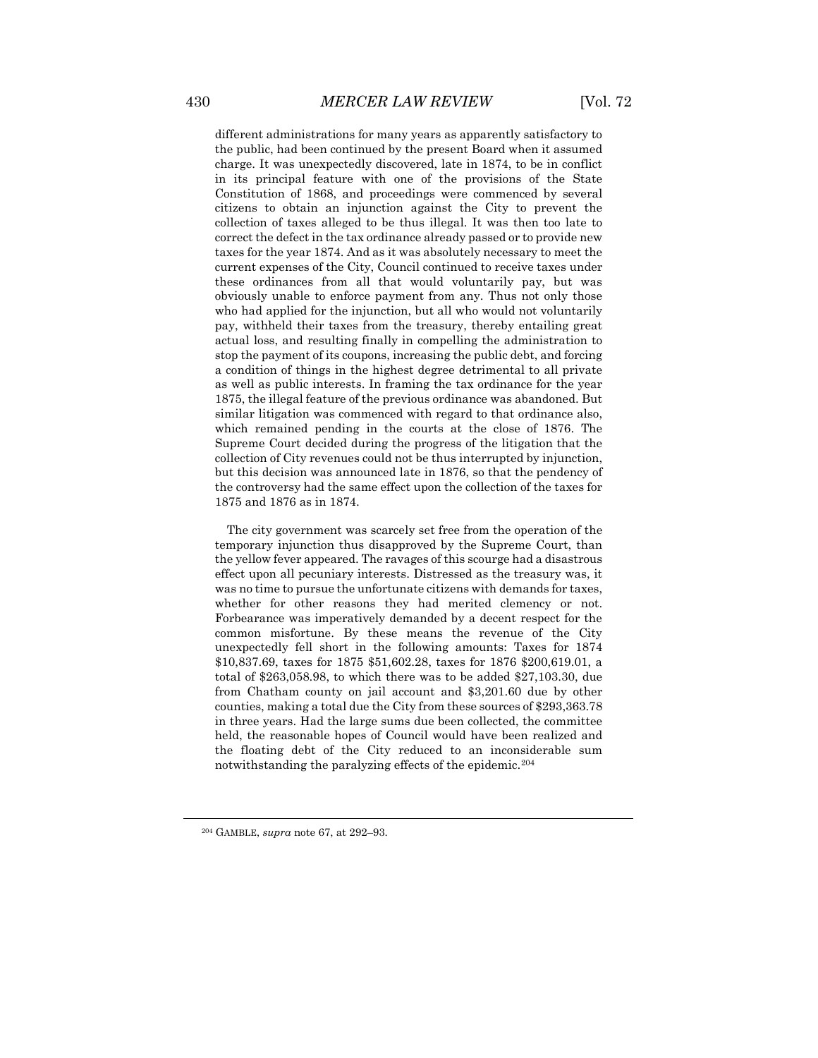different administrations for many years as apparently satisfactory to the public, had been continued by the present Board when it assumed charge. It was unexpectedly discovered, late in 1874, to be in conflict in its principal feature with one of the provisions of the State Constitution of 1868, and proceedings were commenced by several citizens to obtain an injunction against the City to prevent the collection of taxes alleged to be thus illegal. It was then too late to correct the defect in the tax ordinance already passed or to provide new taxes for the year 1874. And as it was absolutely necessary to meet the current expenses of the City, Council continued to receive taxes under these ordinances from all that would voluntarily pay, but was obviously unable to enforce payment from any. Thus not only those who had applied for the injunction, but all who would not voluntarily pay, withheld their taxes from the treasury, thereby entailing great actual loss, and resulting finally in compelling the administration to stop the payment of its coupons, increasing the public debt, and forcing a condition of things in the highest degree detrimental to all private as well as public interests. In framing the tax ordinance for the year 1875, the illegal feature of the previous ordinance was abandoned. But similar litigation was commenced with regard to that ordinance also, which remained pending in the courts at the close of 1876. The Supreme Court decided during the progress of the litigation that the collection of City revenues could not be thus interrupted by injunction, but this decision was announced late in 1876, so that the pendency of the controversy had the same effect upon the collection of the taxes for 1875 and 1876 as in 1874.

The city government was scarcely set free from the operation of the temporary injunction thus disapproved by the Supreme Court, than the yellow fever appeared. The ravages of this scourge had a disastrous effect upon all pecuniary interests. Distressed as the treasury was, it was no time to pursue the unfortunate citizens with demands for taxes, whether for other reasons they had merited clemency or not. Forbearance was imperatively demanded by a decent respect for the common misfortune. By these means the revenue of the City unexpectedly fell short in the following amounts: Taxes for 1874 $10,837.69, taxes for 1875 $51,602.28, taxes for 1876 $200,619.01, a total of $263,058.98, to which there was to be added $27,103.30, due from Chatham county on jail account and $3,201.60 due by other counties, making a total due the City from these sources of $293,363.78 in three years. Had the large sums due been collected, the committee held, the reasonable hopes of Council would have been realized and the floating debt of the City reduced to an inconsiderable sum notwithstanding the paralyzing effects of the epidemic.[204]

[204] GAMBLE, *supra* note 67, at 292–93.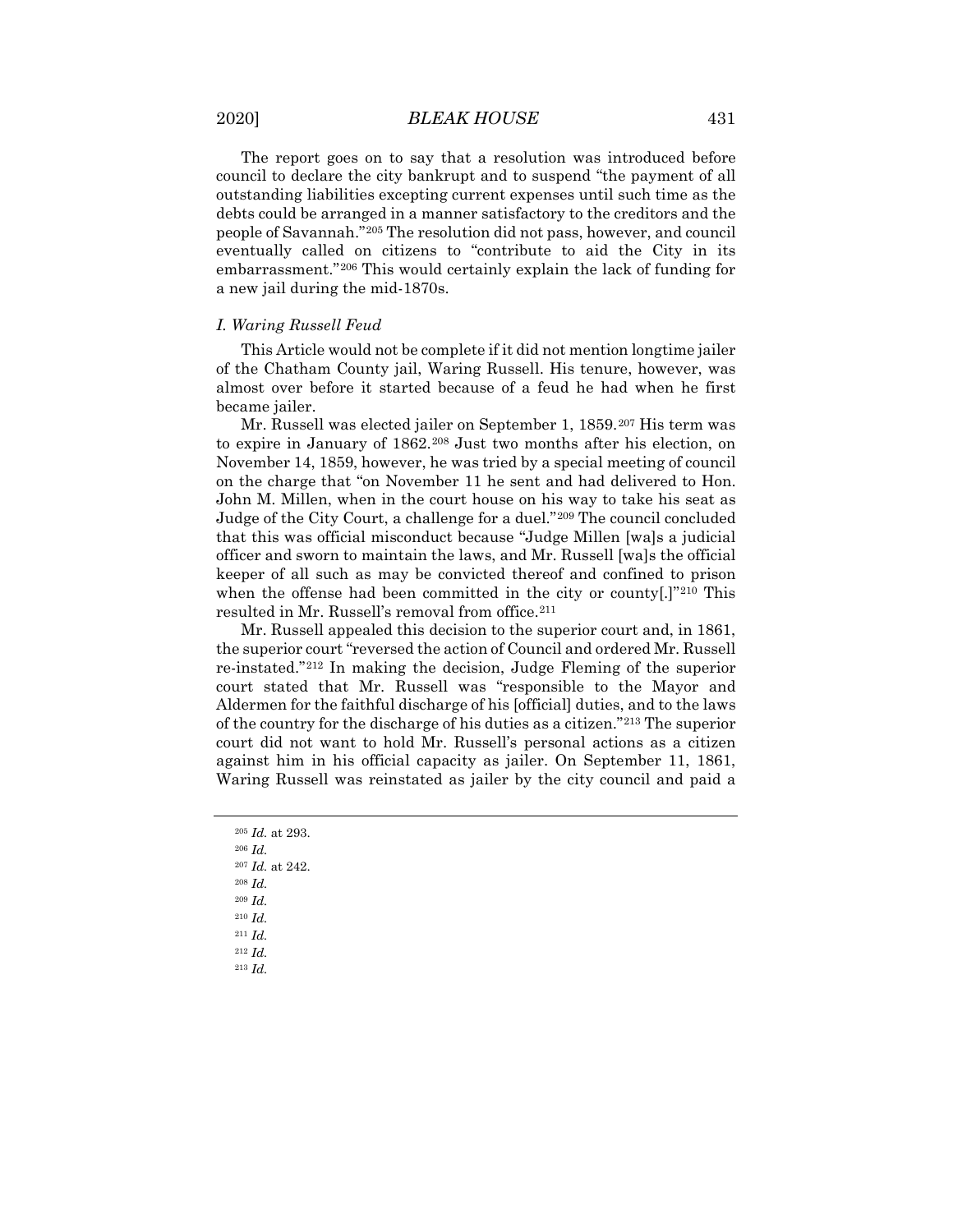The report goes on to say that a resolution was introduced before council to declare the city bankrupt and to suspend "the payment of all outstanding liabilities excepting current expenses until such time as the debts could be arranged in a manner satisfactory to the creditors and the people of Savannah."[205] The resolution did not pass, however, and council eventually called on citizens to "contribute to aid the City in its embarrassment."[206] This would certainly explain the lack of funding for a new jail during the mid-1870s.

### *I. Waring Russell Feud*

This Article would not be complete if it did not mention longtime jailer of the Chatham County jail, Waring Russell. His tenure, however, was almost over before it started because of a feud he had when he first became jailer.

Mr. Russell was elected jailer on September 1, 1859.[207] His term was to expire in January of 1862.[208] Just two months after his election, on November 14, 1859, however, he was tried by a special meeting of council on the charge that "on November 11 he sent and had delivered to Hon. John M. Millen, when in the court house on his way to take his seat as Judge of the City Court, a challenge for a duel."[209] The council concluded that this was official misconduct because "Judge Millen [wa]s a judicial officer and sworn to maintain the laws, and Mr. Russell [wa]s the official keeper of all such as may be convicted thereof and confined to prison when the offense had been committed in the city or county[.]"[210] This resulted in Mr. Russell's removal from office.[211]

Mr. Russell appealed this decision to the superior court and, in 1861, the superior court "reversed the action of Council and ordered Mr. Russell re-instated."[212] In making the decision, Judge Fleming of the superior court stated that Mr. Russell was "responsible to the Mayor and Aldermen for the faithful discharge of his [official] duties, and to the laws of the country for the discharge of his duties as a citizen."[213] The superior court did not want to hold Mr. Russell's personal actions as a citizen against him in his official capacity as jailer. On September 11, 1861, Waring Russell was reinstated as jailer by the city council and paid a

---

[205] *Id.* at 293.

[206] *Id.*

[207] *Id.* at 242.

[208] *Id.*

[209] *Id.*

[210] *Id.*

[211] *Id.*

[212] *Id.*

[213] *Id.*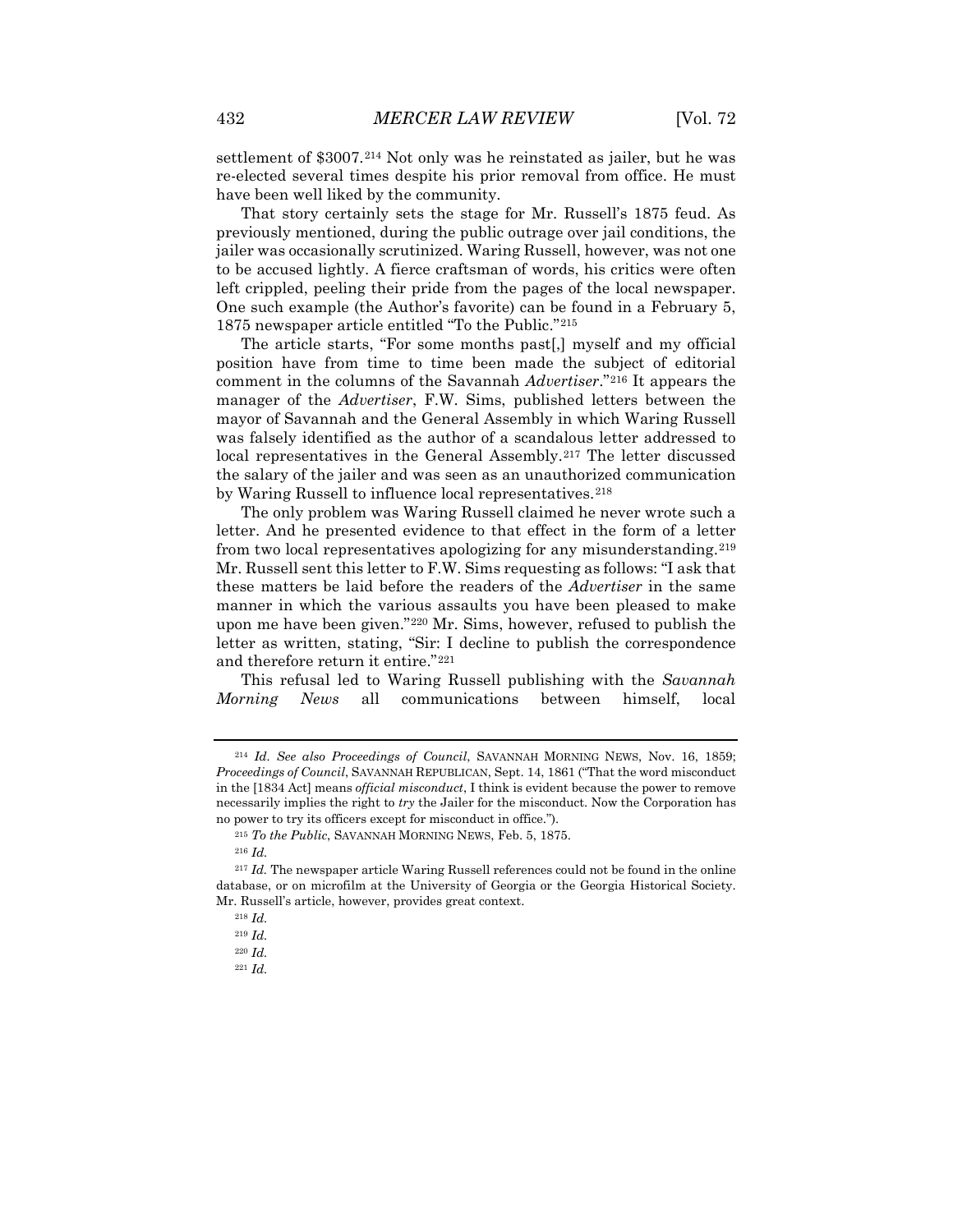settlement of $3007.[214] Not only was he reinstated as jailer, but he was re-elected several times despite his prior removal from office. He must have been well liked by the community.

That story certainly sets the stage for Mr. Russell's 1875 feud. As previously mentioned, during the public outrage over jail conditions, the jailer was occasionally scrutinized. Waring Russell, however, was not one to be accused lightly. A fierce craftsman of words, his critics were often left crippled, peeling their pride from the pages of the local newspaper. One such example (the Author's favorite) can be found in a February 5, 1875 newspaper article entitled "To the Public."[215]

The article starts, "For some months past[,] myself and my official position have from time to time been made the subject of editorial comment in the columns of the Savannah *Advertiser*."[216] It appears the manager of the *Advertiser*, F.W. Sims, published letters between the mayor of Savannah and the General Assembly in which Waring Russell was falsely identified as the author of a scandalous letter addressed to local representatives in the General Assembly.[217] The letter discussed the salary of the jailer and was seen as an unauthorized communication by Waring Russell to influence local representatives.[218]

The only problem was Waring Russell claimed he never wrote such a letter. And he presented evidence to that effect in the form of a letter from two local representatives apologizing for any misunderstanding.[219] Mr. Russell sent this letter to F.W. Sims requesting as follows: "I ask that these matters be laid before the readers of the *Advertiser* in the same manner in which the various assaults you have been pleased to make upon me have been given."[220] Mr. Sims, however, refused to publish the letter as written, stating, "Sir: I decline to publish the correspondence and therefore return it entire."[221]

This refusal led to Waring Russell publishing with the *Savannah Morning News* all communications between himself, local

---

[214] *Id. See also Proceedings of Council*, SAVANNAH MORNING NEWS, Nov. 16, 1859; *Proceedings of Council*, SAVANNAH REPUBLICAN, Sept. 14, 1861 ("That the word misconduct in the [1834 Act] means *official misconduct*, I think is evident because the power to remove necessarily implies the right to *try* the Jailer for the misconduct. Now the Corporation has no power to try its officers except for misconduct in office.").

[215] *To the Public*, SAVANNAH MORNING NEWS, Feb. 5, 1875.

[216] *Id.*

[217] *Id.* The newspaper article Waring Russell references could not be found in the online database, or on microfilm at the University of Georgia or the Georgia Historical Society. Mr. Russell's article, however, provides great context.

[218] *Id.*

[219] *Id.*

[220] *Id.*

[221] *Id.*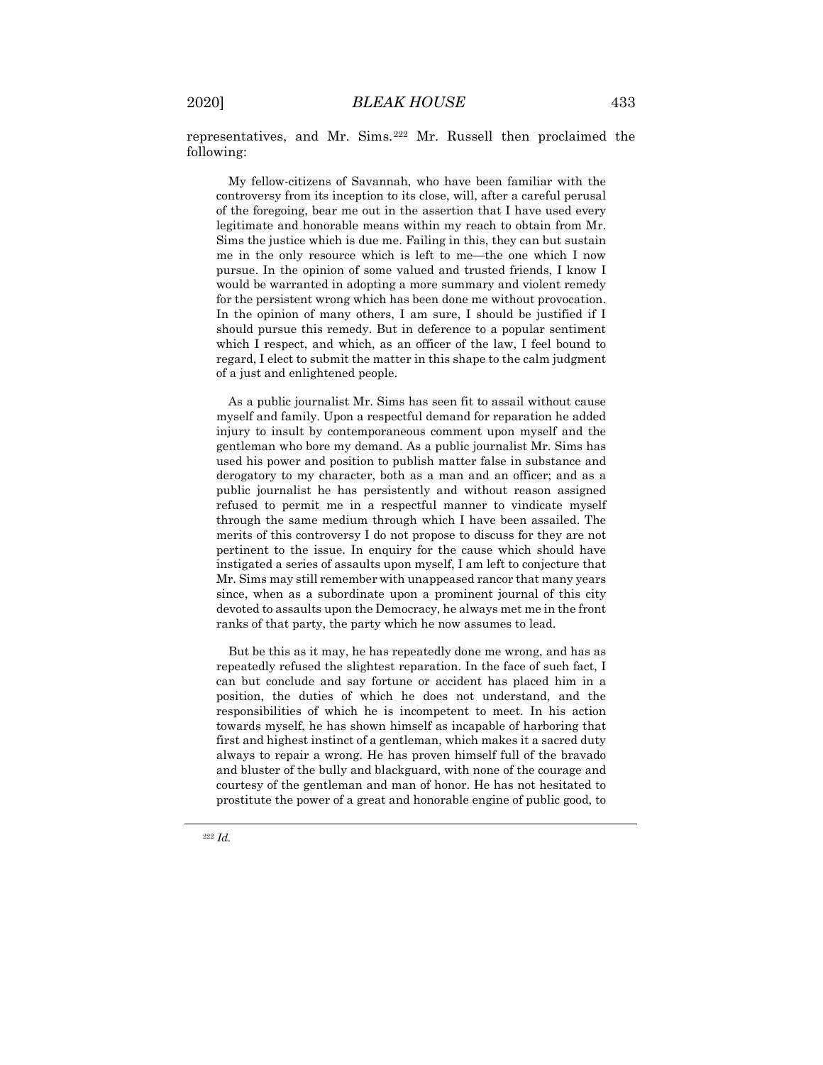representatives, and Mr. Sims.[222] Mr. Russell then proclaimed the following:

> My fellow-citizens of Savannah, who have been familiar with the controversy from its inception to its close, will, after a careful perusal of the foregoing, bear me out in the assertion that I have used every legitimate and honorable means within my reach to obtain from Mr. Sims the justice which is due me. Failing in this, they can but sustain me in the only resource which is left to me—the one which I now pursue. In the opinion of some valued and trusted friends, I know I would be warranted in adopting a more summary and violent remedy for the persistent wrong which has been done me without provocation. In the opinion of many others, I am sure, I should be justified if I should pursue this remedy. But in deference to a popular sentiment which I respect, and which, as an officer of the law, I feel bound to regard, I elect to submit the matter in this shape to the calm judgment of a just and enlightened people.
>
> As a public journalist Mr. Sims has seen fit to assail without cause myself and family. Upon a respectful demand for reparation he added injury to insult by contemporaneous comment upon myself and the gentleman who bore my demand. As a public journalist Mr. Sims has used his power and position to publish matter false in substance and derogatory to my character, both as a man and an officer; and as a public journalist he has persistently and without reason assigned refused to permit me in a respectful manner to vindicate myself through the same medium through which I have been assailed. The merits of this controversy I do not propose to discuss for they are not pertinent to the issue. In enquiry for the cause which should have instigated a series of assaults upon myself, I am left to conjecture that Mr. Sims may still remember with unappeased rancor that many years since, when as a subordinate upon a prominent journal of this city devoted to assaults upon the Democracy, he always met me in the front ranks of that party, the party which he now assumes to lead.
>
> But be this as it may, he has repeatedly done me wrong, and has as repeatedly refused the slightest reparation. In the face of such fact, I can but conclude and say fortune or accident has placed him in a position, the duties of which he does not understand, and the responsibilities of which he is incompetent to meet. In his action towards myself, he has shown himself as incapable of harboring that first and highest instinct of a gentleman, which makes it a sacred duty always to repair a wrong. He has proven himself full of the bravado and bluster of the bully and blackguard, with none of the courage and courtesy of the gentleman and man of honor. He has not hesitated to prostitute the power of a great and honorable engine of public good, to

[222] *Id.*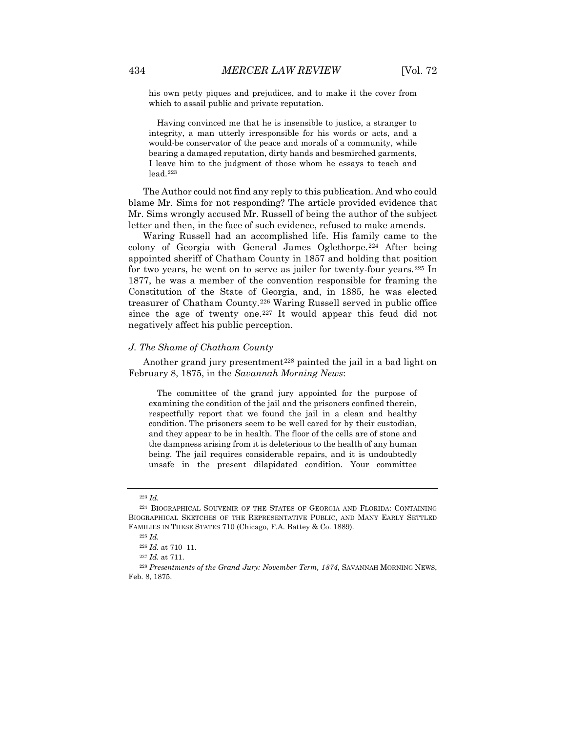> his own petty piques and prejudices, and to make it the cover from which to assail public and private reputation.
>
> Having convinced me that he is insensible to justice, a stranger to integrity, a man utterly irresponsible for his words or acts, and a would-be conservator of the peace and morals of a community, while bearing a damaged reputation, dirty hands and besmirched garments, I leave him to the judgment of those whom he essays to teach and lead.[223]

The Author could not find any reply to this publication. And who could blame Mr. Sims for not responding? The article provided evidence that Mr. Sims wrongly accused Mr. Russell of being the author of the subject letter and then, in the face of such evidence, refused to make amends.

Waring Russell had an accomplished life. His family came to the colony of Georgia with General James Oglethorpe.[224] After being appointed sheriff of Chatham County in 1857 and holding that position for two years, he went on to serve as jailer for twenty-four years.[225] In 1877, he was a member of the convention responsible for framing the Constitution of the State of Georgia, and, in 1885, he was elected treasurer of Chatham County.[226] Waring Russell served in public office since the age of twenty one.[227] It would appear this feud did not negatively affect his public perception.

### *J. The Shame of Chatham County*

Another grand jury presentment[228] painted the jail in a bad light on February 8, 1875, in the *Savannah Morning News*:

> The committee of the grand jury appointed for the purpose of examining the condition of the jail and the prisoners confined therein, respectfully report that we found the jail in a clean and healthy condition. The prisoners seem to be well cared for by their custodian, and they appear to be in health. The floor of the cells are of stone and the dampness arising from it is deleterious to the health of any human being. The jail requires considerable repairs, and it is undoubtedly unsafe in the present dilapidated condition. Your committee

---

[223] *Id.*

[224] BIOGRAPHICAL SOUVENIR OF THE STATES OF GEORGIA AND FLORIDA: CONTAINING BIOGRAPHICAL SKETCHES OF THE REPRESENTATIVE PUBLIC, AND MANY EARLY SETTLED FAMILIES IN THESE STATES 710 (Chicago, F.A. Battey & Co. 1889).

[225] *Id.*

[226] *Id.* at 710–11.

[227] *Id.* at 711.

[228] *Presentments of the Grand Jury: November Term, 1874*, SAVANNAH MORNING NEWS, Feb. 8, 1875.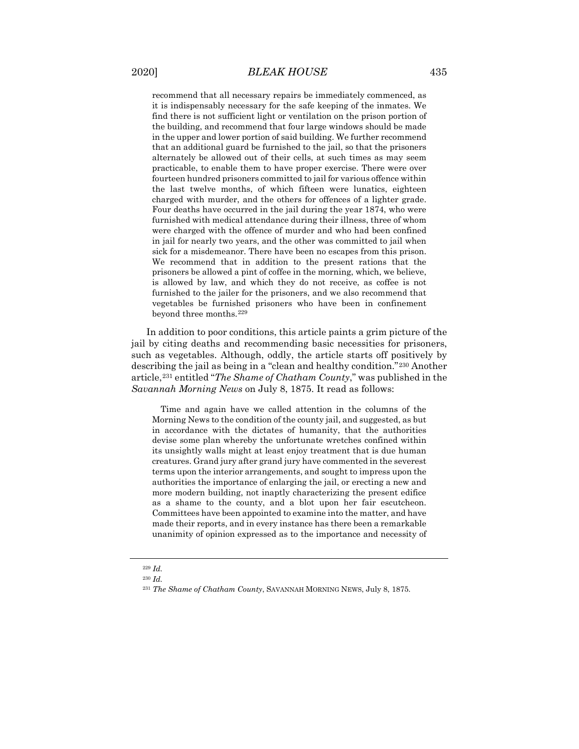> recommend that all necessary repairs be immediately commenced, as it is indispensably necessary for the safe keeping of the inmates. We find there is not sufficient light or ventilation on the prison portion of the building, and recommend that four large windows should be made in the upper and lower portion of said building. We further recommend that an additional guard be furnished to the jail, so that the prisoners alternately be allowed out of their cells, at such times as may seem practicable, to enable them to have proper exercise. There were over fourteen hundred prisoners committed to jail for various offence within the last twelve months, of which fifteen were lunatics, eighteen charged with murder, and the others for offences of a lighter grade. Four deaths have occurred in the jail during the year 1874, who were furnished with medical attendance during their illness, three of whom were charged with the offence of murder and who had been confined in jail for nearly two years, and the other was committed to jail when sick for a misdemeanor. There have been no escapes from this prison. We recommend that in addition to the present rations that the prisoners be allowed a pint of coffee in the morning, which, we believe, is allowed by law, and which they do not receive, as coffee is not furnished to the jailer for the prisoners, and we also recommend that vegetables be furnished prisoners who have been in confinement beyond three months.[229]

In addition to poor conditions, this article paints a grim picture of the jail by citing deaths and recommending basic necessities for prisoners, such as vegetables. Although, oddly, the article starts off positively by describing the jail as being in a "clean and healthy condition."[230] Another article,[231] entitled "*The Shame of Chatham County*," was published in the *Savannah Morning News* on July 8, 1875. It read as follows:

> Time and again have we called attention in the columns of the Morning News to the condition of the county jail, and suggested, as but in accordance with the dictates of humanity, that the authorities devise some plan whereby the unfortunate wretches confined within its unsightly walls might at least enjoy treatment that is due human creatures. Grand jury after grand jury have commented in the severest terms upon the interior arrangements, and sought to impress upon the authorities the importance of enlarging the jail, or erecting a new and more modern building, not inaptly characterizing the present edifice as a shame to the county, and a blot upon her fair escutcheon. Committees have been appointed to examine into the matter, and have made their reports, and in every instance has there been a remarkable unanimity of opinion expressed as to the importance and necessity of

---

[229] *Id.*

[230] *Id.*

[231] *The Shame of Chatham County*, SAVANNAH MORNING NEWS, July 8, 1875.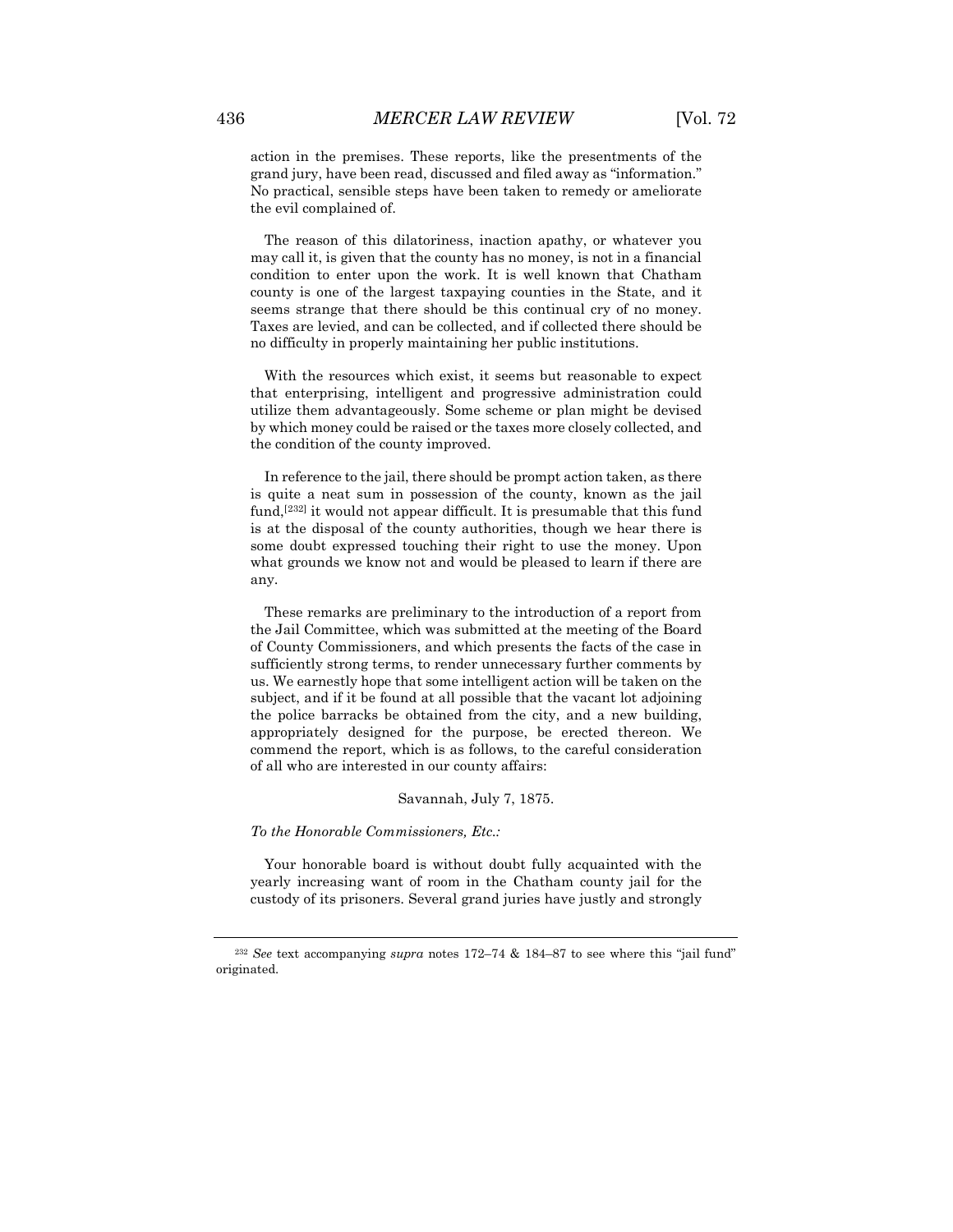action in the premises. These reports, like the presentments of the grand jury, have been read, discussed and filed away as "information." No practical, sensible steps have been taken to remedy or ameliorate the evil complained of.

The reason of this dilatoriness, inaction apathy, or whatever you may call it, is given that the county has no money, is not in a financial condition to enter upon the work. It is well known that Chatham county is one of the largest taxpaying counties in the State, and it seems strange that there should be this continual cry of no money. Taxes are levied, and can be collected, and if collected there should be no difficulty in properly maintaining her public institutions.

With the resources which exist, it seems but reasonable to expect that enterprising, intelligent and progressive administration could utilize them advantageously. Some scheme or plan might be devised by which money could be raised or the taxes more closely collected, and the condition of the county improved.

In reference to the jail, there should be prompt action taken, as there is quite a neat sum in possession of the county, known as the jail fund,[232] it would not appear difficult. It is presumable that this fund is at the disposal of the county authorities, though we hear there is some doubt expressed touching their right to use the money. Upon what grounds we know not and would be pleased to learn if there are any.

These remarks are preliminary to the introduction of a report from the Jail Committee, which was submitted at the meeting of the Board of County Commissioners, and which presents the facts of the case in sufficiently strong terms, to render unnecessary further comments by us. We earnestly hope that some intelligent action will be taken on the subject, and if it be found at all possible that the vacant lot adjoining the police barracks be obtained from the city, and a new building, appropriately designed for the purpose, be erected thereon. We commend the report, which is as follows, to the careful consideration of all who are interested in our county affairs:

Savannah, July 7, 1875.

*To the Honorable Commissioners, Etc.:*

Your honorable board is without doubt fully acquainted with the yearly increasing want of room in the Chatham county jail for the custody of its prisoners. Several grand juries have justly and strongly

---

[232] *See* text accompanying *supra* notes 172–74 & 184–87 to see where this "jail fund" originated.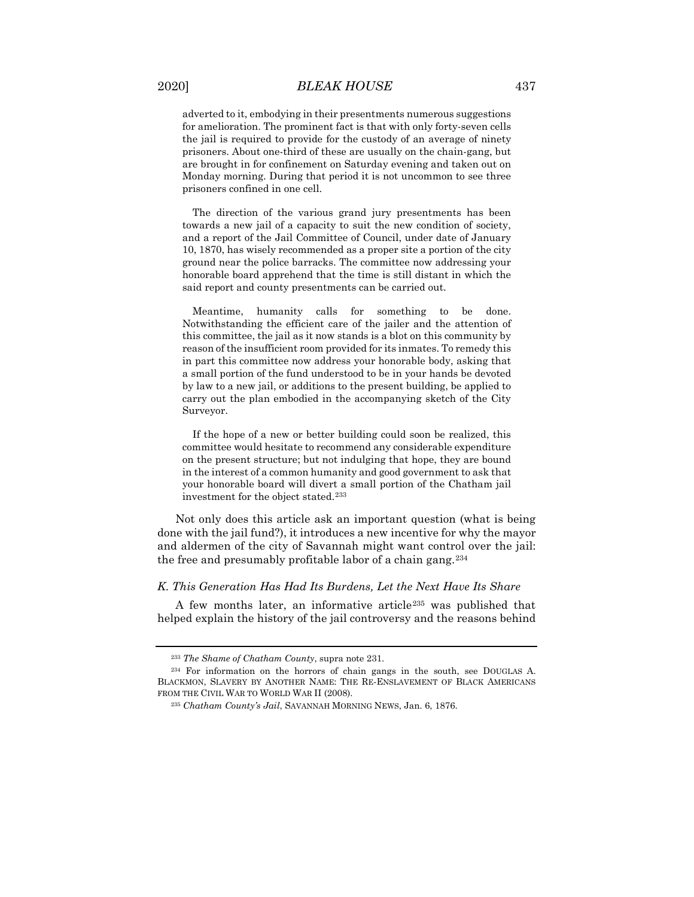adverted to it, embodying in their presentments numerous suggestions for amelioration. The prominent fact is that with only forty-seven cells the jail is required to provide for the custody of an average of ninety prisoners. About one-third of these are usually on the chain-gang, but are brought in for confinement on Saturday evening and taken out on Monday morning. During that period it is not uncommon to see three prisoners confined in one cell.

> The direction of the various grand jury presentments has been towards a new jail of a capacity to suit the new condition of society, and a report of the Jail Committee of Council, under date of January 10, 1870, has wisely recommended as a proper site a portion of the city ground near the police barracks. The committee now addressing your honorable board apprehend that the time is still distant in which the said report and county presentments can be carried out.
>
> Meantime, humanity calls for something to be done. Notwithstanding the efficient care of the jailer and the attention of this committee, the jail as it now stands is a blot on this community by reason of the insufficient room provided for its inmates. To remedy this in part this committee now address your honorable body, asking that a small portion of the fund understood to be in your hands be devoted by law to a new jail, or additions to the present building, be applied to carry out the plan embodied in the accompanying sketch of the City Surveyor.
>
> If the hope of a new or better building could soon be realized, this committee would hesitate to recommend any considerable expenditure on the present structure; but not indulging that hope, they are bound in the interest of a common humanity and good government to ask that your honorable board will divert a small portion of the Chatham jail investment for the object stated.[233]

Not only does this article ask an important question (what is being done with the jail fund?), it introduces a new incentive for why the mayor and aldermen of the city of Savannah might want control over the jail: the free and presumably profitable labor of a chain gang.[234]

### *K. This Generation Has Had Its Burdens, Let the Next Have Its Share*

A few months later, an informative article[235] was published that helped explain the history of the jail controversy and the reasons behind

---

[233] *The Shame of Chatham County*, supra note 231.

[234] For information on the horrors of chain gangs in the south, see DOUGLAS A. BLACKMON, SLAVERY BY ANOTHER NAME: THE RE-ENSLAVEMENT OF BLACK AMERICANS FROM THE CIVIL WAR TO WORLD WAR II (2008).

[235] *Chatham County's Jail*, SAVANNAH MORNING NEWS, Jan. 6, 1876.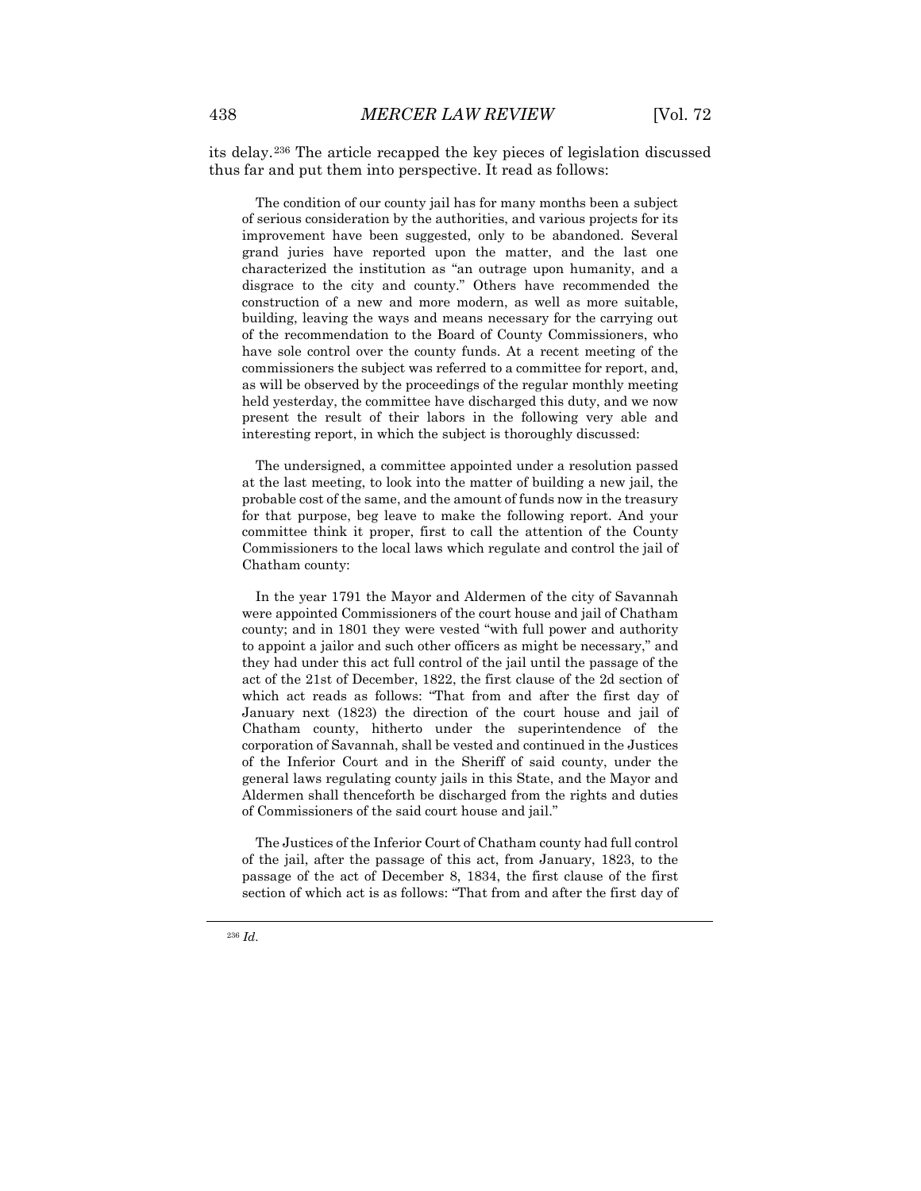its delay.[236] The article recapped the key pieces of legislation discussed thus far and put them into perspective. It read as follows:

> The condition of our county jail has for many months been a subject of serious consideration by the authorities, and various projects for its improvement have been suggested, only to be abandoned. Several grand juries have reported upon the matter, and the last one characterized the institution as "an outrage upon humanity, and a disgrace to the city and county." Others have recommended the construction of a new and more modern, as well as more suitable, building, leaving the ways and means necessary for the carrying out of the recommendation to the Board of County Commissioners, who have sole control over the county funds. At a recent meeting of the commissioners the subject was referred to a committee for report, and, as will be observed by the proceedings of the regular monthly meeting held yesterday, the committee have discharged this duty, and we now present the result of their labors in the following very able and interesting report, in which the subject is thoroughly discussed:
>
> The undersigned, a committee appointed under a resolution passed at the last meeting, to look into the matter of building a new jail, the probable cost of the same, and the amount of funds now in the treasury for that purpose, beg leave to make the following report. And your committee think it proper, first to call the attention of the County Commissioners to the local laws which regulate and control the jail of Chatham county:
>
> In the year 1791 the Mayor and Aldermen of the city of Savannah were appointed Commissioners of the court house and jail of Chatham county; and in 1801 they were vested "with full power and authority to appoint a jailor and such other officers as might be necessary," and they had under this act full control of the jail until the passage of the act of the 21st of December, 1822, the first clause of the 2d section of which act reads as follows: "That from and after the first day of January next (1823) the direction of the court house and jail of Chatham county, hitherto under the superintendence of the corporation of Savannah, shall be vested and continued in the Justices of the Inferior Court and in the Sheriff of said county, under the general laws regulating county jails in this State, and the Mayor and Aldermen shall thenceforth be discharged from the rights and duties of Commissioners of the said court house and jail."
>
> The Justices of the Inferior Court of Chatham county had full control of the jail, after the passage of this act, from January, 1823, to the passage of the act of December 8, 1834, the first clause of the first section of which act is as follows: "That from and after the first day of

[236] *Id.*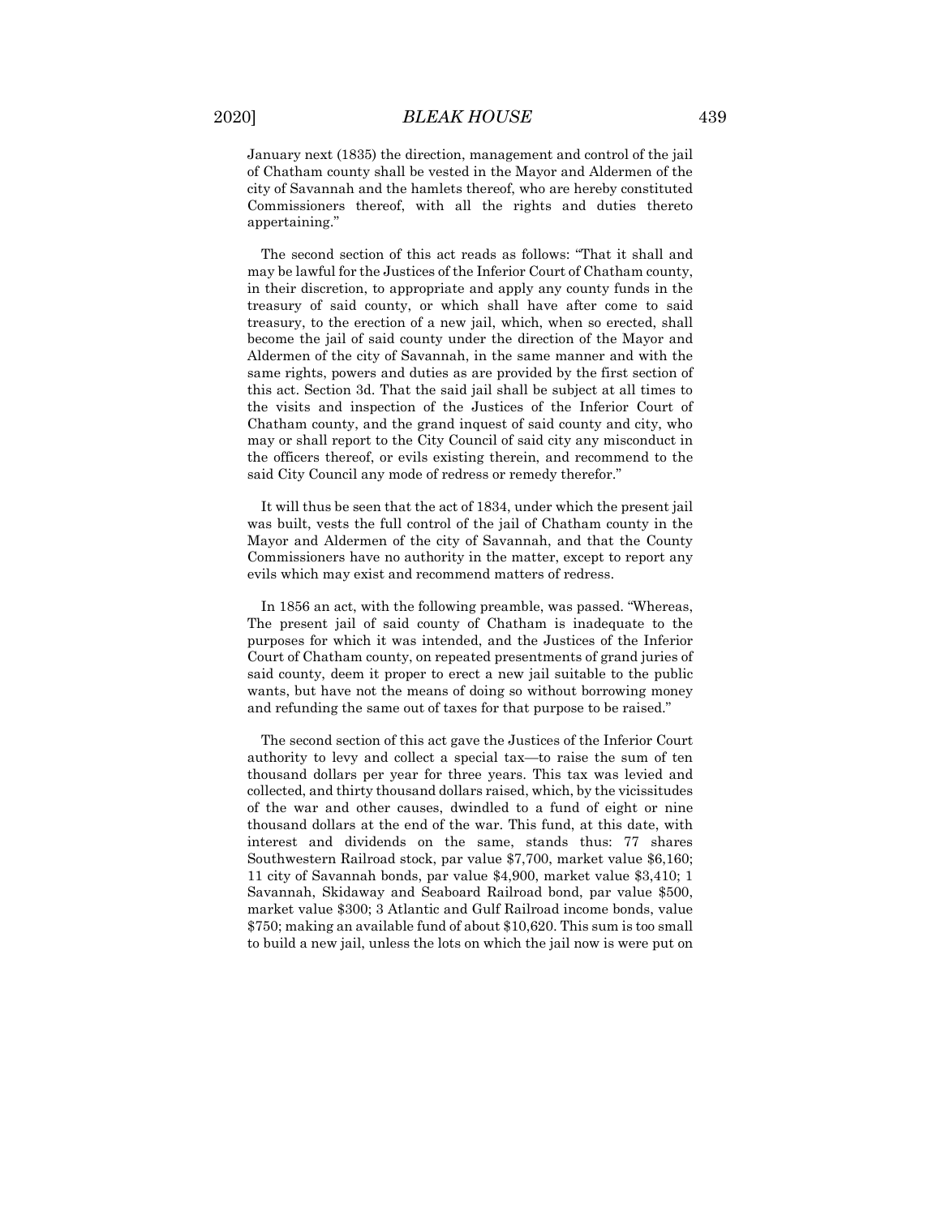January next (1835) the direction, management and control of the jail of Chatham county shall be vested in the Mayor and Aldermen of the city of Savannah and the hamlets thereof, who are hereby constituted Commissioners thereof, with all the rights and duties thereto appertaining."

The second section of this act reads as follows: "That it shall and may be lawful for the Justices of the Inferior Court of Chatham county, in their discretion, to appropriate and apply any county funds in the treasury of said county, or which shall have after come to said treasury, to the erection of a new jail, which, when so erected, shall become the jail of said county under the direction of the Mayor and Aldermen of the city of Savannah, in the same manner and with the same rights, powers and duties as are provided by the first section of this act. Section 3d. That the said jail shall be subject at all times to the visits and inspection of the Justices of the Inferior Court of Chatham county, and the grand inquest of said county and city, who may or shall report to the City Council of said city any misconduct in the officers thereof, or evils existing therein, and recommend to the said City Council any mode of redress or remedy therefor."

It will thus be seen that the act of 1834, under which the present jail was built, vests the full control of the jail of Chatham county in the Mayor and Aldermen of the city of Savannah, and that the County Commissioners have no authority in the matter, except to report any evils which may exist and recommend matters of redress.

In 1856 an act, with the following preamble, was passed. "Whereas, The present jail of said county of Chatham is inadequate to the purposes for which it was intended, and the Justices of the Inferior Court of Chatham county, on repeated presentments of grand juries of said county, deem it proper to erect a new jail suitable to the public wants, but have not the means of doing so without borrowing money and refunding the same out of taxes for that purpose to be raised."

The second section of this act gave the Justices of the Inferior Court authority to levy and collect a special tax—to raise the sum of ten thousand dollars per year for three years. This tax was levied and collected, and thirty thousand dollars raised, which, by the vicissitudes of the war and other causes, dwindled to a fund of eight or nine thousand dollars at the end of the war. This fund, at this date, with interest and dividends on the same, stands thus: 77 shares Southwestern Railroad stock, par value $7,700, market value $6,160; 11 city of Savannah bonds, par value $4,900, market value $3,410; 1 Savannah, Skidaway and Seaboard Railroad bond, par value $500, market value $300; 3 Atlantic and Gulf Railroad income bonds, value $750; making an available fund of about $10,620. This sum is too small to build a new jail, unless the lots on which the jail now is were put on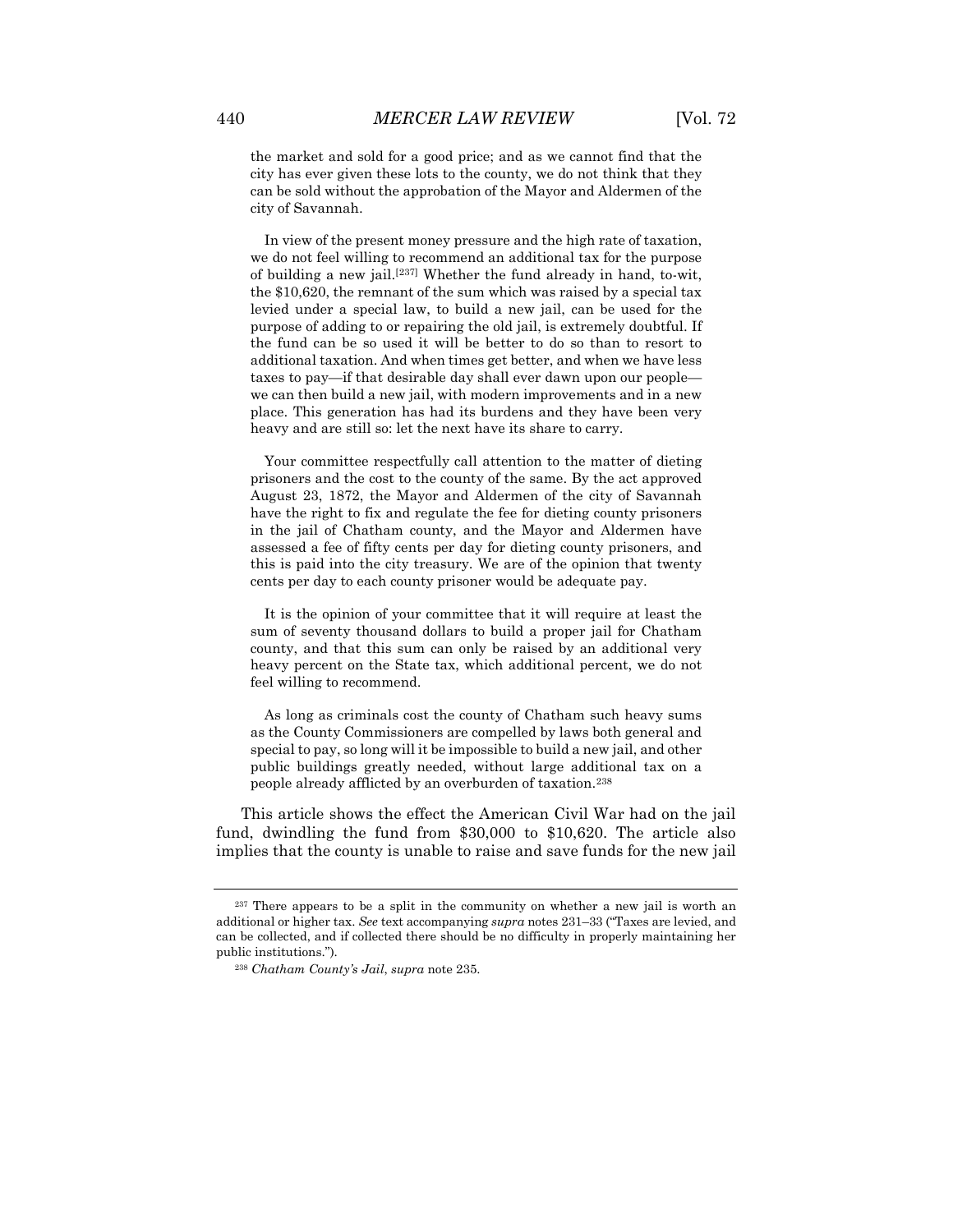> the market and sold for a good price; and as we cannot find that the city has ever given these lots to the county, we do not think that they can be sold without the approbation of the Mayor and Aldermen of the city of Savannah.
>
> In view of the present money pressure and the high rate of taxation, we do not feel willing to recommend an additional tax for the purpose of building a new jail.[237] Whether the fund already in hand, to-wit, the $10,620, the remnant of the sum which was raised by a special tax levied under a special law, to build a new jail, can be used for the purpose of adding to or repairing the old jail, is extremely doubtful. If the fund can be so used it will be better to do so than to resort to additional taxation. And when times get better, and when we have less taxes to pay—if that desirable day shall ever dawn upon our people—we can then build a new jail, with modern improvements and in a new place. This generation has had its burdens and they have been very heavy and are still so: let the next have its share to carry.
>
> Your committee respectfully call attention to the matter of dieting prisoners and the cost to the county of the same. By the act approved August 23, 1872, the Mayor and Aldermen of the city of Savannah have the right to fix and regulate the fee for dieting county prisoners in the jail of Chatham county, and the Mayor and Aldermen have assessed a fee of fifty cents per day for dieting county prisoners, and this is paid into the city treasury. We are of the opinion that twenty cents per day to each county prisoner would be adequate pay.
>
> It is the opinion of your committee that it will require at least the sum of seventy thousand dollars to build a proper jail for Chatham county, and that this sum can only be raised by an additional very heavy percent on the State tax, which additional percent, we do not feel willing to recommend.
>
> As long as criminals cost the county of Chatham such heavy sums as the County Commissioners are compelled by laws both general and special to pay, so long will it be impossible to build a new jail, and other public buildings greatly needed, without large additional tax on a people already afflicted by an overburden of taxation.[238]

This article shows the effect the American Civil War had on the jail fund, dwindling the fund from $30,000 to $10,620. The article also implies that the county is unable to raise and save funds for the new jail

---

[237] There appears to be a split in the community on whether a new jail is worth an additional or higher tax. *See* text accompanying *supra* notes 231–33 ("Taxes are levied, and can be collected, and if collected there should be no difficulty in properly maintaining her public institutions.").

[238] *Chatham County's Jail*, *supra* note 235.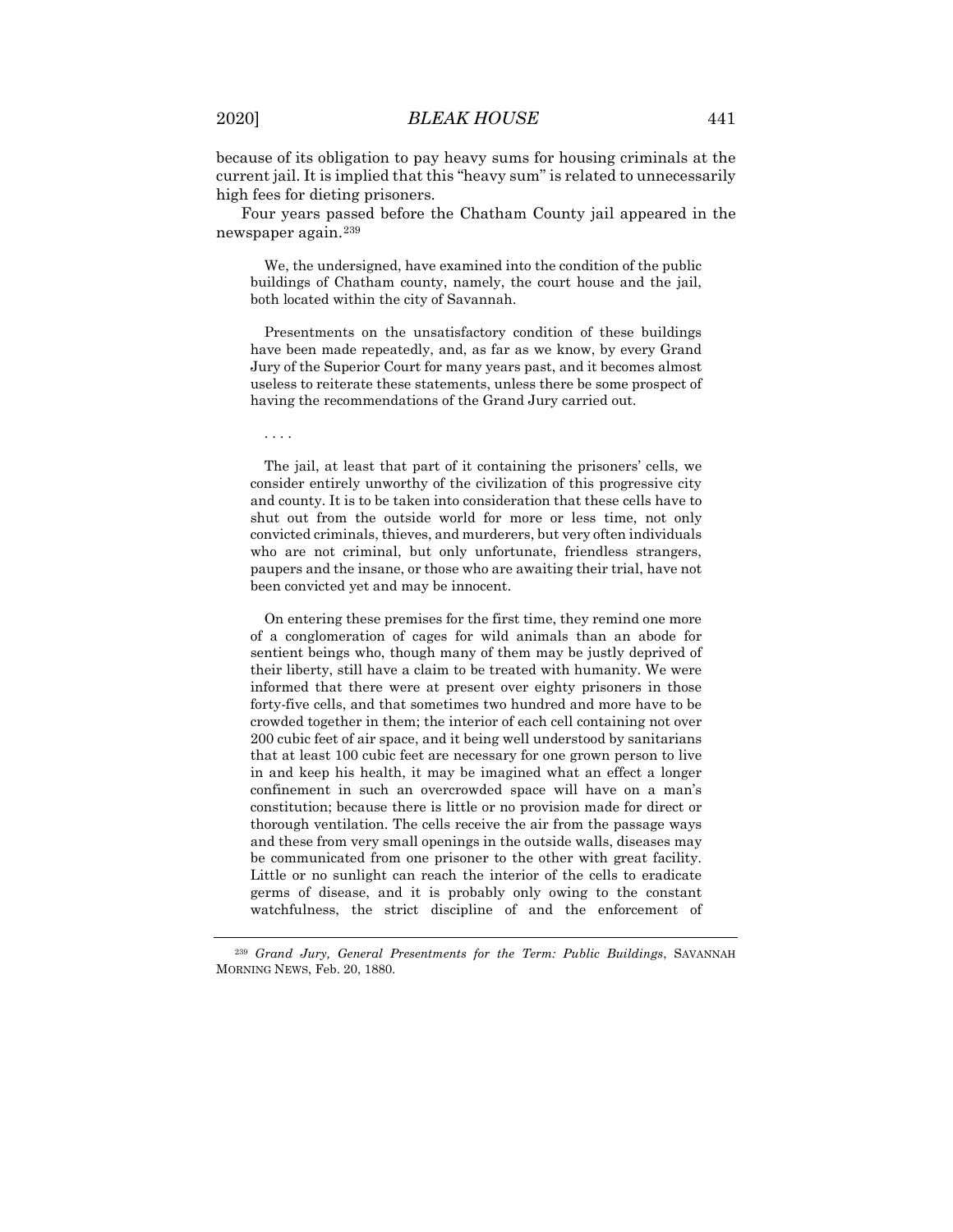because of its obligation to pay heavy sums for housing criminals at the current jail. It is implied that this "heavy sum" is related to unnecessarily high fees for dieting prisoners.

Four years passed before the Chatham County jail appeared in the newspaper again.[239]

> We, the undersigned, have examined into the condition of the public buildings of Chatham county, namely, the court house and the jail, both located within the city of Savannah.
>
> Presentments on the unsatisfactory condition of these buildings have been made repeatedly, and, as far as we know, by every Grand Jury of the Superior Court for many years past, and it becomes almost useless to reiterate these statements, unless there be some prospect of having the recommendations of the Grand Jury carried out.
>
> . . . .
>
> The jail, at least that part of it containing the prisoners' cells, we consider entirely unworthy of the civilization of this progressive city and county. It is to be taken into consideration that these cells have to shut out from the outside world for more or less time, not only convicted criminals, thieves, and murderers, but very often individuals who are not criminal, but only unfortunate, friendless strangers, paupers and the insane, or those who are awaiting their trial, have not been convicted yet and may be innocent.
>
> On entering these premises for the first time, they remind one more of a conglomeration of cages for wild animals than an abode for sentient beings who, though many of them may be justly deprived of their liberty, still have a claim to be treated with humanity. We were informed that there were at present over eighty prisoners in those forty-five cells, and that sometimes two hundred and more have to be crowded together in them; the interior of each cell containing not over 200 cubic feet of air space, and it being well understood by sanitarians that at least 100 cubic feet are necessary for one grown person to live in and keep his health, it may be imagined what an effect a longer confinement in such an overcrowded space will have on a man's constitution; because there is little or no provision made for direct or thorough ventilation. The cells receive the air from the passage ways and these from very small openings in the outside walls, diseases may be communicated from one prisoner to the other with great facility. Little or no sunlight can reach the interior of the cells to eradicate germs of disease, and it is probably only owing to the constant watchfulness, the strict discipline of and the enforcement of

[239] *Grand Jury, General Presentments for the Term: Public Buildings*, SAVANNAH MORNING NEWS, Feb. 20, 1880.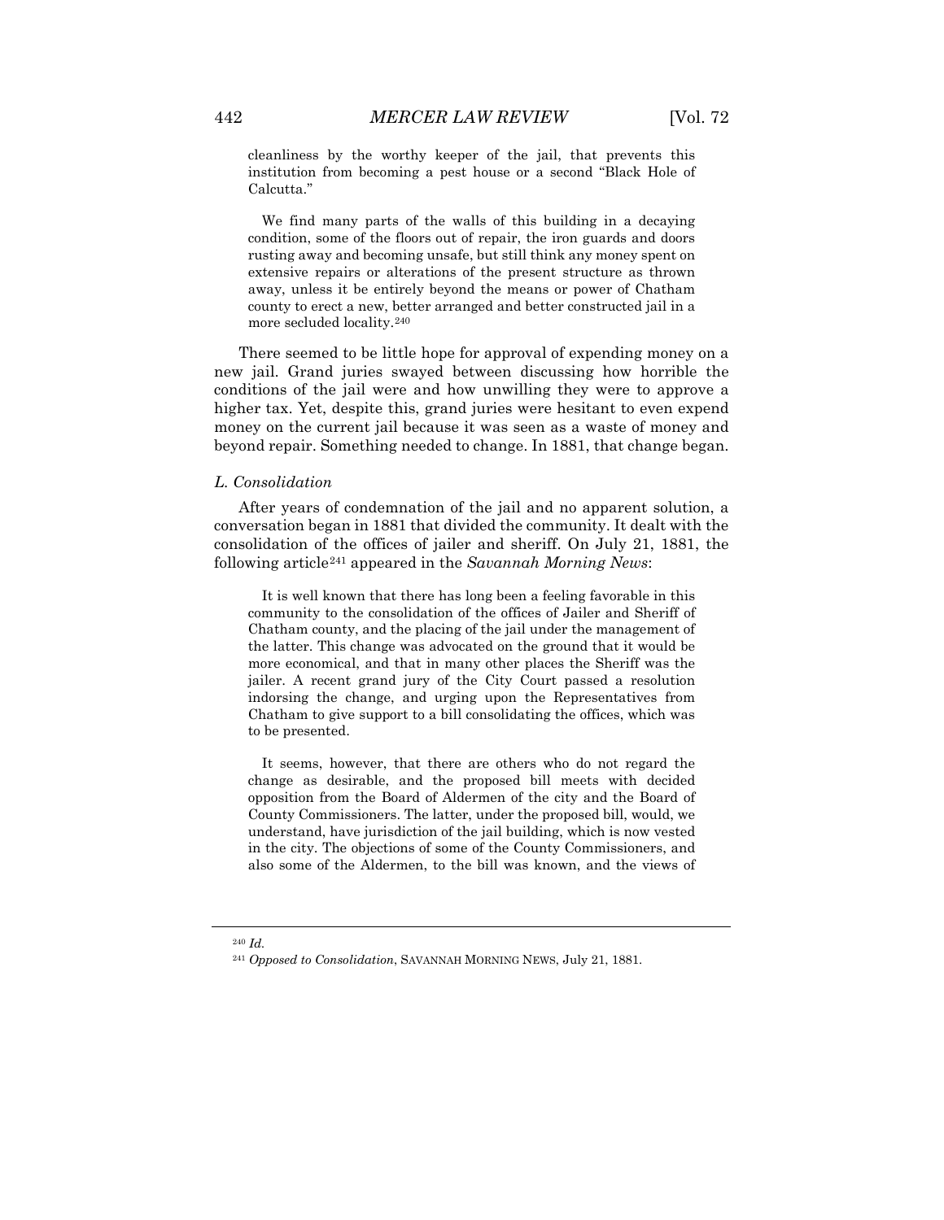cleanliness by the worthy keeper of the jail, that prevents this institution from becoming a pest house or a second "Black Hole of Calcutta."

> We find many parts of the walls of this building in a decaying condition, some of the floors out of repair, the iron guards and doors rusting away and becoming unsafe, but still think any money spent on extensive repairs or alterations of the present structure as thrown away, unless it be entirely beyond the means or power of Chatham county to erect a new, better arranged and better constructed jail in a more secluded locality.[240]

There seemed to be little hope for approval of expending money on a new jail. Grand juries swayed between discussing how horrible the conditions of the jail were and how unwilling they were to approve a higher tax. Yet, despite this, grand juries were hesitant to even expend money on the current jail because it was seen as a waste of money and beyond repair. Something needed to change. In 1881, that change began.

### *L. Consolidation*

After years of condemnation of the jail and no apparent solution, a conversation began in 1881 that divided the community. It dealt with the consolidation of the offices of jailer and sheriff. On July 21, 1881, the following article[241] appeared in the *Savannah Morning News*:

> It is well known that there has long been a feeling favorable in this community to the consolidation of the offices of Jailer and Sheriff of Chatham county, and the placing of the jail under the management of the latter. This change was advocated on the ground that it would be more economical, and that in many other places the Sheriff was the jailer. A recent grand jury of the City Court passed a resolution indorsing the change, and urging upon the Representatives from Chatham to give support to a bill consolidating the offices, which was to be presented.
>
> It seems, however, that there are others who do not regard the change as desirable, and the proposed bill meets with decided opposition from the Board of Aldermen of the city and the Board of County Commissioners. The latter, under the proposed bill, would, we understand, have jurisdiction of the jail building, which is now vested in the city. The objections of some of the County Commissioners, and also some of the Aldermen, to the bill was known, and the views of

---

[240] *Id.*

[241] *Opposed to Consolidation*, SAVANNAH MORNING NEWS, July 21, 1881.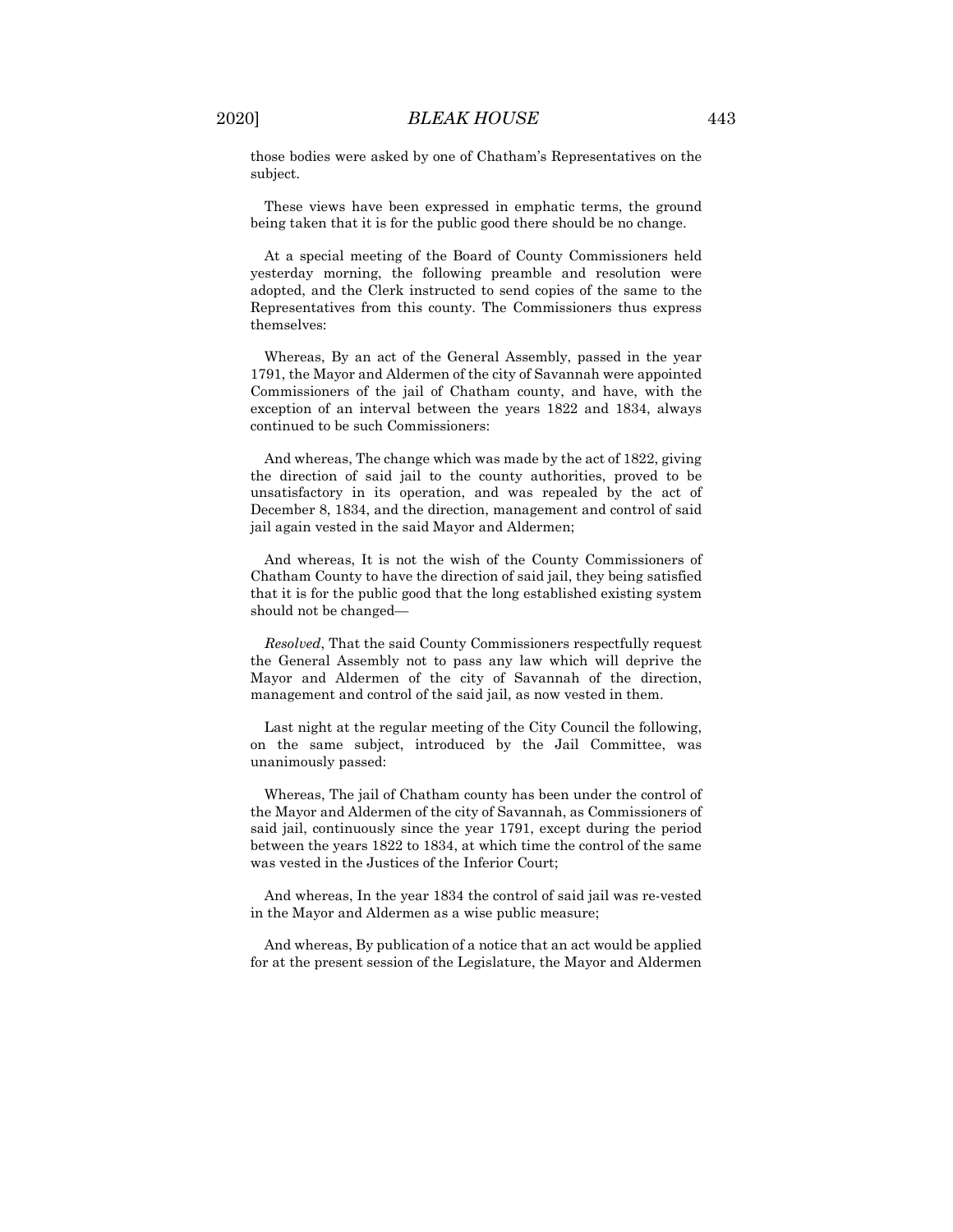those bodies were asked by one of Chatham's Representatives on the subject.

These views have been expressed in emphatic terms, the ground being taken that it is for the public good there should be no change.

At a special meeting of the Board of County Commissioners held yesterday morning, the following preamble and resolution were adopted, and the Clerk instructed to send copies of the same to the Representatives from this county. The Commissioners thus express themselves:

Whereas, By an act of the General Assembly, passed in the year 1791, the Mayor and Aldermen of the city of Savannah were appointed Commissioners of the jail of Chatham county, and have, with the exception of an interval between the years 1822 and 1834, always continued to be such Commissioners:

And whereas, The change which was made by the act of 1822, giving the direction of said jail to the county authorities, proved to be unsatisfactory in its operation, and was repealed by the act of December 8, 1834, and the direction, management and control of said jail again vested in the said Mayor and Aldermen;

And whereas, It is not the wish of the County Commissioners of Chatham County to have the direction of said jail, they being satisfied that it is for the public good that the long established existing system should not be changed—

*Resolved*, That the said County Commissioners respectfully request the General Assembly not to pass any law which will deprive the Mayor and Aldermen of the city of Savannah of the direction, management and control of the said jail, as now vested in them.

Last night at the regular meeting of the City Council the following, on the same subject, introduced by the Jail Committee, was unanimously passed:

Whereas, The jail of Chatham county has been under the control of the Mayor and Aldermen of the city of Savannah, as Commissioners of said jail, continuously since the year 1791, except during the period between the years 1822 to 1834, at which time the control of the same was vested in the Justices of the Inferior Court;

And whereas, In the year 1834 the control of said jail was re-vested in the Mayor and Aldermen as a wise public measure;

And whereas, By publication of a notice that an act would be applied for at the present session of the Legislature, the Mayor and Aldermen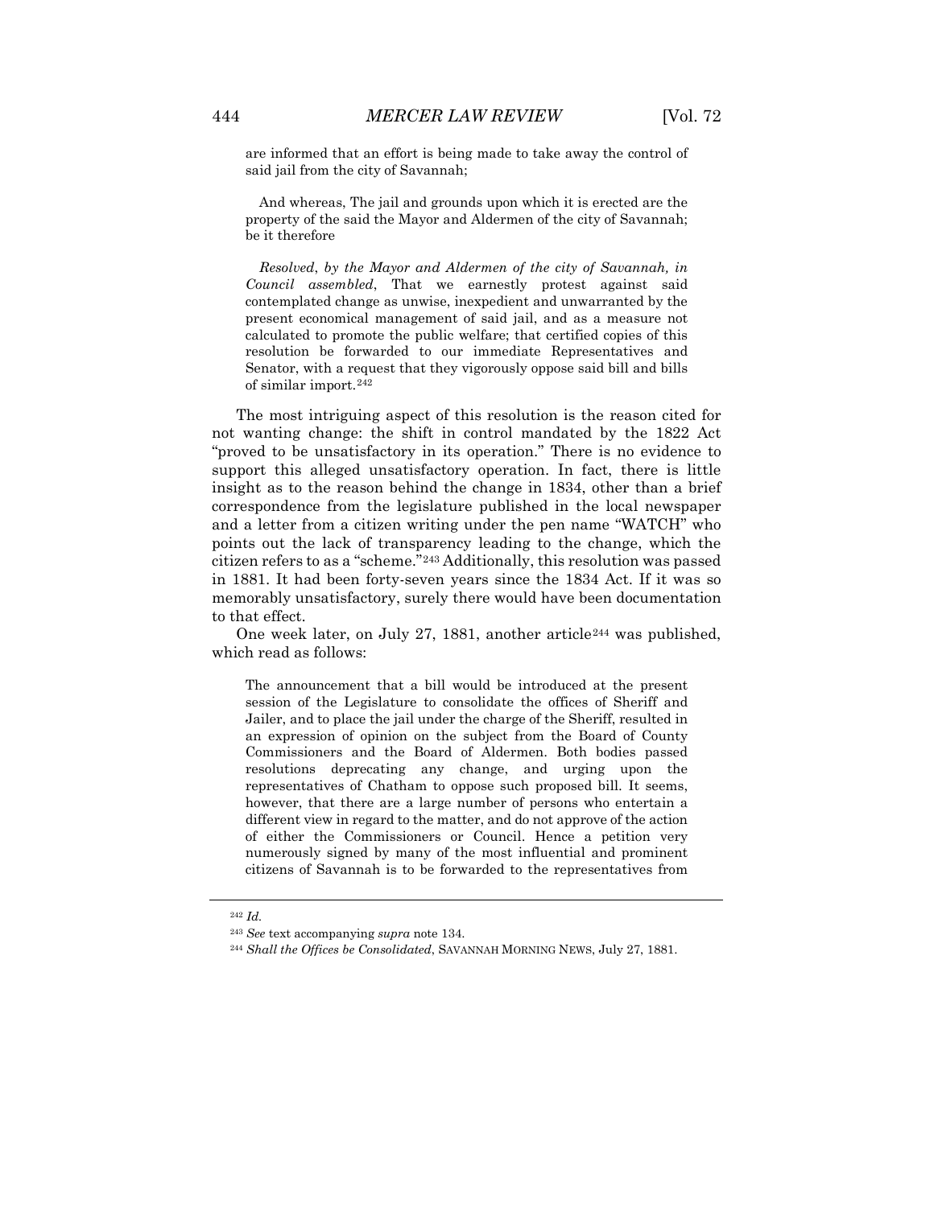are informed that an effort is being made to take away the control of said jail from the city of Savannah;

> And whereas, The jail and grounds upon which it is erected are the property of the said the Mayor and Aldermen of the city of Savannah; be it therefore
>
> *Resolved, by the Mayor and Aldermen of the city of Savannah, in Council assembled*, That we earnestly protest against said contemplated change as unwise, inexpedient and unwarranted by the present economical management of said jail, and as a measure not calculated to promote the public welfare; that certified copies of this resolution be forwarded to our immediate Representatives and Senator, with a request that they vigorously oppose said bill and bills of similar import.[242]

The most intriguing aspect of this resolution is the reason cited for not wanting change: the shift in control mandated by the 1822 Act "proved to be unsatisfactory in its operation." There is no evidence to support this alleged unsatisfactory operation. In fact, there is little insight as to the reason behind the change in 1834, other than a brief correspondence from the legislature published in the local newspaper and a letter from a citizen writing under the pen name "WATCH" who points out the lack of transparency leading to the change, which the citizen refers to as a "scheme."[243] Additionally, this resolution was passed in 1881. It had been forty-seven years since the 1834 Act. If it was so memorably unsatisfactory, surely there would have been documentation to that effect.

One week later, on July 27, 1881, another article[244] was published, which read as follows:

> The announcement that a bill would be introduced at the present session of the Legislature to consolidate the offices of Sheriff and Jailer, and to place the jail under the charge of the Sheriff, resulted in an expression of opinion on the subject from the Board of County Commissioners and the Board of Aldermen. Both bodies passed resolutions deprecating any change, and urging upon the representatives of Chatham to oppose such proposed bill. It seems, however, that there are a large number of persons who entertain a different view in regard to the matter, and do not approve of the action of either the Commissioners or Council. Hence a petition very numerously signed by many of the most influential and prominent citizens of Savannah is to be forwarded to the representatives from

---

[242] *Id.*

[243] *See* text accompanying *supra* note 134.

[244] *Shall the Offices be Consolidated*, SAVANNAH MORNING NEWS, July 27, 1881.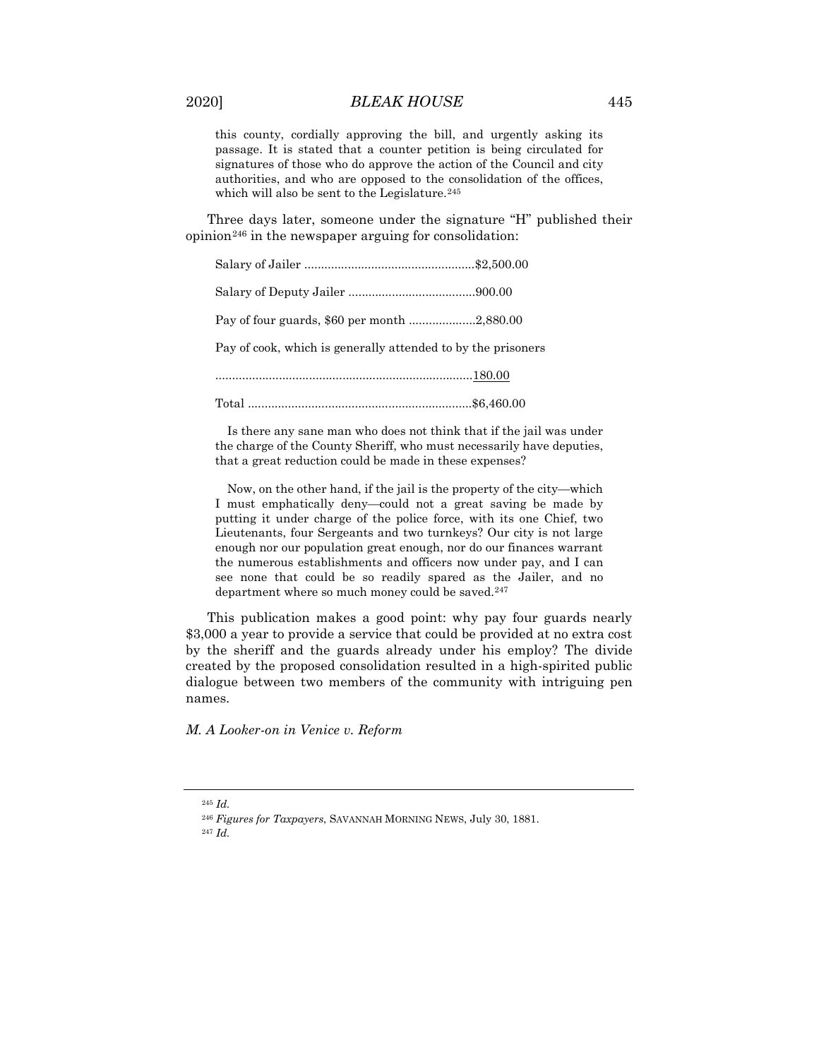> this county, cordially approving the bill, and urgently asking its passage. It is stated that a counter petition is being circulated for signatures of those who do approve the action of the Council and city authorities, and who are opposed to the consolidation of the offices, which will also be sent to the Legislature.[245]

Three days later, someone under the signature "H" published their opinion[246] in the newspaper arguing for consolidation:

> Salary of Jailer ....................................................$2,500.00
>
> Salary of Deputy Jailer .......................................900.00
>
> Pay of four guards, $60 per month ....................2,880.00
>
> Pay of cook, which is generally attended to by the prisoners
>
> .............................................................................180.00
>
> Total ...................................................................$6,460.00
>
> Is there any sane man who does not think that if the jail was under the charge of the County Sheriff, who must necessarily have deputies, that a great reduction could be made in these expenses?
>
> Now, on the other hand, if the jail is the property of the city—which I must emphatically deny—could not a great saving be made by putting it under charge of the police force, with its one Chief, two Lieutenants, four Sergeants and two turnkeys? Our city is not large enough nor our population great enough, nor do our finances warrant the numerous establishments and officers now under pay, and I can see none that could be so readily spared as the Jailer, and no department where so much money could be saved.[247]

This publication makes a good point: why pay four guards nearly $3,000 a year to provide a service that could be provided at no extra cost by the sheriff and the guards already under his employ? The divide created by the proposed consolidation resulted in a high-spirited public dialogue between two members of the community with intriguing pen names.

*M. A Looker-on in Venice v. Reform*

---

[245] *Id.*

[246] *Figures for Taxpayers*, SAVANNAH MORNING NEWS, July 30, 1881.

[247] *Id.*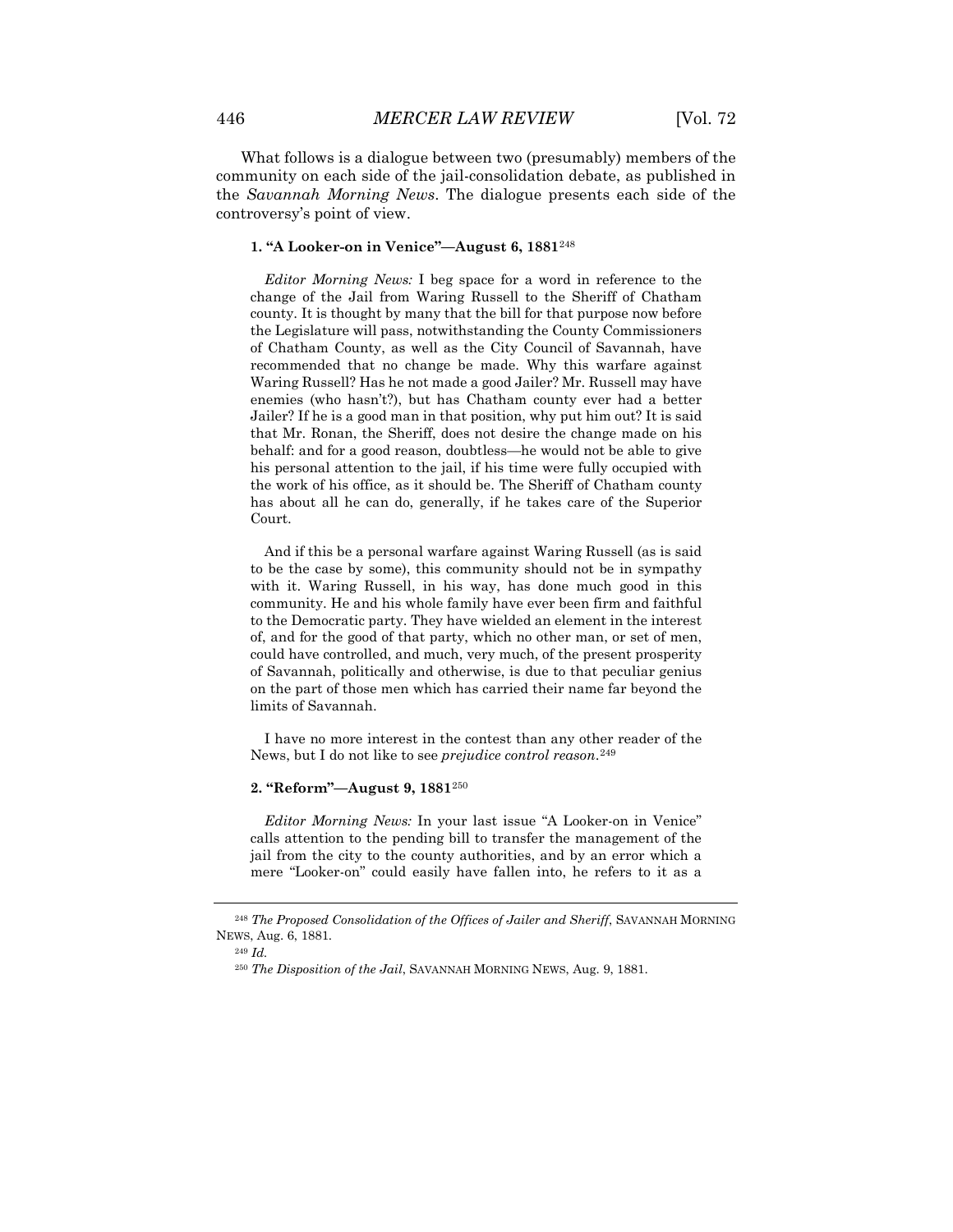What follows is a dialogue between two (presumably) members of the community on each side of the jail-consolidation debate, as published in the *Savannah Morning News*. The dialogue presents each side of the controversy's point of view.

#### 1. "A Looker-on in Venice"—August 6, 1881[248]

> *Editor Morning News:* I beg space for a word in reference to the change of the Jail from Waring Russell to the Sheriff of Chatham county. It is thought by many that the bill for that purpose now before the Legislature will pass, notwithstanding the County Commissioners of Chatham County, as well as the City Council of Savannah, have recommended that no change be made. Why this warfare against Waring Russell? Has he not made a good Jailer? Mr. Russell may have enemies (who hasn't?), but has Chatham county ever had a better Jailer? If he is a good man in that position, why put him out? It is said that Mr. Ronan, the Sheriff, does not desire the change made on his behalf: and for a good reason, doubtless—he would not be able to give his personal attention to the jail, if his time were fully occupied with the work of his office, as it should be. The Sheriff of Chatham county has about all he can do, generally, if he takes care of the Superior Court.
>
> And if this be a personal warfare against Waring Russell (as is said to be the case by some), this community should not be in sympathy with it. Waring Russell, in his way, has done much good in this community. He and his whole family have ever been firm and faithful to the Democratic party. They have wielded an element in the interest of, and for the good of that party, which no other man, or set of men, could have controlled, and much, very much, of the present prosperity of Savannah, politically and otherwise, is due to that peculiar genius on the part of those men which has carried their name far beyond the limits of Savannah.
>
> I have no more interest in the contest than any other reader of the News, but I do not like to see *prejudice control reason*.[249]

#### 2. "Reform"—August 9, 1881[250]

> *Editor Morning News:* In your last issue "A Looker-on in Venice" calls attention to the pending bill to transfer the management of the jail from the city to the county authorities, and by an error which a mere "Looker-on" could easily have fallen into, he refers to it as a

---

[248] *The Proposed Consolidation of the Offices of Jailer and Sheriff*, SAVANNAH MORNING NEWS, Aug. 6, 1881.

[249] *Id.*

[250] *The Disposition of the Jail*, SAVANNAH MORNING NEWS, Aug. 9, 1881.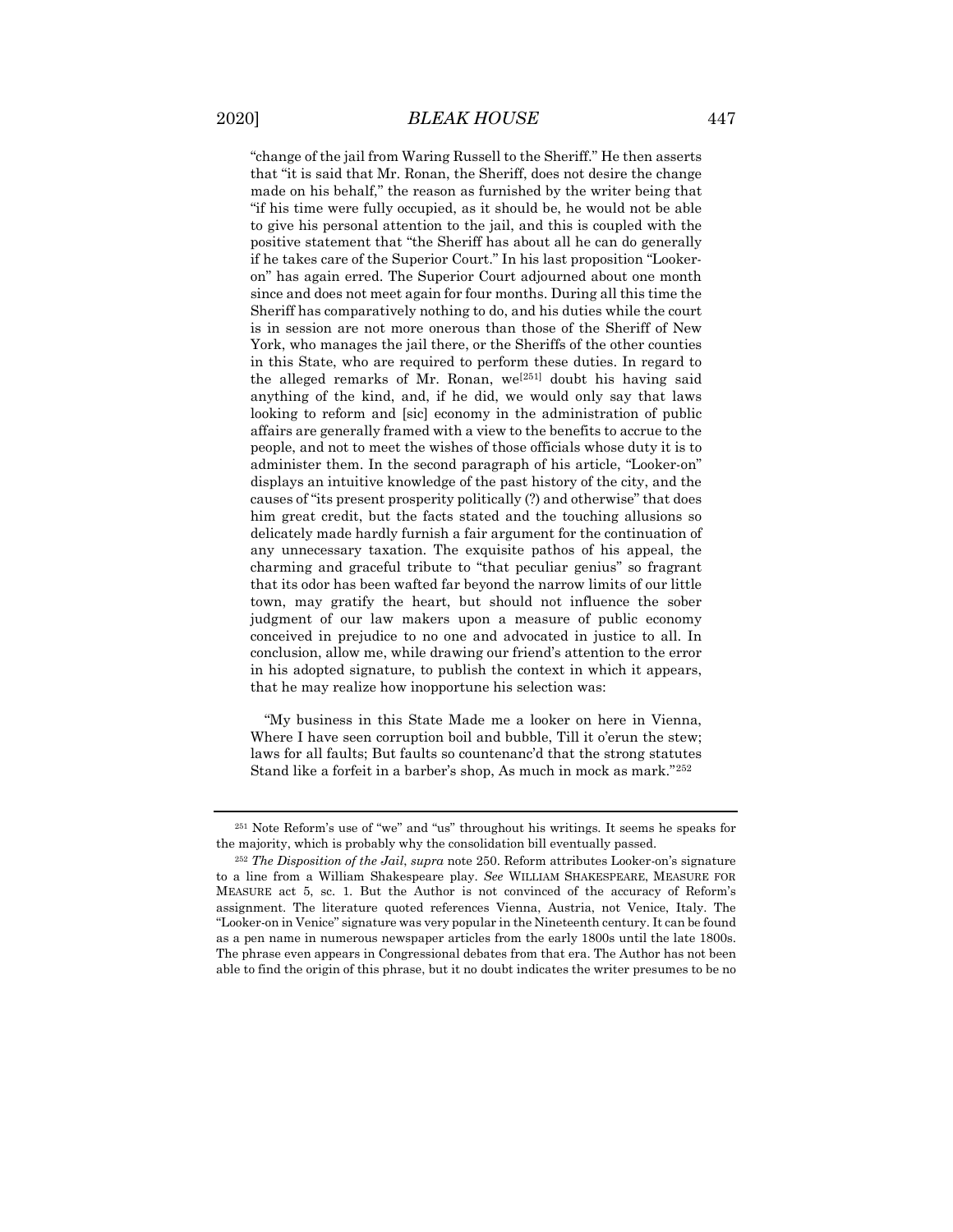"change of the jail from Waring Russell to the Sheriff." He then asserts that "it is said that Mr. Ronan, the Sheriff, does not desire the change made on his behalf," the reason as furnished by the writer being that "if his time were fully occupied, as it should be, he would not be able to give his personal attention to the jail, and this is coupled with the positive statement that "the Sheriff has about all he can do generally if he takes care of the Superior Court." In his last proposition "Looker-on" has again erred. The Superior Court adjourned about one month since and does not meet again for four months. During all this time the Sheriff has comparatively nothing to do, and his duties while the court is in session are not more onerous than those of the Sheriff of New York, who manages the jail there, or the Sheriffs of the other counties in this State, who are required to perform these duties. In regard to the alleged remarks of Mr. Ronan, we[251] doubt his having said anything of the kind, and, if he did, we would only say that laws looking to reform and [sic] economy in the administration of public affairs are generally framed with a view to the benefits to accrue to the people, and not to meet the wishes of those officials whose duty it is to administer them. In the second paragraph of his article, "Looker-on" displays an intuitive knowledge of the past history of the city, and the causes of "its present prosperity politically (?) and otherwise" that does him great credit, but the facts stated and the touching allusions so delicately made hardly furnish a fair argument for the continuation of any unnecessary taxation. The exquisite pathos of his appeal, the charming and graceful tribute to "that peculiar genius" so fragrant that its odor has been wafted far beyond the narrow limits of our little town, may gratify the heart, but should not influence the sober judgment of our law makers upon a measure of public economy conceived in prejudice to no one and advocated in justice to all. In conclusion, allow me, while drawing our friend's attention to the error in his adopted signature, to publish the context in which it appears, that he may realize how inopportune his selection was:

"My business in this State Made me a looker on here in Vienna, Where I have seen corruption boil and bubble, Till it o'erun the stew; laws for all faults; But faults so countenanc'd that the strong statutes Stand like a forfeit in a barber's shop, As much in mock as mark."[252]

---

[251] Note Reform's use of "we" and "us" throughout his writings. It seems he speaks for the majority, which is probably why the consolidation bill eventually passed.

[252] *The Disposition of the Jail*, *supra* note 250. Reform attributes Looker-on's signature to a line from a William Shakespeare play. *See* WILLIAM SHAKESPEARE, MEASURE FOR MEASURE act 5, sc. 1. But the Author is not convinced of the accuracy of Reform's assignment. The literature quoted references Vienna, Austria, not Venice, Italy. The "Looker-on in Venice" signature was very popular in the Nineteenth century. It can be found as a pen name in numerous newspaper articles from the early 1800s until the late 1800s. The phrase even appears in Congressional debates from that era. The Author has not been able to find the origin of this phrase, but it no doubt indicates the writer presumes to be no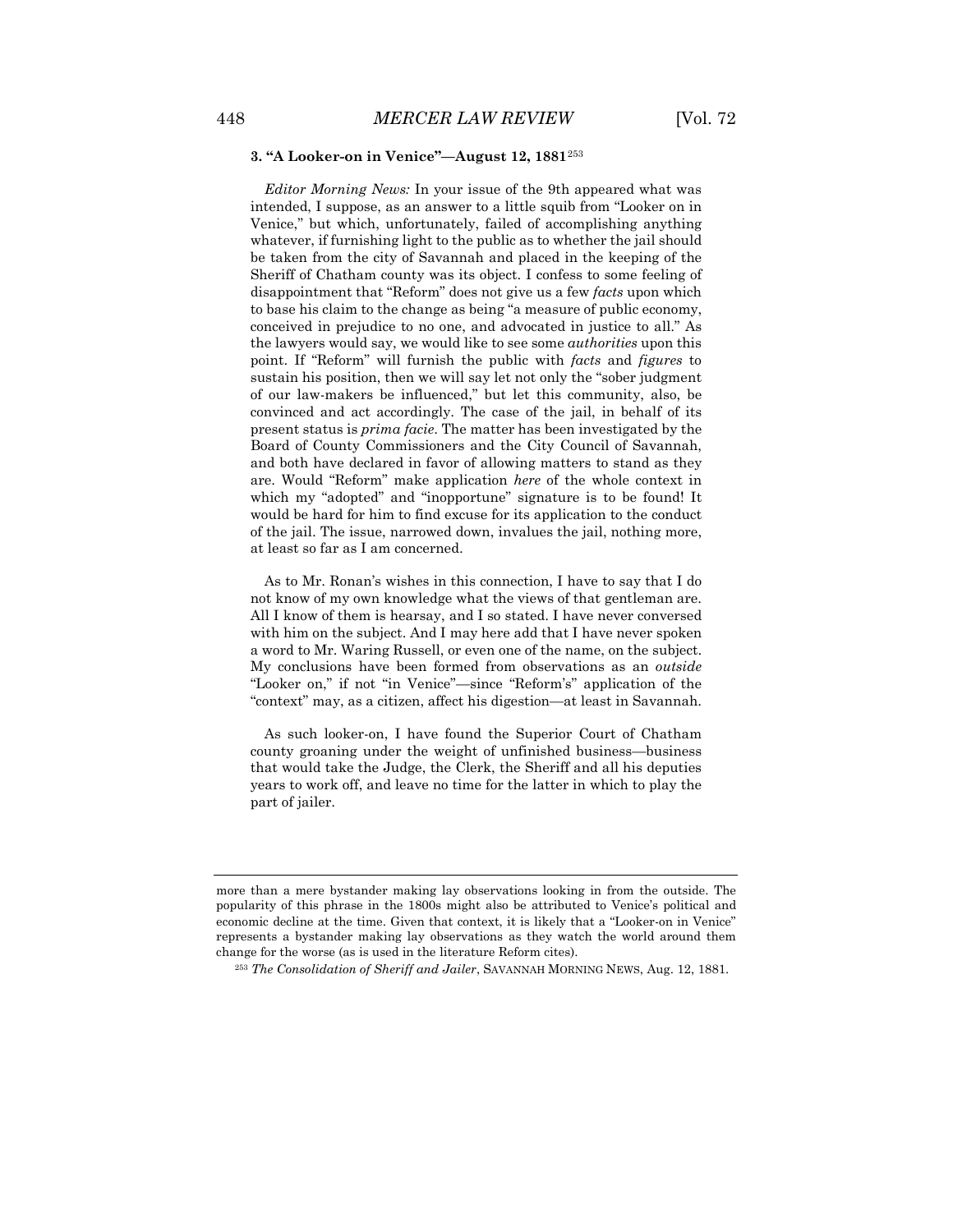### 3. "A Looker-on in Venice"—August 12, 1881[253]

*Editor Morning News:* In your issue of the 9th appeared what was intended, I suppose, as an answer to a little squib from "Looker on in Venice," but which, unfortunately, failed of accomplishing anything whatever, if furnishing light to the public as to whether the jail should be taken from the city of Savannah and placed in the keeping of the Sheriff of Chatham county was its object. I confess to some feeling of disappointment that "Reform" does not give us a few *facts* upon which to base his claim to the change as being "a measure of public economy, conceived in prejudice to no one, and advocated in justice to all." As the lawyers would say, we would like to see some *authorities* upon this point. If "Reform" will furnish the public with *facts* and *figures* to sustain his position, then we will say let not only the "sober judgment of our law-makers be influenced," but let this community, also, be convinced and act accordingly. The case of the jail, in behalf of its present status is *prima facie*. The matter has been investigated by the Board of County Commissioners and the City Council of Savannah, and both have declared in favor of allowing matters to stand as they are. Would "Reform" make application *here* of the whole context in which my "adopted" and "inopportune" signature is to be found! It would be hard for him to find excuse for its application to the conduct of the jail. The issue, narrowed down, invalues the jail, nothing more, at least so far as I am concerned.

As to Mr. Ronan's wishes in this connection, I have to say that I do not know of my own knowledge what the views of that gentleman are. All I know of them is hearsay, and I so stated. I have never conversed with him on the subject. And I may here add that I have never spoken a word to Mr. Waring Russell, or even one of the name, on the subject. My conclusions have been formed from observations as an *outside* "Looker on," if not "in Venice"—since "Reform's" application of the "context" may, as a citizen, affect his digestion—at least in Savannah.

As such looker-on, I have found the Superior Court of Chatham county groaning under the weight of unfinished business—business that would take the Judge, the Clerk, the Sheriff and all his deputies years to work off, and leave no time for the latter in which to play the part of jailer.

---

more than a mere bystander making lay observations looking in from the outside. The popularity of this phrase in the 1800s might also be attributed to Venice's political and economic decline at the time. Given that context, it is likely that a "Looker-on in Venice" represents a bystander making lay observations as they watch the world around them change for the worse (as is used in the literature Reform cites).

[253] *The Consolidation of Sheriff and Jailer*, SAVANNAH MORNING NEWS, Aug. 12, 1881.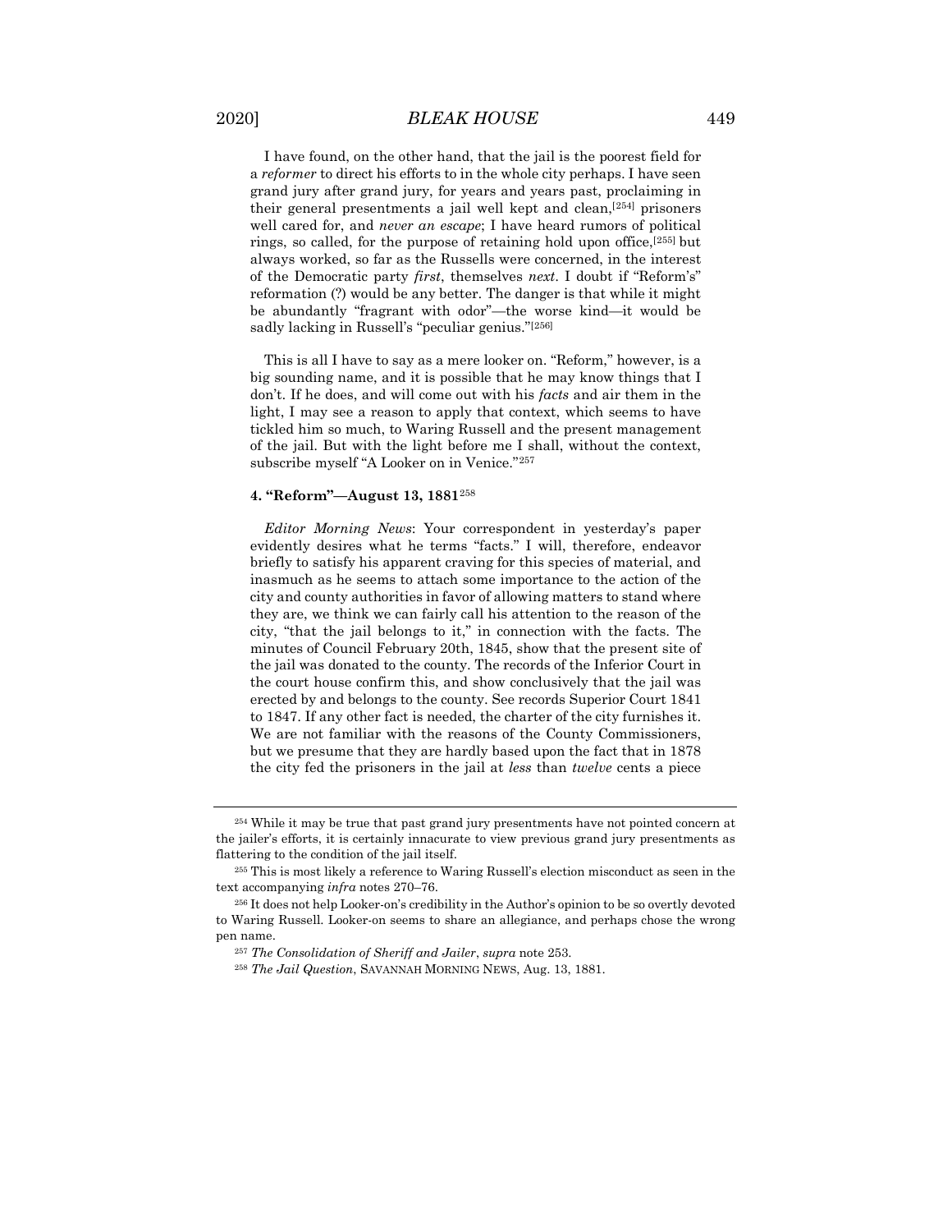I have found, on the other hand, that the jail is the poorest field for a *reformer* to direct his efforts to in the whole city perhaps. I have seen grand jury after grand jury, for years and years past, proclaiming in their general presentments a jail well kept and clean,[254] prisoners well cared for, and *never an escape*; I have heard rumors of political rings, so called, for the purpose of retaining hold upon office,[255] but always worked, so far as the Russells were concerned, in the interest of the Democratic party *first*, themselves *next*. I doubt if "Reform's" reformation (?) would be any better. The danger is that while it might be abundantly "fragrant with odor"—the worse kind—it would be sadly lacking in Russell's "peculiar genius."[256]

This is all I have to say as a mere looker on. "Reform," however, is a big sounding name, and it is possible that he may know things that I don't. If he does, and will come out with his *facts* and air them in the light, I may see a reason to apply that context, which seems to have tickled him so much, to Waring Russell and the present management of the jail. But with the light before me I shall, without the context, subscribe myself "A Looker on in Venice."[257]

#### 4. "Reform"—August 13, 1881[258]

*Editor Morning News*: Your correspondent in yesterday's paper evidently desires what he terms "facts." I will, therefore, endeavor briefly to satisfy his apparent craving for this species of material, and inasmuch as he seems to attach some importance to the action of the city and county authorities in favor of allowing matters to stand where they are, we think we can fairly call his attention to the reason of the city, "that the jail belongs to it," in connection with the facts. The minutes of Council February 20th, 1845, show that the present site of the jail was donated to the county. The records of the Inferior Court in the court house confirm this, and show conclusively that the jail was erected by and belongs to the county. See records Superior Court 1841 to 1847. If any other fact is needed, the charter of the city furnishes it. We are not familiar with the reasons of the County Commissioners, but we presume that they are hardly based upon the fact that in 1878 the city fed the prisoners in the jail at *less* than *twelve* cents a piece

---

[254] While it may be true that past grand jury presentments have not pointed concern at the jailer's efforts, it is certainly innacurate to view previous grand jury presentments as flattering to the condition of the jail itself.

[255] This is most likely a reference to Waring Russell's election misconduct as seen in the text accompanying *infra* notes 270–76.

[256] It does not help Looker-on's credibility in the Author's opinion to be so overtly devoted to Waring Russell. Looker-on seems to share an allegiance, and perhaps chose the wrong pen name.

[257] *The Consolidation of Sheriff and Jailer*, *supra* note 253.

[258] *The Jail Question*, SAVANNAH MORNING NEWS, Aug. 13, 1881.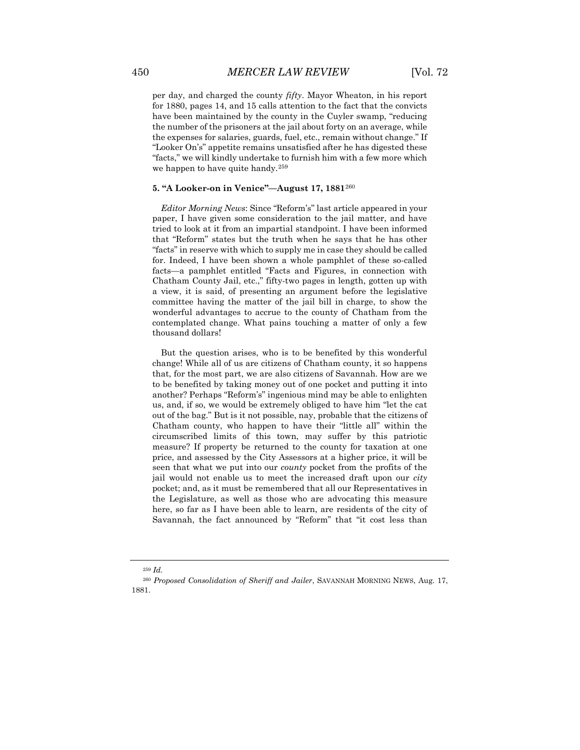per day, and charged the county *fifty*. Mayor Wheaton, in his report for 1880, pages 14, and 15 calls attention to the fact that the convicts have been maintained by the county in the Cuyler swamp, "reducing the number of the prisoners at the jail about forty on an average, while the expenses for salaries, guards, fuel, etc., remain without change." If "Looker On's" appetite remains unsatisfied after he has digested these "facts," we will kindly undertake to furnish him with a few more which we happen to have quite handy.[259]

#### 5. "A Looker-on in Venice"—August 17, 1881[260]

*Editor Morning News*: Since "Reform's" last article appeared in your paper, I have given some consideration to the jail matter, and have tried to look at it from an impartial standpoint. I have been informed that "Reform" states but the truth when he says that he has other "facts" in reserve with which to supply me in case they should be called for. Indeed, I have been shown a whole pamphlet of these so-called facts—a pamphlet entitled "Facts and Figures, in connection with Chatham County Jail, etc.," fifty-two pages in length, gotten up with a view, it is said, of presenting an argument before the legislative committee having the matter of the jail bill in charge, to show the wonderful advantages to accrue to the county of Chatham from the contemplated change. What pains touching a matter of only a few thousand dollars!

But the question arises, who is to be benefited by this wonderful change! While all of us are citizens of Chatham county, it so happens that, for the most part, we are also citizens of Savannah. How are we to be benefited by taking money out of one pocket and putting it into another? Perhaps "Reform's" ingenious mind may be able to enlighten us, and, if so, we would be extremely obliged to have him "let the cat out of the bag." But is it not possible, nay, probable that the citizens of Chatham county, who happen to have their "little all" within the circumscribed limits of this town, may suffer by this patriotic measure? If property be returned to the county for taxation at one price, and assessed by the City Assessors at a higher price, it will be seen that what we put into our *county* pocket from the profits of the jail would not enable us to meet the increased draft upon our *city* pocket; and, as it must be remembered that all our Representatives in the Legislature, as well as those who are advocating this measure here, so far as I have been able to learn, are residents of the city of Savannah, the fact announced by "Reform" that "it cost less than

---

[259] *Id.*

[260] *Proposed Consolidation of Sheriff and Jailer*, SAVANNAH MORNING NEWS, Aug. 17, 1881.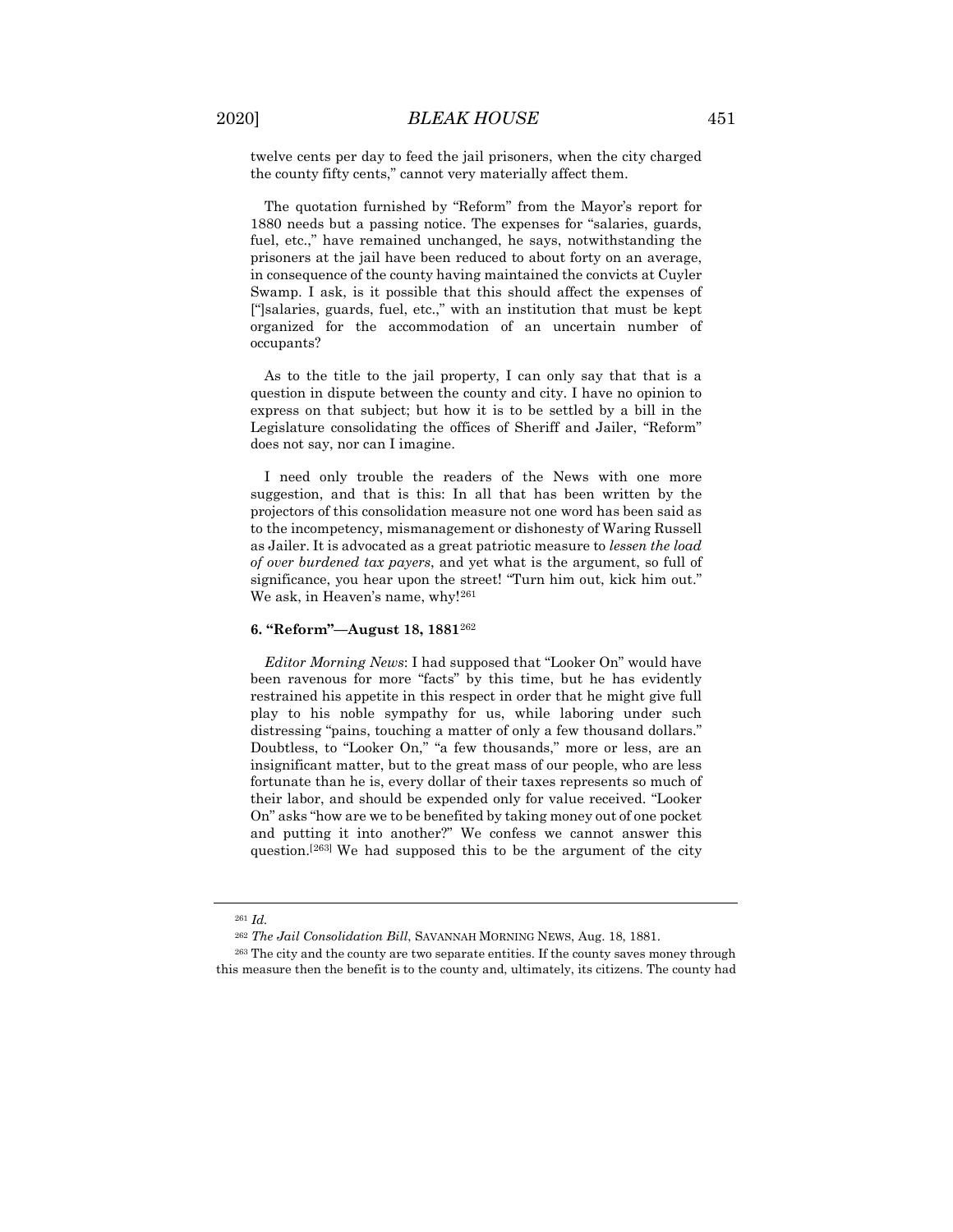twelve cents per day to feed the jail prisoners, when the city charged the county fifty cents," cannot very materially affect them.

The quotation furnished by "Reform" from the Mayor's report for 1880 needs but a passing notice. The expenses for "salaries, guards, fuel, etc.," have remained unchanged, he says, notwithstanding the prisoners at the jail have been reduced to about forty on an average, in consequence of the county having maintained the convicts at Cuyler Swamp. I ask, is it possible that this should affect the expenses of ["]salaries, guards, fuel, etc.," with an institution that must be kept organized for the accommodation of an uncertain number of occupants?

As to the title to the jail property, I can only say that that is a question in dispute between the county and city. I have no opinion to express on that subject; but how it is to be settled by a bill in the Legislature consolidating the offices of Sheriff and Jailer, "Reform" does not say, nor can I imagine.

I need only trouble the readers of the News with one more suggestion, and that is this: In all that has been written by the projectors of this consolidation measure not one word has been said as to the incompetency, mismanagement or dishonesty of Waring Russell as Jailer. It is advocated as a great patriotic measure to *lessen the load of over burdened tax payers*, and yet what is the argument, so full of significance, you hear upon the street! "Turn him out, kick him out." We ask, in Heaven's name, why![261]

#### 6. "Reform"—August 18, 1881[262]

*Editor Morning News*: I had supposed that "Looker On" would have been ravenous for more "facts" by this time, but he has evidently restrained his appetite in this respect in order that he might give full play to his noble sympathy for us, while laboring under such distressing "pains, touching a matter of only a few thousand dollars." Doubtless, to "Looker On," "a few thousands," more or less, are an insignificant matter, but to the great mass of our people, who are less fortunate than he is, every dollar of their taxes represents so much of their labor, and should be expended only for value received. "Looker On" asks "how are we to be benefited by taking money out of one pocket and putting it into another?" We confess we cannot answer this question.[263] We had supposed this to be the argument of the city

---

[261] *Id.*

[262] *The Jail Consolidation Bill*, SAVANNAH MORNING NEWS, Aug. 18, 1881.

[263] The city and the county are two separate entities. If the county saves money through this measure then the benefit is to the county and, ultimately, its citizens. The county had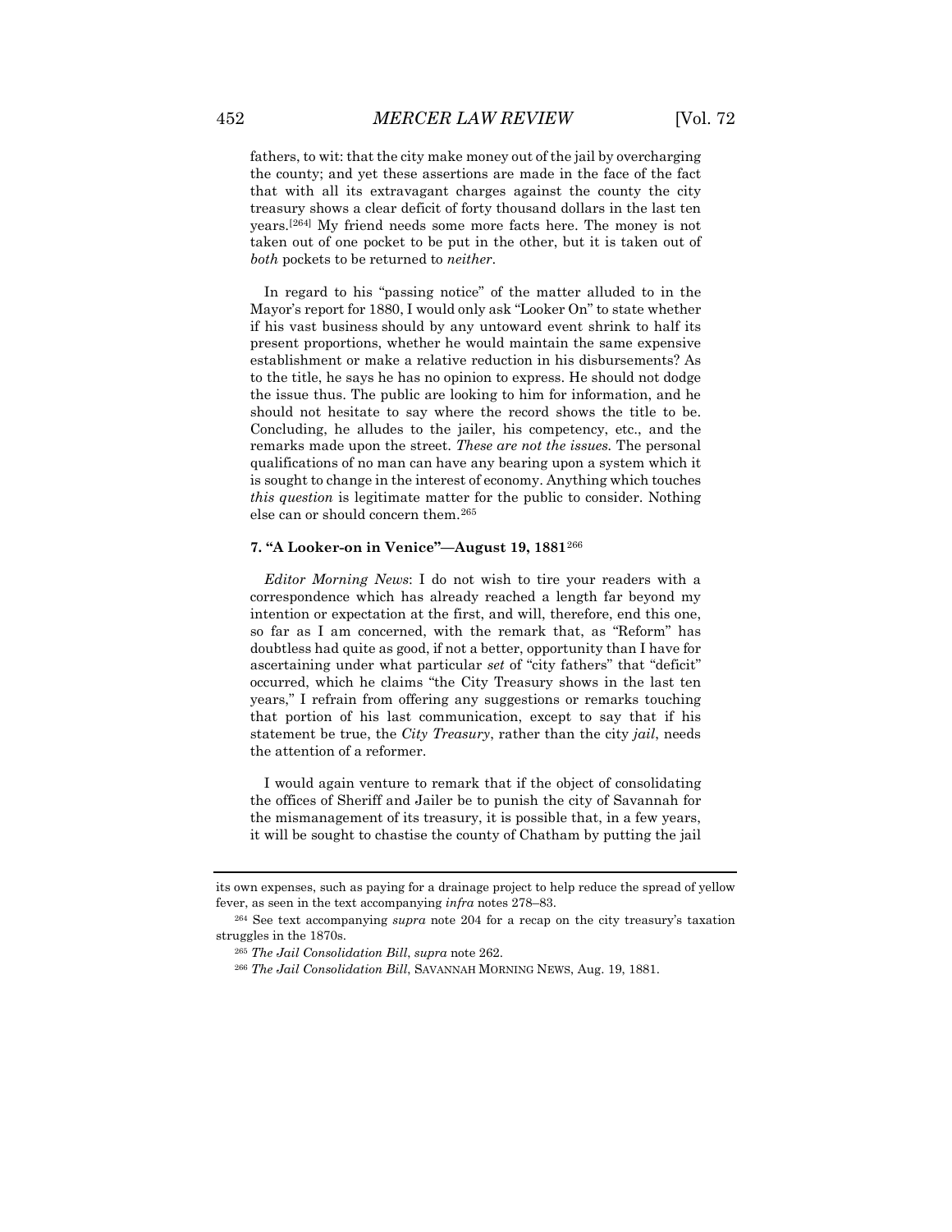fathers, to wit: that the city make money out of the jail by overcharging the county; and yet these assertions are made in the face of the fact that with all its extravagant charges against the county the city treasury shows a clear deficit of forty thousand dollars in the last ten years.[264] My friend needs some more facts here. The money is not taken out of one pocket to be put in the other, but it is taken out of *both* pockets to be returned to *neither*.

In regard to his "passing notice" of the matter alluded to in the Mayor's report for 1880, I would only ask "Looker On" to state whether if his vast business should by any untoward event shrink to half its present proportions, whether he would maintain the same expensive establishment or make a relative reduction in his disbursements? As to the title, he says he has no opinion to express. He should not dodge the issue thus. The public are looking to him for information, and he should not hesitate to say where the record shows the title to be. Concluding, he alludes to the jailer, his competency, etc., and the remarks made upon the street. *These are not the issues.* The personal qualifications of no man can have any bearing upon a system which it is sought to change in the interest of economy. Anything which touches *this question* is legitimate matter for the public to consider. Nothing else can or should concern them.[265]

### 7. "A Looker-on in Venice"—August 19, 1881[266]

*Editor Morning News*: I do not wish to tire your readers with a correspondence which has already reached a length far beyond my intention or expectation at the first, and will, therefore, end this one, so far as I am concerned, with the remark that, as "Reform" has doubtless had quite as good, if not a better, opportunity than I have for ascertaining under what particular *set* of "city fathers" that "deficit" occurred, which he claims "the City Treasury shows in the last ten years," I refrain from offering any suggestions or remarks touching that portion of his last communication, except to say that if his statement be true, the *City Treasury*, rather than the city *jail*, needs the attention of a reformer.

I would again venture to remark that if the object of consolidating the offices of Sheriff and Jailer be to punish the city of Savannah for the mismanagement of its treasury, it is possible that, in a few years, it will be sought to chastise the county of Chatham by putting the jail

---

its own expenses, such as paying for a drainage project to help reduce the spread of yellow fever, as seen in the text accompanying *infra* notes 278–83.

[264] See text accompanying *supra* note 204 for a recap on the city treasury's taxation struggles in the 1870s.

[265] *The Jail Consolidation Bill*, *supra* note 262.

[266] *The Jail Consolidation Bill*, SAVANNAH MORNING NEWS, Aug. 19, 1881.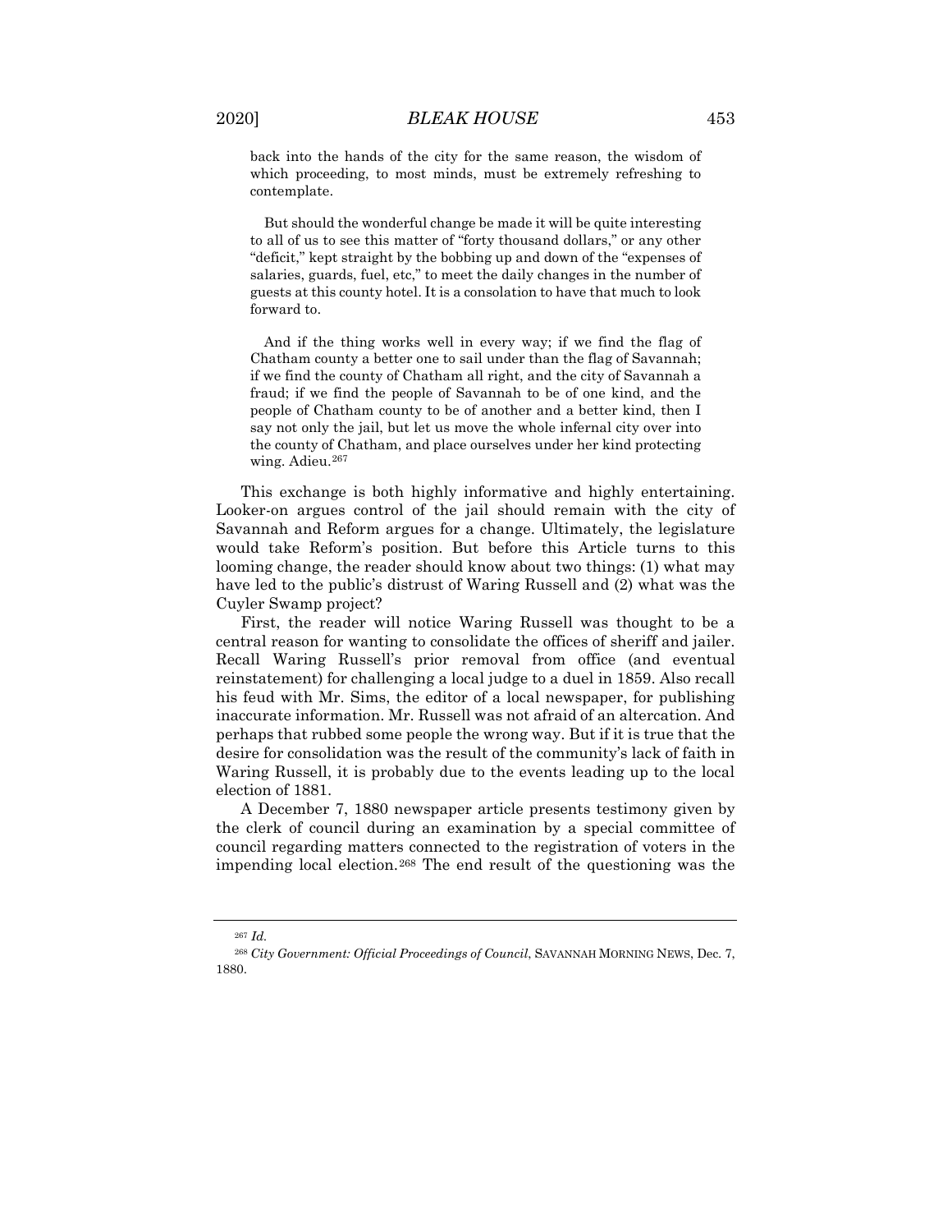> back into the hands of the city for the same reason, the wisdom of which proceeding, to most minds, must be extremely refreshing to contemplate.
>
> But should the wonderful change be made it will be quite interesting to all of us to see this matter of "forty thousand dollars," or any other "deficit," kept straight by the bobbing up and down of the "expenses of salaries, guards, fuel, etc," to meet the daily changes in the number of guests at this county hotel. It is a consolation to have that much to look forward to.
>
> And if the thing works well in every way; if we find the flag of Chatham county a better one to sail under than the flag of Savannah; if we find the county of Chatham all right, and the city of Savannah a fraud; if we find the people of Savannah to be of one kind, and the people of Chatham county to be of another and a better kind, then I say not only the jail, but let us move the whole infernal city over into the county of Chatham, and place ourselves under her kind protecting wing. Adieu.[267]

This exchange is both highly informative and highly entertaining. Looker-on argues control of the jail should remain with the city of Savannah and Reform argues for a change. Ultimately, the legislature would take Reform's position. But before this Article turns to this looming change, the reader should know about two things: (1) what may have led to the public's distrust of Waring Russell and (2) what was the Cuyler Swamp project?

First, the reader will notice Waring Russell was thought to be a central reason for wanting to consolidate the offices of sheriff and jailer. Recall Waring Russell's prior removal from office (and eventual reinstatement) for challenging a local judge to a duel in 1859. Also recall his feud with Mr. Sims, the editor of a local newspaper, for publishing inaccurate information. Mr. Russell was not afraid of an altercation. And perhaps that rubbed some people the wrong way. But if it is true that the desire for consolidation was the result of the community's lack of faith in Waring Russell, it is probably due to the events leading up to the local election of 1881.

A December 7, 1880 newspaper article presents testimony given by the clerk of council during an examination by a special committee of council regarding matters connected to the registration of voters in the impending local election.[268] The end result of the questioning was the

---

[267] *Id.*

[268] *City Government: Official Proceedings of Council*, SAVANNAH MORNING NEWS, Dec. 7, 1880.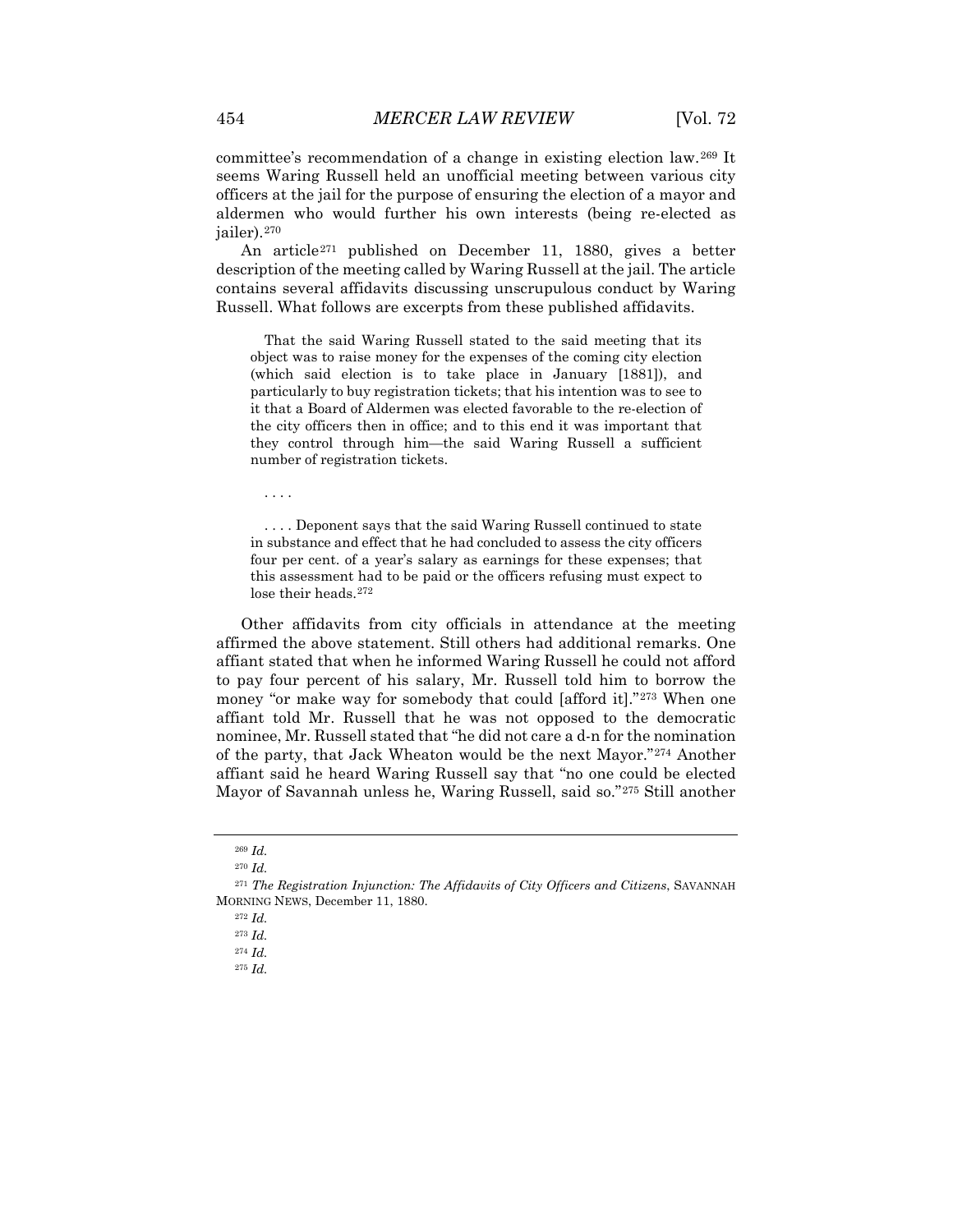committee's recommendation of a change in existing election law.[269] It seems Waring Russell held an unofficial meeting between various city officers at the jail for the purpose of ensuring the election of a mayor and aldermen who would further his own interests (being re-elected as jailer).[270]

An article[271] published on December 11, 1880, gives a better description of the meeting called by Waring Russell at the jail. The article contains several affidavits discussing unscrupulous conduct by Waring Russell. What follows are excerpts from these published affidavits.

> That the said Waring Russell stated to the said meeting that its object was to raise money for the expenses of the coming city election (which said election is to take place in January [1881]), and particularly to buy registration tickets; that his intention was to see to it that a Board of Aldermen was elected favorable to the re-election of the city officers then in office; and to this end it was important that they control through him—the said Waring Russell a sufficient number of registration tickets.
>
> . . . .
>
> . . . . Deponent says that the said Waring Russell continued to state in substance and effect that he had concluded to assess the city officers four per cent. of a year's salary as earnings for these expenses; that this assessment had to be paid or the officers refusing must expect to lose their heads.[272]

Other affidavits from city officials in attendance at the meeting affirmed the above statement. Still others had additional remarks. One affiant stated that when he informed Waring Russell he could not afford to pay four percent of his salary, Mr. Russell told him to borrow the money "or make way for somebody that could [afford it]."[273] When one affiant told Mr. Russell that he was not opposed to the democratic nominee, Mr. Russell stated that "he did not care a d-n for the nomination of the party, that Jack Wheaton would be the next Mayor."[274] Another affiant said he heard Waring Russell say that "no one could be elected Mayor of Savannah unless he, Waring Russell, said so."[275] Still another

---

[269] *Id.*

[270] *Id.*

[271] *The Registration Injunction: The Affidavits of City Officers and Citizens*, SAVANNAH MORNING NEWS, December 11, 1880.

[272] *Id.*

[273] *Id.*

[274] *Id.*

[275] *Id.*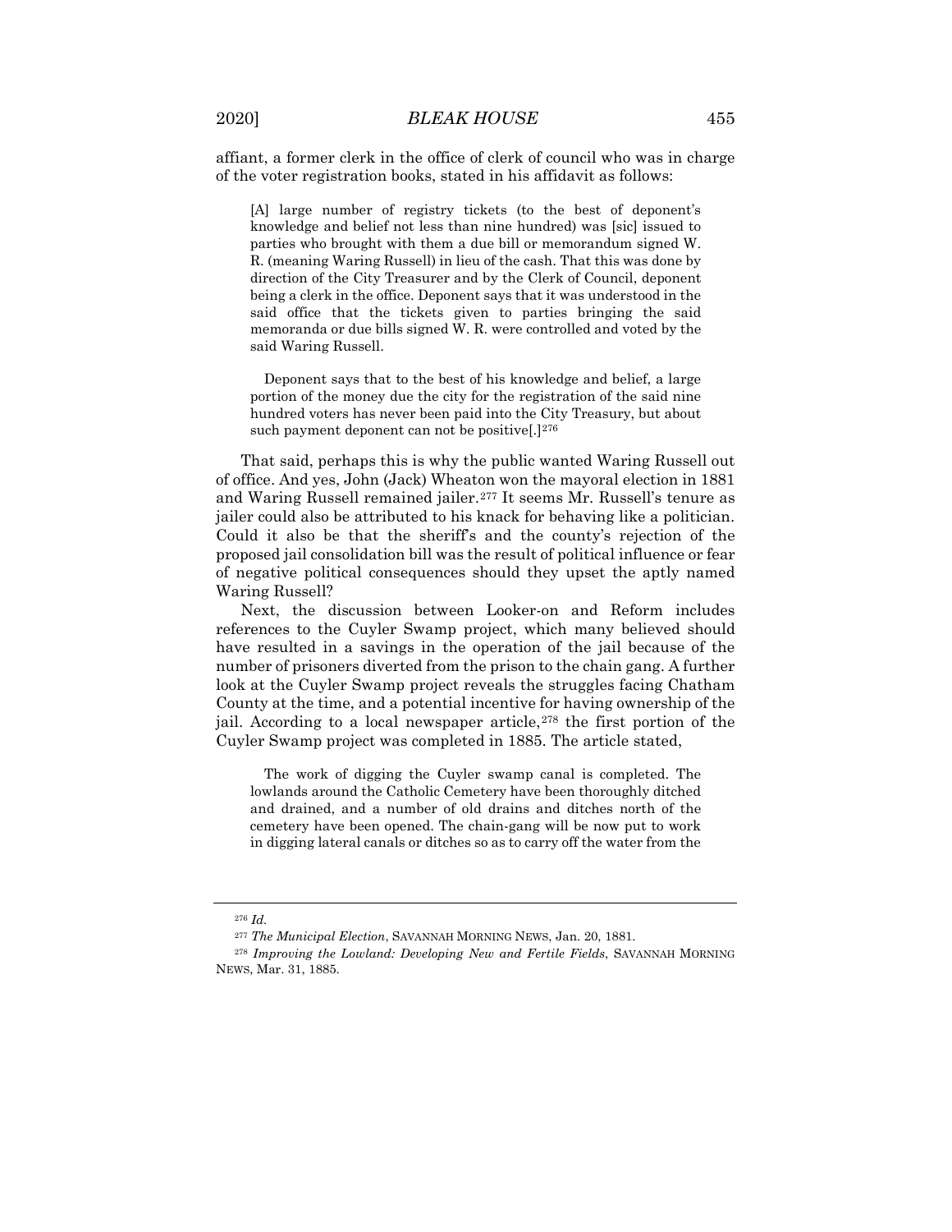affiant, a former clerk in the office of clerk of council who was in charge of the voter registration books, stated in his affidavit as follows:

> [A] large number of registry tickets (to the best of deponent's knowledge and belief not less than nine hundred) was [sic] issued to parties who brought with them a due bill or memorandum signed W. R. (meaning Waring Russell) in lieu of the cash. That this was done by direction of the City Treasurer and by the Clerk of Council, deponent being a clerk in the office. Deponent says that it was understood in the said office that the tickets given to parties bringing the said memoranda or due bills signed W. R. were controlled and voted by the said Waring Russell.
>
> Deponent says that to the best of his knowledge and belief, a large portion of the money due the city for the registration of the said nine hundred voters has never been paid into the City Treasury, but about such payment deponent can not be positive[.][276]

That said, perhaps this is why the public wanted Waring Russell out of office. And yes, John (Jack) Wheaton won the mayoral election in 1881 and Waring Russell remained jailer.[277] It seems Mr. Russell's tenure as jailer could also be attributed to his knack for behaving like a politician. Could it also be that the sheriff's and the county's rejection of the proposed jail consolidation bill was the result of political influence or fear of negative political consequences should they upset the aptly named Waring Russell?

Next, the discussion between Looker-on and Reform includes references to the Cuyler Swamp project, which many believed should have resulted in a savings in the operation of the jail because of the number of prisoners diverted from the prison to the chain gang. A further look at the Cuyler Swamp project reveals the struggles facing Chatham County at the time, and a potential incentive for having ownership of the jail. According to a local newspaper article,[278] the first portion of the Cuyler Swamp project was completed in 1885. The article stated,

> The work of digging the Cuyler swamp canal is completed. The lowlands around the Catholic Cemetery have been thoroughly ditched and drained, and a number of old drains and ditches north of the cemetery have been opened. The chain-gang will be now put to work in digging lateral canals or ditches so as to carry off the water from the

---

[276] *Id.*

[277] *The Municipal Election*, SAVANNAH MORNING NEWS, Jan. 20, 1881.

[278] *Improving the Lowland: Developing New and Fertile Fields*, SAVANNAH MORNING NEWS, Mar. 31, 1885.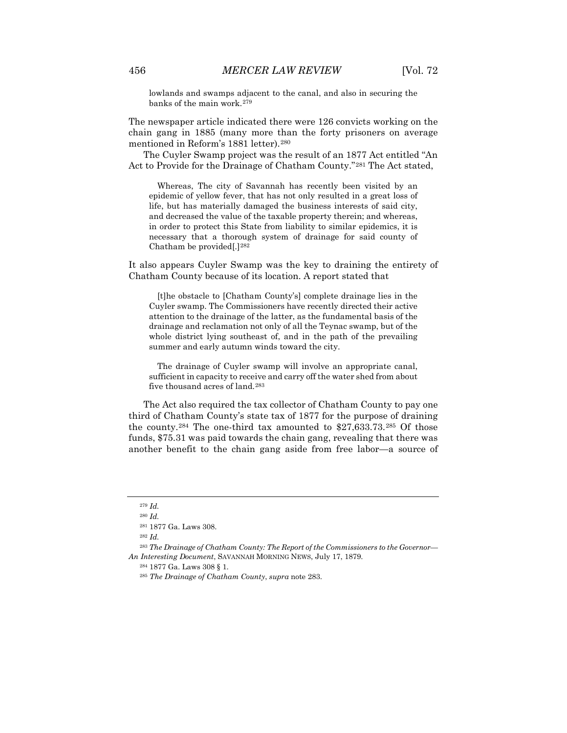> lowlands and swamps adjacent to the canal, and also in securing the banks of the main work.[279]

The newspaper article indicated there were 126 convicts working on the chain gang in 1885 (many more than the forty prisoners on average mentioned in Reform's 1881 letter).[280]

The Cuyler Swamp project was the result of an 1877 Act entitled "An Act to Provide for the Drainage of Chatham County."[281] The Act stated,

> Whereas, The city of Savannah has recently been visited by an epidemic of yellow fever, that has not only resulted in a great loss of life, but has materially damaged the business interests of said city, and decreased the value of the taxable property therein; and whereas, in order to protect this State from liability to similar epidemics, it is necessary that a thorough system of drainage for said county of Chatham be provided[.][282]

It also appears Cuyler Swamp was the key to draining the entirety of Chatham County because of its location. A report stated that

> [t]he obstacle to [Chatham County's] complete drainage lies in the Cuyler swamp. The Commissioners have recently directed their active attention to the drainage of the latter, as the fundamental basis of the drainage and reclamation not only of all the Teynac swamp, but of the whole district lying southeast of, and in the path of the prevailing summer and early autumn winds toward the city.
>
> The drainage of Cuyler swamp will involve an appropriate canal, sufficient in capacity to receive and carry off the water shed from about five thousand acres of land.[283]

The Act also required the tax collector of Chatham County to pay one third of Chatham County's state tax of 1877 for the purpose of draining the county.[284] The one-third tax amounted to $27,633.73.[285] Of those funds, $75.31 was paid towards the chain gang, revealing that there was another benefit to the chain gang aside from free labor—a source of

---

[279] *Id.*

[280] *Id.*

[281] 1877 Ga. Laws 308.

[282] *Id.*

[283] *The Drainage of Chatham County: The Report of the Commissioners to the Governor—An Interesting Document*, SAVANNAH MORNING NEWS, July 17, 1879.

[284] 1877 Ga. Laws 308 § 1.

[285] *The Drainage of Chatham County*, *supra* note 283.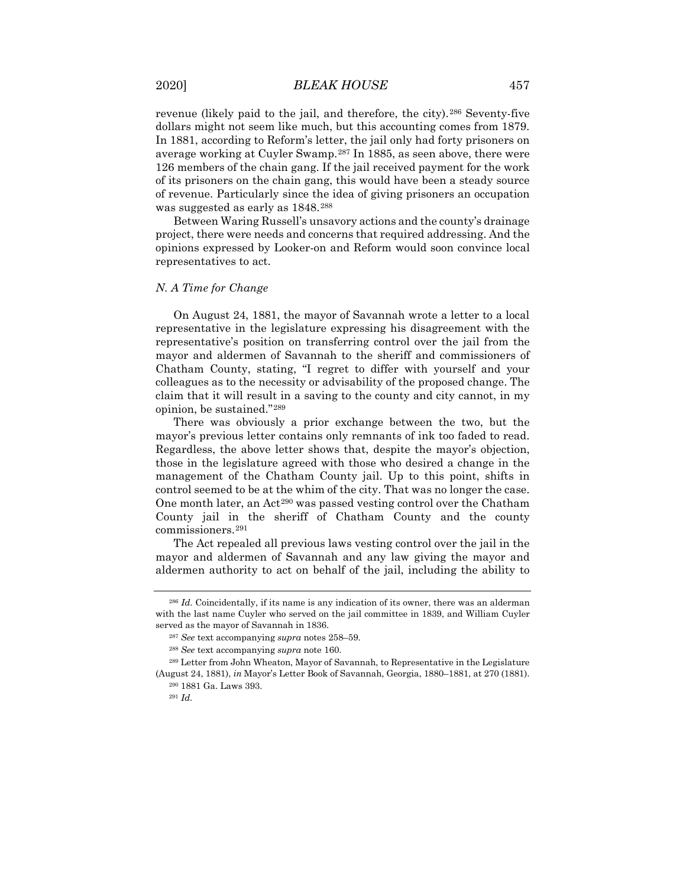revenue (likely paid to the jail, and therefore, the city).[286] Seventy-five dollars might not seem like much, but this accounting comes from 1879. In 1881, according to Reform's letter, the jail only had forty prisoners on average working at Cuyler Swamp.[287] In 1885, as seen above, there were 126 members of the chain gang. If the jail received payment for the work of its prisoners on the chain gang, this would have been a steady source of revenue. Particularly since the idea of giving prisoners an occupation was suggested as early as 1848.[288]

Between Waring Russell's unsavory actions and the county's drainage project, there were needs and concerns that required addressing. And the opinions expressed by Looker-on and Reform would soon convince local representatives to act.

### *N. A Time for Change*

On August 24, 1881, the mayor of Savannah wrote a letter to a local representative in the legislature expressing his disagreement with the representative's position on transferring control over the jail from the mayor and aldermen of Savannah to the sheriff and commissioners of Chatham County, stating, "I regret to differ with yourself and your colleagues as to the necessity or advisability of the proposed change. The claim that it will result in a saving to the county and city cannot, in my opinion, be sustained."[289]

There was obviously a prior exchange between the two, but the mayor's previous letter contains only remnants of ink too faded to read. Regardless, the above letter shows that, despite the mayor's objection, those in the legislature agreed with those who desired a change in the management of the Chatham County jail. Up to this point, shifts in control seemed to be at the whim of the city. That was no longer the case. One month later, an Act[290] was passed vesting control over the Chatham County jail in the sheriff of Chatham County and the county commissioners.[291]

The Act repealed all previous laws vesting control over the jail in the mayor and aldermen of Savannah and any law giving the mayor and aldermen authority to act on behalf of the jail, including the ability to

---

[286] *Id.* Coincidentally, if its name is any indication of its owner, there was an alderman with the last name Cuyler who served on the jail committee in 1839, and William Cuyler served as the mayor of Savannah in 1836.

[287] *See* text accompanying *supra* notes 258–59.

[288] *See* text accompanying *supra* note 160.

[289] Letter from John Wheaton, Mayor of Savannah, to Representative in the Legislature (August 24, 1881), *in* Mayor's Letter Book of Savannah, Georgia, 1880–1881, at 270 (1881).

[290] 1881 Ga. Laws 393.

[291] *Id.*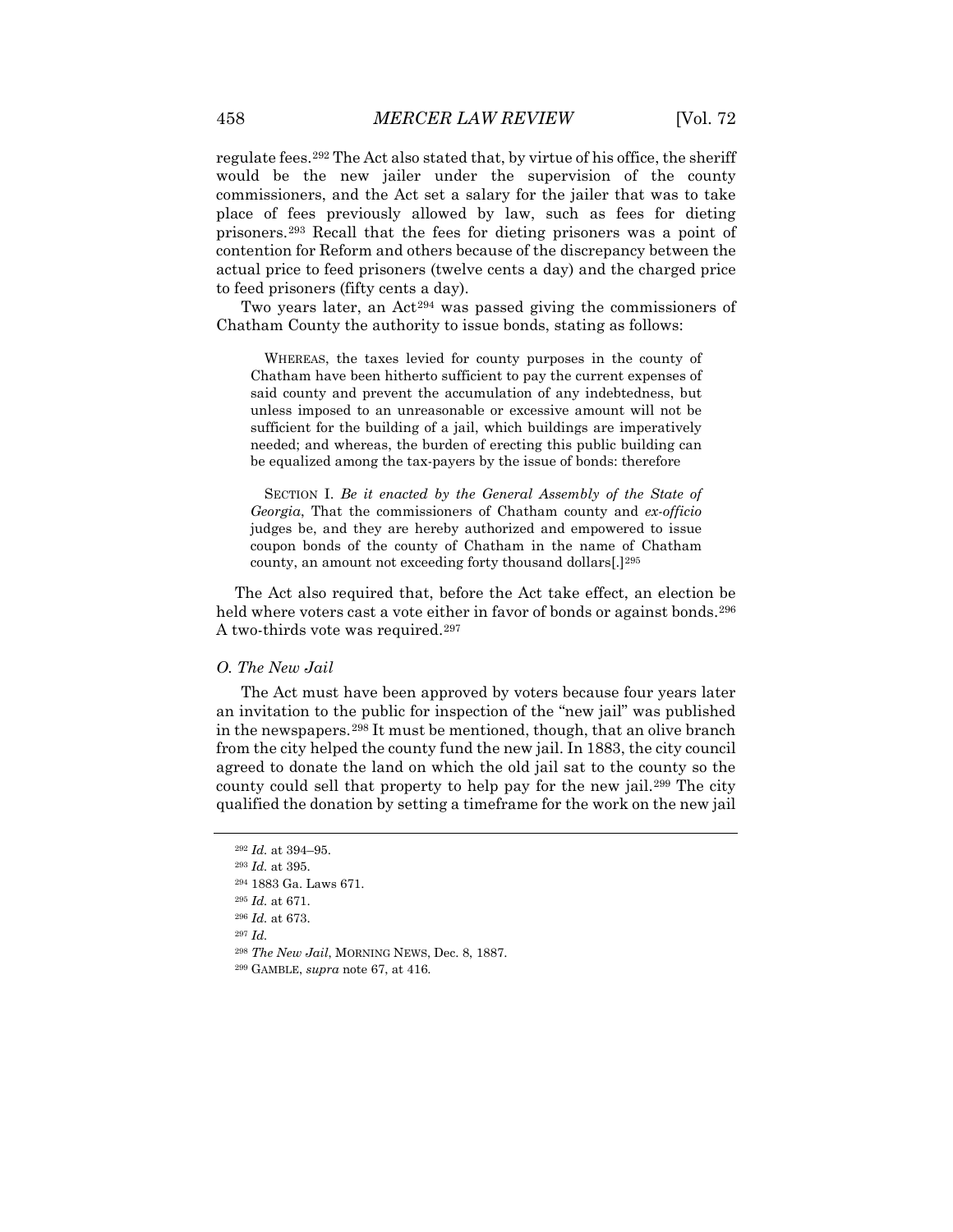regulate fees.[292] The Act also stated that, by virtue of his office, the sheriff would be the new jailer under the supervision of the county commissioners, and the Act set a salary for the jailer that was to take place of fees previously allowed by law, such as fees for dieting prisoners.[293] Recall that the fees for dieting prisoners was a point of contention for Reform and others because of the discrepancy between the actual price to feed prisoners (twelve cents a day) and the charged price to feed prisoners (fifty cents a day).

Two years later, an Act[294] was passed giving the commissioners of Chatham County the authority to issue bonds, stating as follows:

> WHEREAS, the taxes levied for county purposes in the county of Chatham have been hitherto sufficient to pay the current expenses of said county and prevent the accumulation of any indebtedness, but unless imposed to an unreasonable or excessive amount will not be sufficient for the building of a jail, which buildings are imperatively needed; and whereas, the burden of erecting this public building can be equalized among the tax-payers by the issue of bonds: therefore
>
> SECTION I. *Be it enacted by the General Assembly of the State of Georgia*, That the commissioners of Chatham county and *ex-officio* judges be, and they are hereby authorized and empowered to issue coupon bonds of the county of Chatham in the name of Chatham county, an amount not exceeding forty thousand dollars[.][295]

The Act also required that, before the Act take effect, an election be held where voters cast a vote either in favor of bonds or against bonds.[296] A two-thirds vote was required.[297]

### *O. The New Jail*

The Act must have been approved by voters because four years later an invitation to the public for inspection of the "new jail" was published in the newspapers.[298] It must be mentioned, though, that an olive branch from the city helped the county fund the new jail. In 1883, the city council agreed to donate the land on which the old jail sat to the county so the county could sell that property to help pay for the new jail.[299] The city qualified the donation by setting a timeframe for the work on the new jail

---

[292] *Id.* at 394–95.
[293] *Id.* at 395.
[294] 1883 Ga. Laws 671.
[295] *Id.* at 671.
[296] *Id.* at 673.
[297] *Id.*
[298] *The New Jail*, MORNING NEWS, Dec. 8, 1887.
[299] GAMBLE, *supra* note 67, at 416.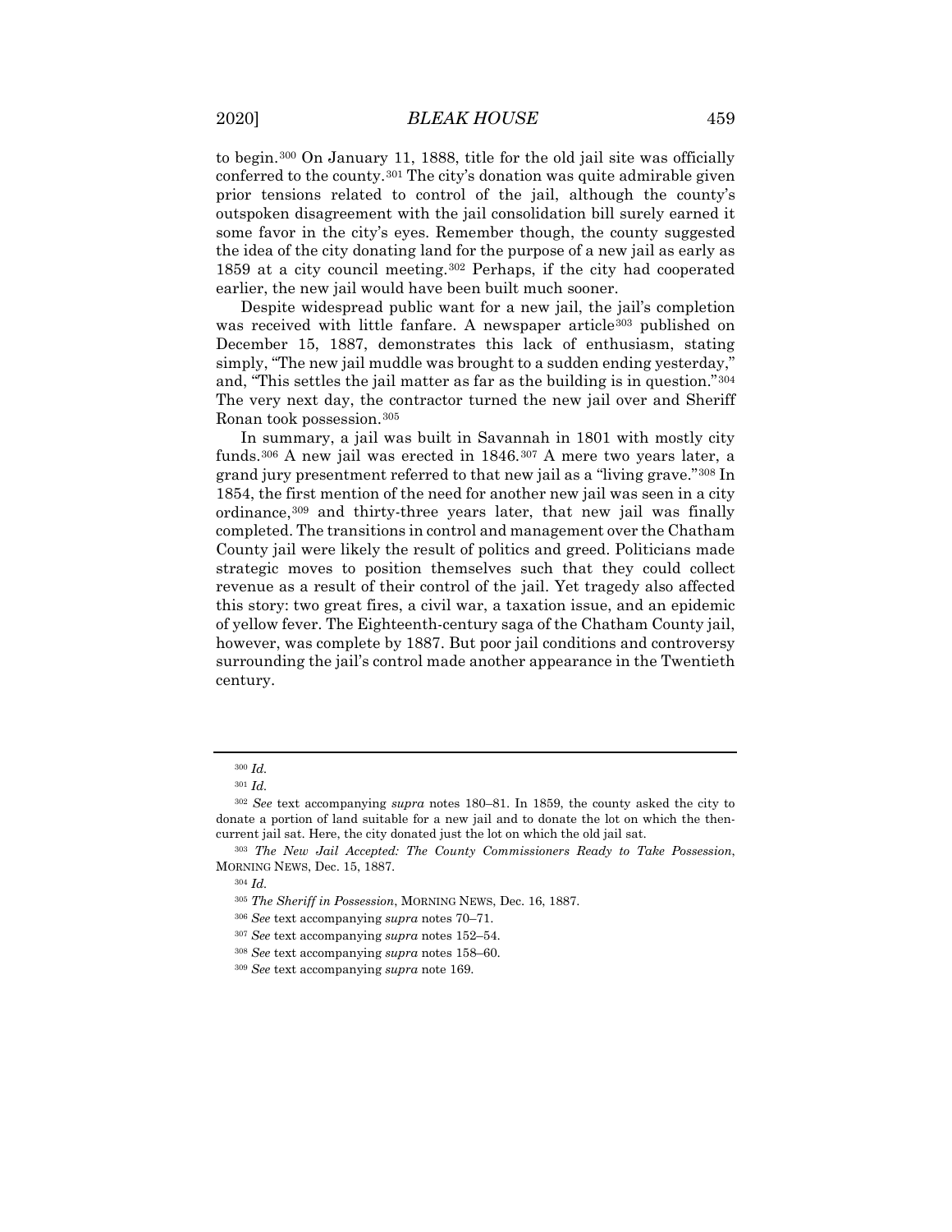to begin.[300] On January 11, 1888, title for the old jail site was officially conferred to the county.[301] The city's donation was quite admirable given prior tensions related to control of the jail, although the county's outspoken disagreement with the jail consolidation bill surely earned it some favor in the city's eyes. Remember though, the county suggested the idea of the city donating land for the purpose of a new jail as early as 1859 at a city council meeting.[302] Perhaps, if the city had cooperated earlier, the new jail would have been built much sooner.

Despite widespread public want for a new jail, the jail's completion was received with little fanfare. A newspaper article[303] published on December 15, 1887, demonstrates this lack of enthusiasm, stating simply, "The new jail muddle was brought to a sudden ending yesterday," and, "This settles the jail matter as far as the building is in question."[304] The very next day, the contractor turned the new jail over and Sheriff Ronan took possession.[305]

In summary, a jail was built in Savannah in 1801 with mostly city funds.[306] A new jail was erected in 1846.[307] A mere two years later, a grand jury presentment referred to that new jail as a "living grave."[308] In 1854, the first mention of the need for another new jail was seen in a city ordinance,[309] and thirty-three years later, that new jail was finally completed. The transitions in control and management over the Chatham County jail were likely the result of politics and greed. Politicians made strategic moves to position themselves such that they could collect revenue as a result of their control of the jail. Yet tragedy also affected this story: two great fires, a civil war, a taxation issue, and an epidemic of yellow fever. The Eighteenth-century saga of the Chatham County jail, however, was complete by 1887. But poor jail conditions and controversy surrounding the jail's control made another appearance in the Twentieth century.

---

[300] *Id.*

[301] *Id.*

[302] *See* text accompanying *supra* notes 180–81. In 1859, the county asked the city to donate a portion of land suitable for a new jail and to donate the lot on which the then-current jail sat. Here, the city donated just the lot on which the old jail sat.

[303] *The New Jail Accepted: The County Commissioners Ready to Take Possession*, MORNING NEWS, Dec. 15, 1887.

[304] *Id.*

[305] *The Sheriff in Possession*, MORNING NEWS, Dec. 16, 1887.

[306] *See* text accompanying *supra* notes 70–71.

[307] *See* text accompanying *supra* notes 152–54.

[308] *See* text accompanying *supra* notes 158–60.

[309] *See* text accompanying *supra* note 169.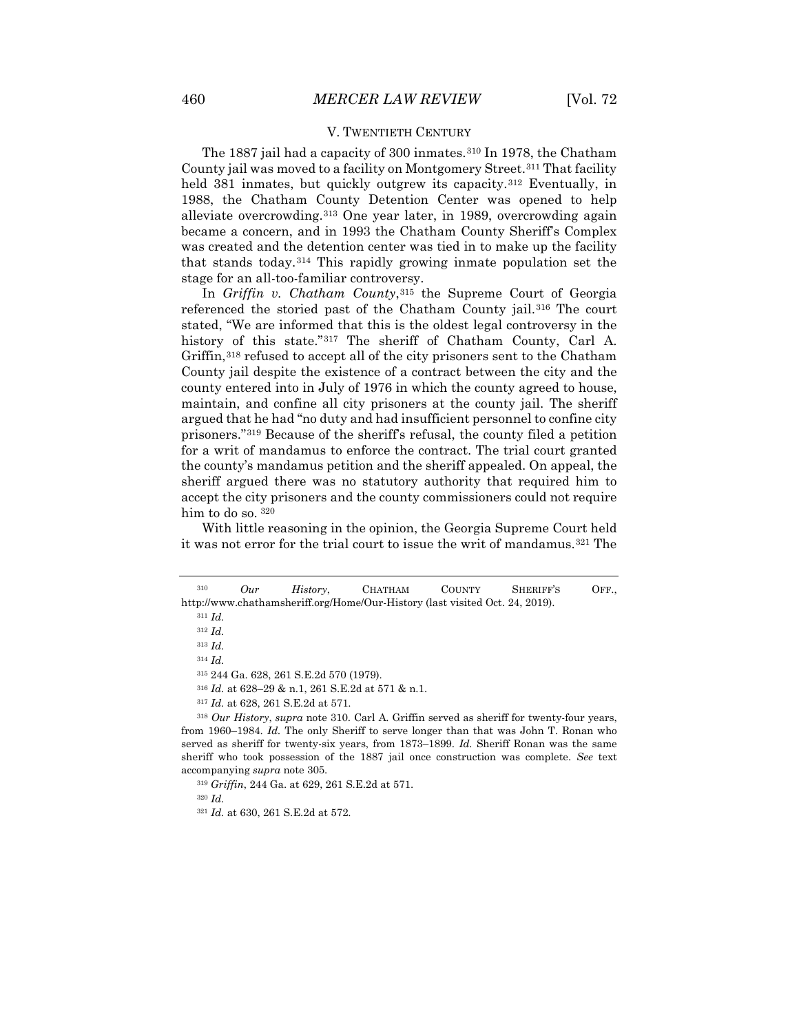## V. TWENTIETH CENTURY

The 1887 jail had a capacity of 300 inmates.[310] In 1978, the Chatham County jail was moved to a facility on Montgomery Street.[311] That facility held 381 inmates, but quickly outgrew its capacity.[312] Eventually, in 1988, the Chatham County Detention Center was opened to help alleviate overcrowding.[313] One year later, in 1989, overcrowding again became a concern, and in 1993 the Chatham County Sheriff's Complex was created and the detention center was tied in to make up the facility that stands today.[314] This rapidly growing inmate population set the stage for an all-too-familiar controversy.

In *Griffin v. Chatham County*,[315] the Supreme Court of Georgia referenced the storied past of the Chatham County jail.[316] The court stated, "We are informed that this is the oldest legal controversy in the history of this state."[317] The sheriff of Chatham County, Carl A. Griffin,[318] refused to accept all of the city prisoners sent to the Chatham County jail despite the existence of a contract between the city and the county entered into in July of 1976 in which the county agreed to house, maintain, and confine all city prisoners at the county jail. The sheriff argued that he had "no duty and had insufficient personnel to confine city prisoners."[319] Because of the sheriff's refusal, the county filed a petition for a writ of mandamus to enforce the contract. The trial court granted the county's mandamus petition and the sheriff appealed. On appeal, the sheriff argued there was no statutory authority that required him to accept the city prisoners and the county commissioners could not require him to do so.[320]

With little reasoning in the opinion, the Georgia Supreme Court held it was not error for the trial court to issue the writ of mandamus.[321] The

---

[310] *Our History*, CHATHAM COUNTY SHERIFF'S OFF., http://www.chathamsheriff.org/Home/Our-History (last visited Oct. 24, 2019).

[311] *Id.*

[312] *Id.*

[313] *Id.*

[314] *Id.*

[315] 244 Ga. 628, 261 S.E.2d 570 (1979).

[316] *Id.* at 628–29 & n.1, 261 S.E.2d at 571 & n.1.

[317] *Id.* at 628, 261 S.E.2d at 571.

[318] *Our History*, *supra* note 310. Carl A. Griffin served as sheriff for twenty-four years, from 1960–1984. *Id.* The only Sheriff to serve longer than that was John T. Ronan who served as sheriff for twenty-six years, from 1873–1899. *Id.* Sheriff Ronan was the same sheriff who took possession of the 1887 jail once construction was complete. *See* text accompanying *supra* note 305.

[319] *Griffin*, 244 Ga. at 629, 261 S.E.2d at 571.

[320] *Id.*

[321] *Id.* at 630, 261 S.E.2d at 572.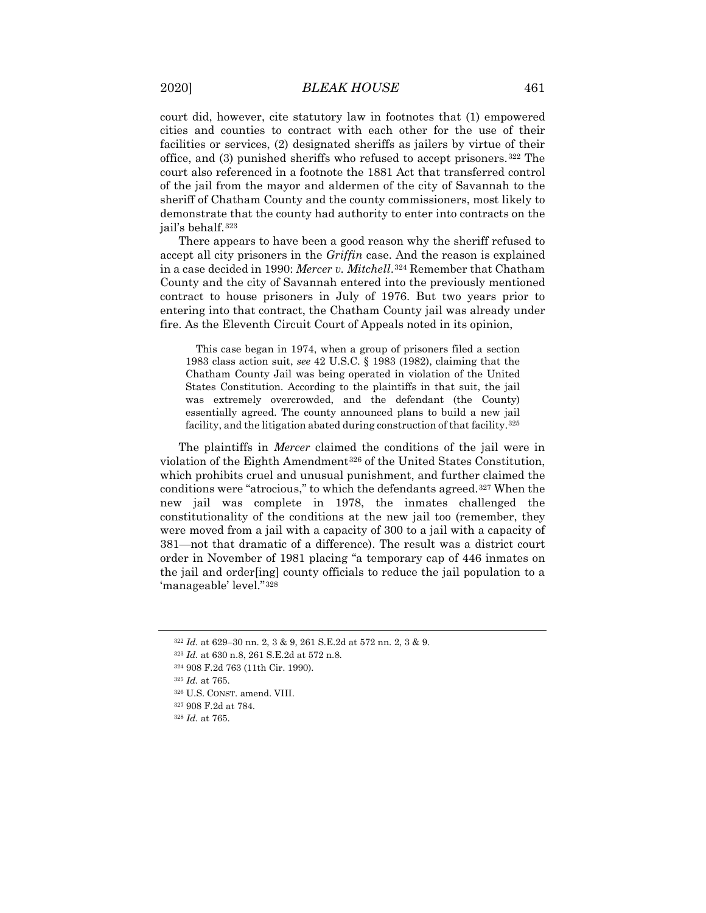court did, however, cite statutory law in footnotes that (1) empowered cities and counties to contract with each other for the use of their facilities or services, (2) designated sheriffs as jailers by virtue of their office, and (3) punished sheriffs who refused to accept prisoners.[322] The court also referenced in a footnote the 1881 Act that transferred control of the jail from the mayor and aldermen of the city of Savannah to the sheriff of Chatham County and the county commissioners, most likely to demonstrate that the county had authority to enter into contracts on the jail's behalf.[323]

There appears to have been a good reason why the sheriff refused to accept all city prisoners in the *Griffin* case. And the reason is explained in a case decided in 1990: *Mercer v. Mitchell*.[324] Remember that Chatham County and the city of Savannah entered into the previously mentioned contract to house prisoners in July of 1976. But two years prior to entering into that contract, the Chatham County jail was already under fire. As the Eleventh Circuit Court of Appeals noted in its opinion,

> This case began in 1974, when a group of prisoners filed a section 1983 class action suit, *see* 42 U.S.C. § 1983 (1982), claiming that the Chatham County Jail was being operated in violation of the United States Constitution. According to the plaintiffs in that suit, the jail was extremely overcrowded, and the defendant (the County) essentially agreed. The county announced plans to build a new jail facility, and the litigation abated during construction of that facility.[325]

The plaintiffs in *Mercer* claimed the conditions of the jail were in violation of the Eighth Amendment[326] of the United States Constitution, which prohibits cruel and unusual punishment, and further claimed the conditions were "atrocious," to which the defendants agreed.[327] When the new jail was complete in 1978, the inmates challenged the constitutionality of the conditions at the new jail too (remember, they were moved from a jail with a capacity of 300 to a jail with a capacity of 381—not that dramatic of a difference). The result was a district court order in November of 1981 placing "a temporary cap of 446 inmates on the jail and order[ing] county officials to reduce the jail population to a 'manageable' level."[328]

---

[322] *Id.* at 629–30 nn. 2, 3 & 9, 261 S.E.2d at 572 nn. 2, 3 & 9.

[323] *Id.* at 630 n.8, 261 S.E.2d at 572 n.8.

[324] 908 F.2d 763 (11th Cir. 1990).

[325] *Id.* at 765.

[326] U.S. CONST. amend. VIII.

[327] 908 F.2d at 784.

[328] *Id.* at 765.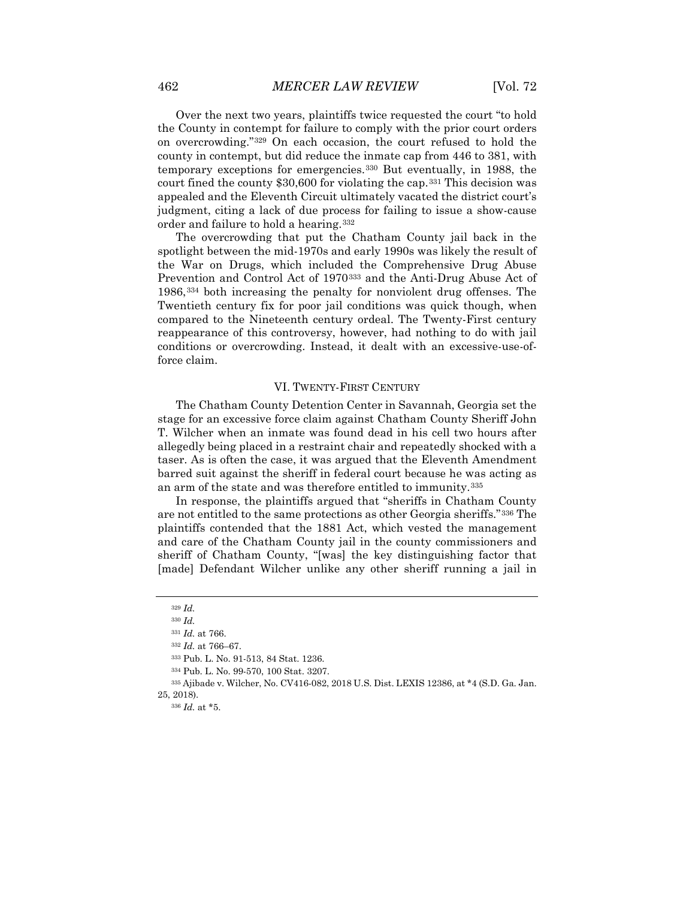Over the next two years, plaintiffs twice requested the court "to hold the County in contempt for failure to comply with the prior court orders on overcrowding."[329] On each occasion, the court refused to hold the county in contempt, but did reduce the inmate cap from 446 to 381, with temporary exceptions for emergencies.[330] But eventually, in 1988, the court fined the county $30,600 for violating the cap.[331] This decision was appealed and the Eleventh Circuit ultimately vacated the district court's judgment, citing a lack of due process for failing to issue a show-cause order and failure to hold a hearing.[332]

The overcrowding that put the Chatham County jail back in the spotlight between the mid-1970s and early 1990s was likely the result of the War on Drugs, which included the Comprehensive Drug Abuse Prevention and Control Act of 1970[333] and the Anti-Drug Abuse Act of 1986,[334] both increasing the penalty for nonviolent drug offenses. The Twentieth century fix for poor jail conditions was quick though, when compared to the Nineteenth century ordeal. The Twenty-First century reappearance of this controversy, however, had nothing to do with jail conditions or overcrowding. Instead, it dealt with an excessive-use-of-force claim.

## VI. Twenty-First Century

The Chatham County Detention Center in Savannah, Georgia set the stage for an excessive force claim against Chatham County Sheriff John T. Wilcher when an inmate was found dead in his cell two hours after allegedly being placed in a restraint chair and repeatedly shocked with a taser. As is often the case, it was argued that the Eleventh Amendment barred suit against the sheriff in federal court because he was acting as an arm of the state and was therefore entitled to immunity.[335]

In response, the plaintiffs argued that "sheriffs in Chatham County are not entitled to the same protections as other Georgia sheriffs."[336] The plaintiffs contended that the 1881 Act, which vested the management and care of the Chatham County jail in the county commissioners and sheriff of Chatham County, "[was] the key distinguishing factor that [made] Defendant Wilcher unlike any other sheriff running a jail in

---

[329] *Id.*

[330] *Id.*

[331] *Id.* at 766.

[332] *Id.* at 766–67.

[333] Pub. L. No. 91-513, 84 Stat. 1236.

[334] Pub. L. No. 99-570, 100 Stat. 3207.

[335] Ajibade v. Wilcher, No. CV416-082, 2018 U.S. Dist. LEXIS 12386, at *4 (S.D. Ga. Jan. 25, 2018).

[336] *Id.* at *5.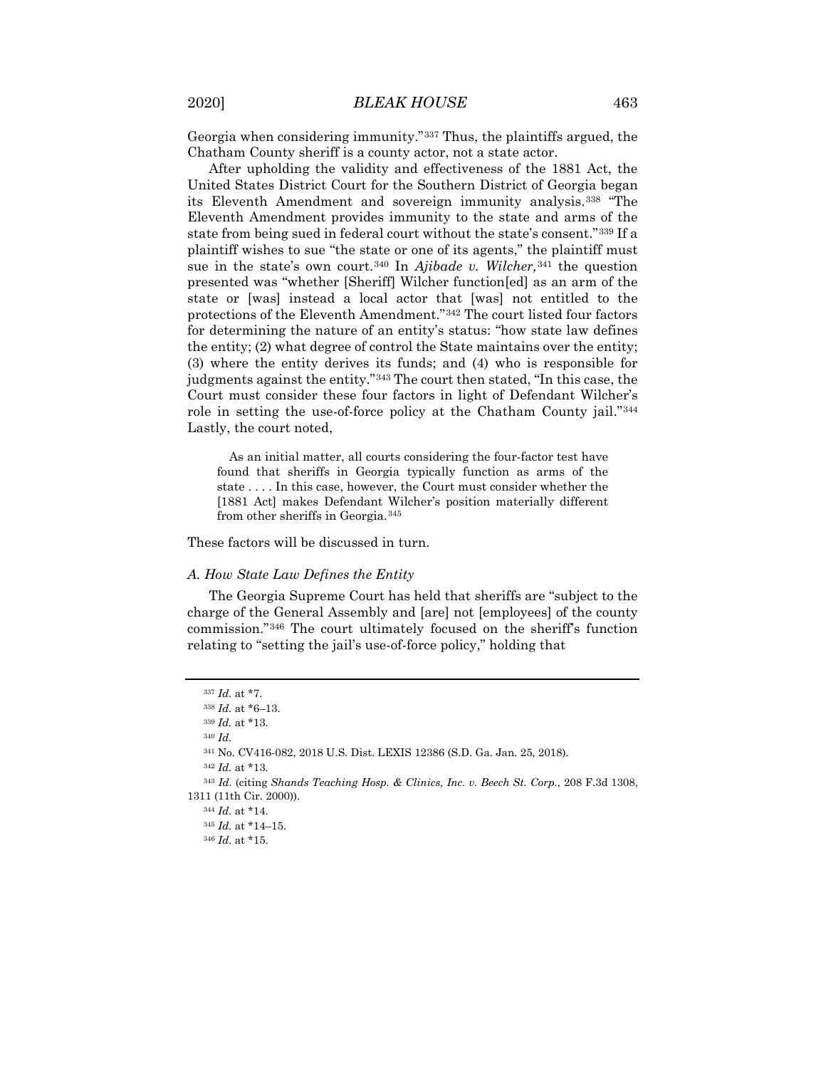Georgia when considering immunity."[337] Thus, the plaintiffs argued, the Chatham County sheriff is a county actor, not a state actor.

After upholding the validity and effectiveness of the 1881 Act, the United States District Court for the Southern District of Georgia began its Eleventh Amendment and sovereign immunity analysis.[338] "The Eleventh Amendment provides immunity to the state and arms of the state from being sued in federal court without the state's consent."[339] If a plaintiff wishes to sue "the state or one of its agents," the plaintiff must sue in the state's own court.[340] In *Ajibade v. Wilcher,*[341] the question presented was "whether [Sheriff] Wilcher function[ed] as an arm of the state or [was] instead a local actor that [was] not entitled to the protections of the Eleventh Amendment."[342] The court listed four factors for determining the nature of an entity's status: "how state law defines the entity; (2) what degree of control the State maintains over the entity; (3) where the entity derives its funds; and (4) who is responsible for judgments against the entity."[343] The court then stated, "In this case, the Court must consider these four factors in light of Defendant Wilcher's role in setting the use-of-force policy at the Chatham County jail."[344] Lastly, the court noted,

> As an initial matter, all courts considering the four-factor test have found that sheriffs in Georgia typically function as arms of the state . . . . In this case, however, the Court must consider whether the [1881 Act] makes Defendant Wilcher's position materially different from other sheriffs in Georgia.[345]

These factors will be discussed in turn.

### *A. How State Law Defines the Entity*

The Georgia Supreme Court has held that sheriffs are "subject to the charge of the General Assembly and [are] not [employees] of the county commission."[346] The court ultimately focused on the sheriff's function relating to "setting the jail's use-of-force policy," holding that

---

[337] *Id.* at *7.

[338] *Id.* at *6–13.

[339] *Id.* at *13.

[340] *Id.*

[341] No. CV416-082, 2018 U.S. Dist. LEXIS 12386 (S.D. Ga. Jan. 25, 2018).

[342] *Id.* at *13.

[343] *Id.* (citing *Shands Teaching Hosp. & Clinics, Inc. v. Beech St. Corp.*, 208 F.3d 1308, 1311 (11th Cir. 2000)).

[344] *Id.* at *14.

[345] *Id.* at *14–15.

[346] *Id.* at *15.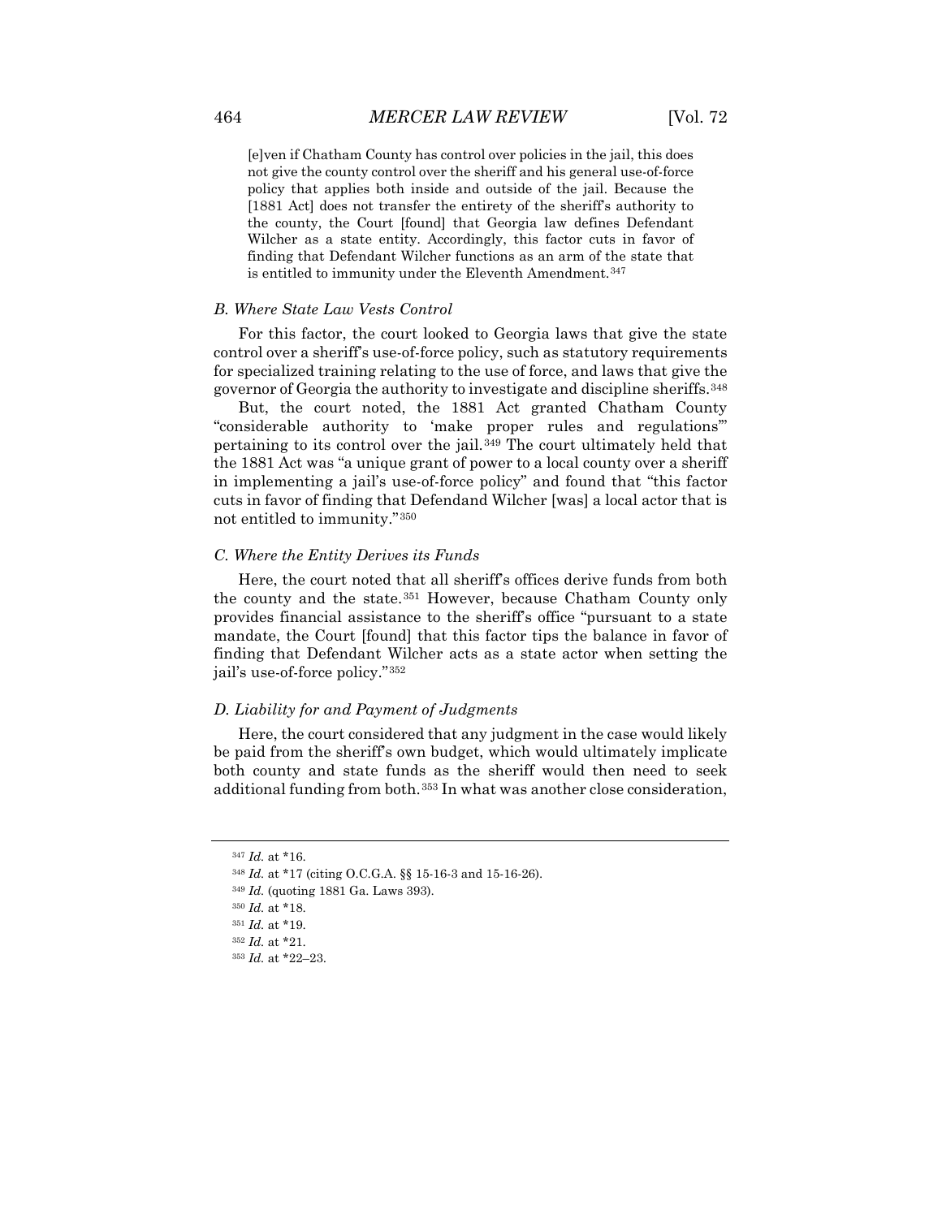> [e]ven if Chatham County has control over policies in the jail, this does not give the county control over the sheriff and his general use-of-force policy that applies both inside and outside of the jail. Because the [1881 Act] does not transfer the entirety of the sheriff's authority to the county, the Court [found] that Georgia law defines Defendant Wilcher as a state entity. Accordingly, this factor cuts in favor of finding that Defendant Wilcher functions as an arm of the state that is entitled to immunity under the Eleventh Amendment.[347]

### *B. Where State Law Vests Control*

For this factor, the court looked to Georgia laws that give the state control over a sheriff's use-of-force policy, such as statutory requirements for specialized training relating to the use of force, and laws that give the governor of Georgia the authority to investigate and discipline sheriffs.[348]

But, the court noted, the 1881 Act granted Chatham County "considerable authority to 'make proper rules and regulations'" pertaining to its control over the jail.[349] The court ultimately held that the 1881 Act was "a unique grant of power to a local county over a sheriff in implementing a jail's use-of-force policy" and found that "this factor cuts in favor of finding that Defendand Wilcher [was] a local actor that is not entitled to immunity."[350]

### *C. Where the Entity Derives its Funds*

Here, the court noted that all sheriff's offices derive funds from both the county and the state.[351] However, because Chatham County only provides financial assistance to the sheriff's office "pursuant to a state mandate, the Court [found] that this factor tips the balance in favor of finding that Defendant Wilcher acts as a state actor when setting the jail's use-of-force policy."[352]

### *D. Liability for and Payment of Judgments*

Here, the court considered that any judgment in the case would likely be paid from the sheriff's own budget, which would ultimately implicate both county and state funds as the sheriff would then need to seek additional funding from both.[353] In what was another close consideration,

---

[347] *Id.* at *16.

[348] *Id.* at *17 (citing O.C.G.A. §§ 15-16-3 and 15-16-26).

[349] *Id.* (quoting 1881 Ga. Laws 393).

[350] *Id.* at *18.

[351] *Id.* at *19.

[352] *Id.* at *21.

[353] *Id.* at *22–23.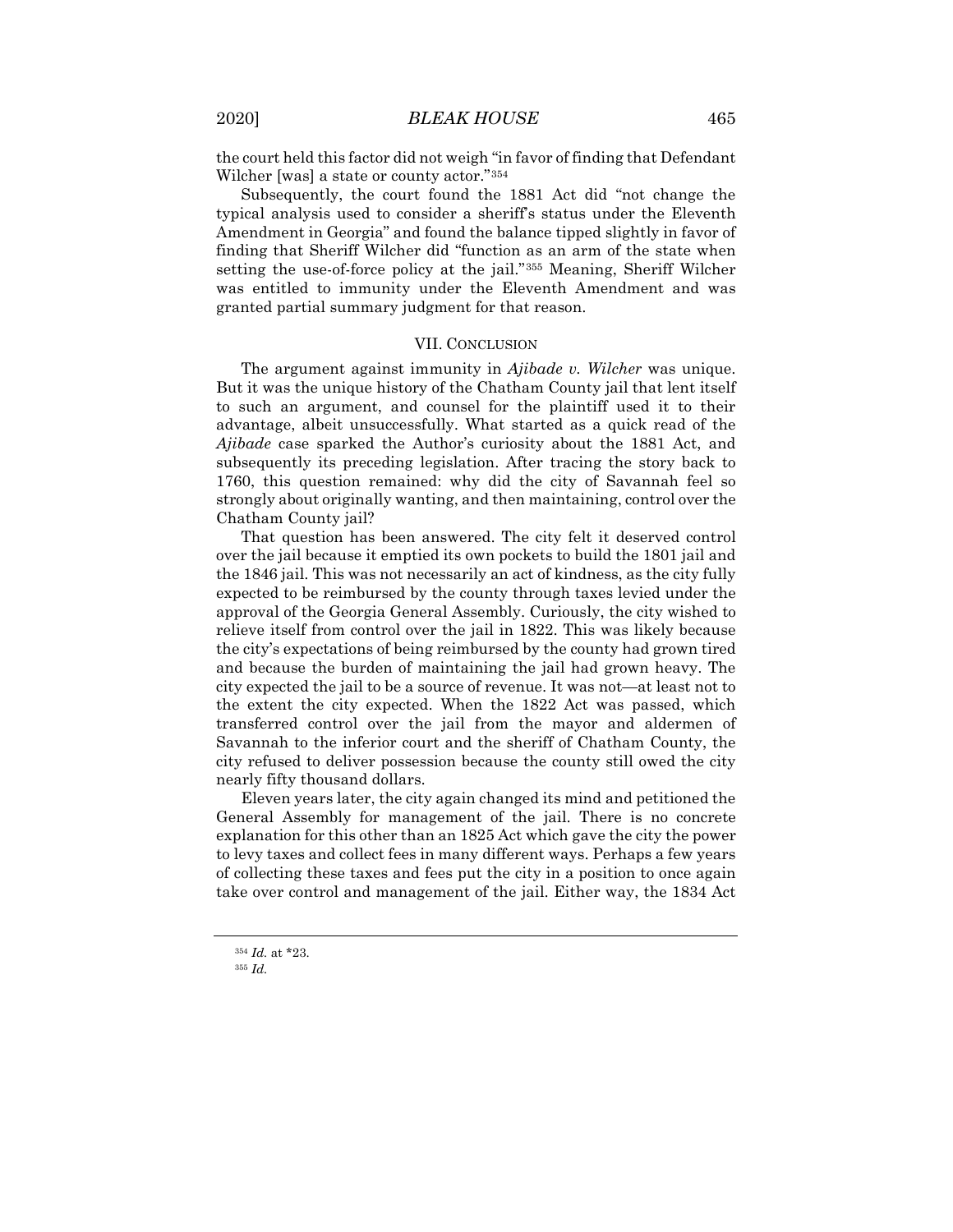the court held this factor did not weigh "in favor of finding that Defendant Wilcher [was] a state or county actor."[354]

Subsequently, the court found the 1881 Act did "not change the typical analysis used to consider a sheriff's status under the Eleventh Amendment in Georgia" and found the balance tipped slightly in favor of finding that Sheriff Wilcher did "function as an arm of the state when setting the use-of-force policy at the jail."[355] Meaning, Sheriff Wilcher was entitled to immunity under the Eleventh Amendment and was granted partial summary judgment for that reason.

## VII. CONCLUSION

The argument against immunity in *Ajibade v. Wilcher* was unique. But it was the unique history of the Chatham County jail that lent itself to such an argument, and counsel for the plaintiff used it to their advantage, albeit unsuccessfully. What started as a quick read of the *Ajibade* case sparked the Author's curiosity about the 1881 Act, and subsequently its preceding legislation. After tracing the story back to 1760, this question remained: why did the city of Savannah feel so strongly about originally wanting, and then maintaining, control over the Chatham County jail?

That question has been answered. The city felt it deserved control over the jail because it emptied its own pockets to build the 1801 jail and the 1846 jail. This was not necessarily an act of kindness, as the city fully expected to be reimbursed by the county through taxes levied under the approval of the Georgia General Assembly. Curiously, the city wished to relieve itself from control over the jail in 1822. This was likely because the city's expectations of being reimbursed by the county had grown tired and because the burden of maintaining the jail had grown heavy. The city expected the jail to be a source of revenue. It was not—at least not to the extent the city expected. When the 1822 Act was passed, which transferred control over the jail from the mayor and aldermen of Savannah to the inferior court and the sheriff of Chatham County, the city refused to deliver possession because the county still owed the city nearly fifty thousand dollars.

Eleven years later, the city again changed its mind and petitioned the General Assembly for management of the jail. There is no concrete explanation for this other than an 1825 Act which gave the city the power to levy taxes and collect fees in many different ways. Perhaps a few years of collecting these taxes and fees put the city in a position to once again take over control and management of the jail. Either way, the 1834 Act

---

[354] *Id.* at *23.

[355] *Id.*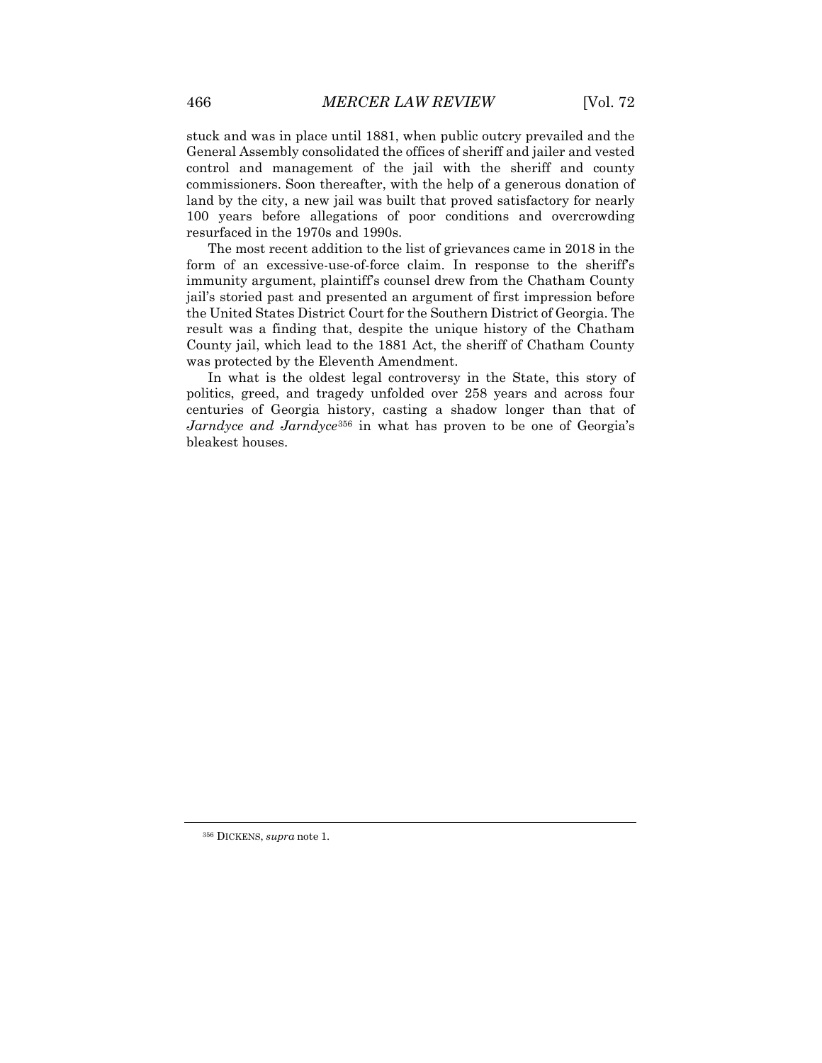stuck and was in place until 1881, when public outcry prevailed and the General Assembly consolidated the offices of sheriff and jailer and vested control and management of the jail with the sheriff and county commissioners. Soon thereafter, with the help of a generous donation of land by the city, a new jail was built that proved satisfactory for nearly 100 years before allegations of poor conditions and overcrowding resurfaced in the 1970s and 1990s.

The most recent addition to the list of grievances came in 2018 in the form of an excessive-use-of-force claim. In response to the sheriff's immunity argument, plaintiff's counsel drew from the Chatham County jail's storied past and presented an argument of first impression before the United States District Court for the Southern District of Georgia. The result was a finding that, despite the unique history of the Chatham County jail, which lead to the 1881 Act, the sheriff of Chatham County was protected by the Eleventh Amendment.

In what is the oldest legal controversy in the State, this story of politics, greed, and tragedy unfolded over 258 years and across four centuries of Georgia history, casting a shadow longer than that of *Jarndyce and Jarndyce*[356] in what has proven to be one of Georgia's bleakest houses.

---

[356] DICKENS, *supra* note 1.